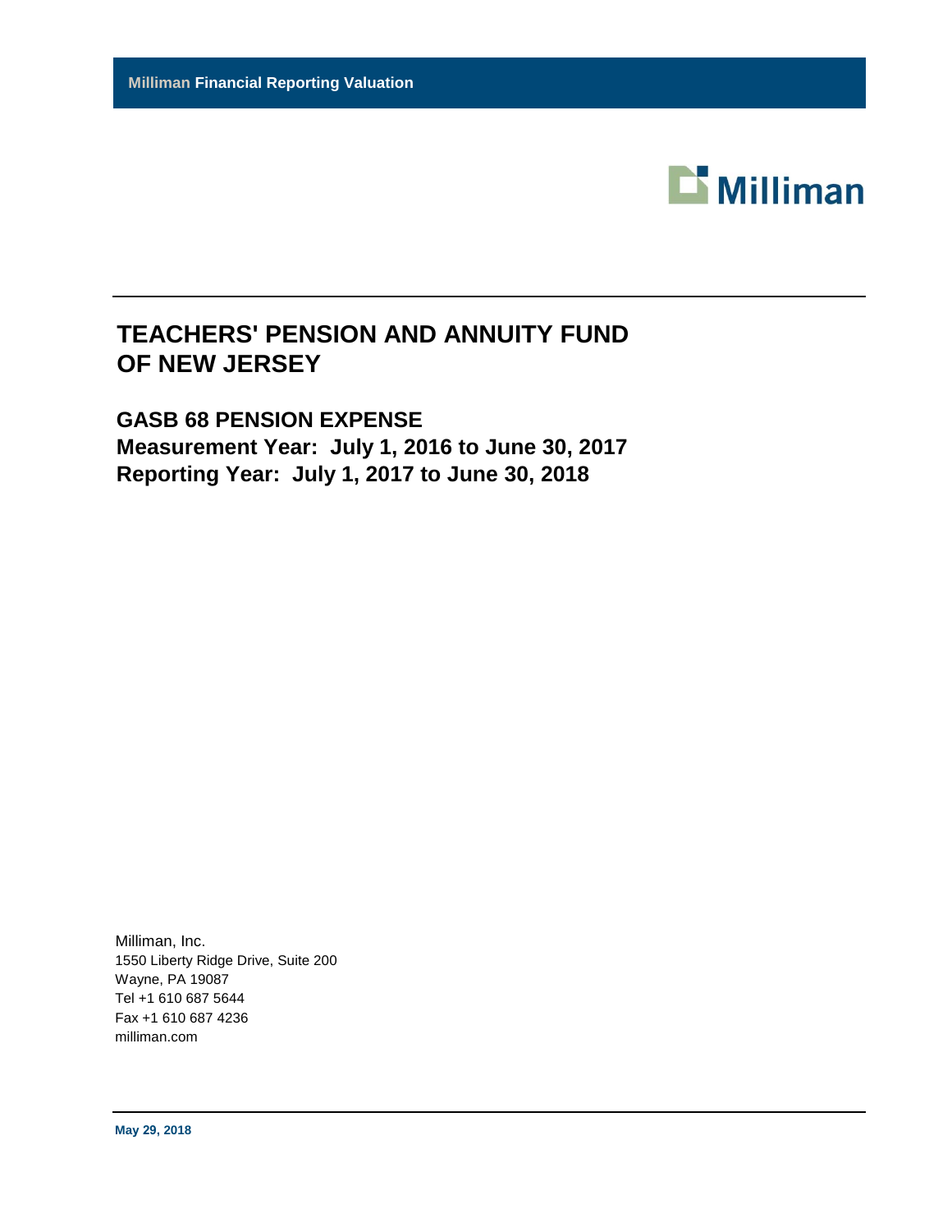**Milliman Financial Reporting Valuation**

Milliman

# TEACHERS' PENSION AND ANNUITY FUND OF NEW JERSEY

## GASB 68 PENSION EXPENSE

## Measurement Year: July 1, 2016 to June 30, 2017

## Reporting Year: July 1, 2017 to June 30, 2018

Milliman, Inc.
1550 Liberty Ridge Drive, Suite 200
Wayne, PA 19087
Tel +1 610 687 5644
Fax +1 610 687 4236
milliman.com

**May 29, 2018**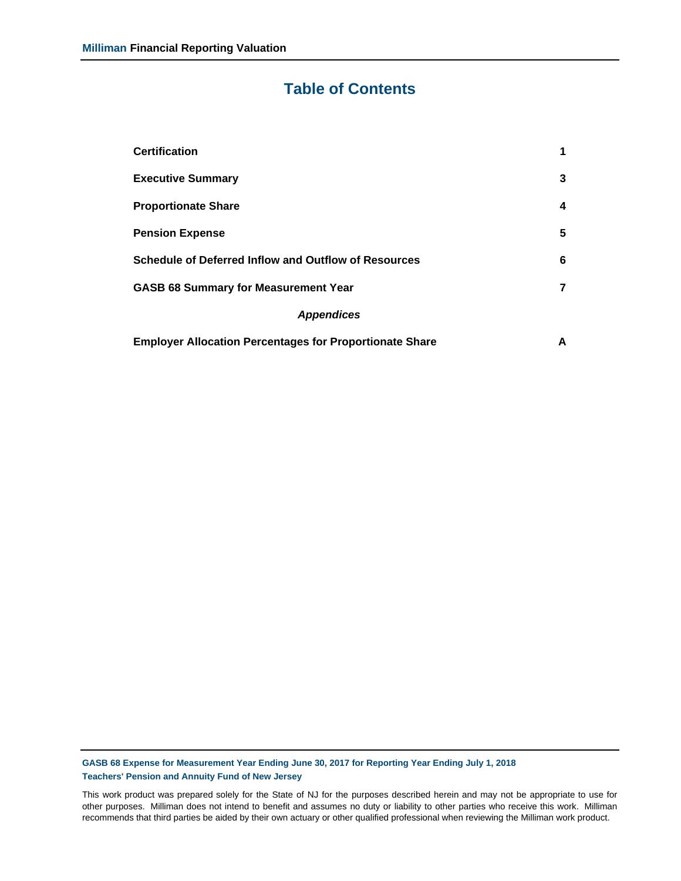# Table of Contents

| | |
|---|---|
| **Certification** | **1** |
| **Executive Summary** | **3** |
| **Proportionate Share** | **4** |
| **Pension Expense** | **5** |
| **Schedule of Deferred Inflow and Outflow of Resources** | **6** |
| **GASB 68 Summary for Measurement Year** | **7** |
| ***Appendices*** | |
| **Employer Allocation Percentages for Proportionate Share** | **A** |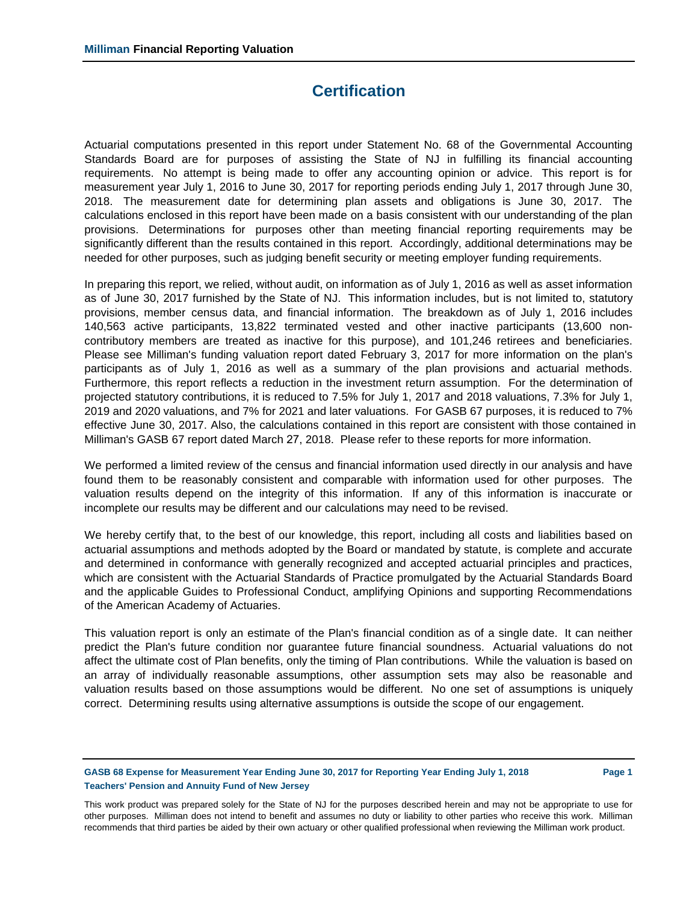# Certification

Actuarial computations presented in this report under Statement No. 68 of the Governmental Accounting Standards Board are for purposes of assisting the State of NJ in fulfilling its financial accounting requirements. No attempt is being made to offer any accounting opinion or advice. This report is for measurement year July 1, 2016 to June 30, 2017 for reporting periods ending July 1, 2017 through June 30, 2018. The measurement date for determining plan assets and obligations is June 30, 2017. The calculations enclosed in this report have been made on a basis consistent with our understanding of the plan provisions. Determinations for purposes other than meeting financial reporting requirements may be significantly different than the results contained in this report. Accordingly, additional determinations may be needed for other purposes, such as judging benefit security or meeting employer funding requirements.

In preparing this report, we relied, without audit, on information as of July 1, 2016 as well as asset information as of June 30, 2017 furnished by the State of NJ. This information includes, but is not limited to, statutory provisions, member census data, and financial information. The breakdown as of July 1, 2016 includes 140,563 active participants, 13,822 terminated vested and other inactive participants (13,600 non-contributory members are treated as inactive for this purpose), and 101,246 retirees and beneficiaries. Please see Milliman's funding valuation report dated February 3, 2017 for more information on the plan's participants as of July 1, 2016 as well as a summary of the plan provisions and actuarial methods. Furthermore, this report reflects a reduction in the investment return assumption. For the determination of projected statutory contributions, it is reduced to 7.5% for July 1, 2017 and 2018 valuations, 7.3% for July 1, 2019 and 2020 valuations, and 7% for 2021 and later valuations. For GASB 67 purposes, it is reduced to 7% effective June 30, 2017. Also, the calculations contained in this report are consistent with those contained in Milliman's GASB 67 report dated March 27, 2018. Please refer to these reports for more information.

We performed a limited review of the census and financial information used directly in our analysis and have found them to be reasonably consistent and comparable with information used for other purposes. The valuation results depend on the integrity of this information. If any of this information is inaccurate or incomplete our results may be different and our calculations may need to be revised.

We hereby certify that, to the best of our knowledge, this report, including all costs and liabilities based on actuarial assumptions and methods adopted by the Board or mandated by statute, is complete and accurate and determined in conformance with generally recognized and accepted actuarial principles and practices, which are consistent with the Actuarial Standards of Practice promulgated by the Actuarial Standards Board and the applicable Guides to Professional Conduct, amplifying Opinions and supporting Recommendations of the American Academy of Actuaries.

This valuation report is only an estimate of the Plan's financial condition as of a single date. It can neither predict the Plan's future condition nor guarantee future financial soundness. Actuarial valuations do not affect the ultimate cost of Plan benefits, only the timing of Plan contributions. While the valuation is based on an array of individually reasonable assumptions, other assumption sets may also be reasonable and valuation results based on those assumptions would be different. No one set of assumptions is uniquely correct. Determining results using alternative assumptions is outside the scope of our engagement.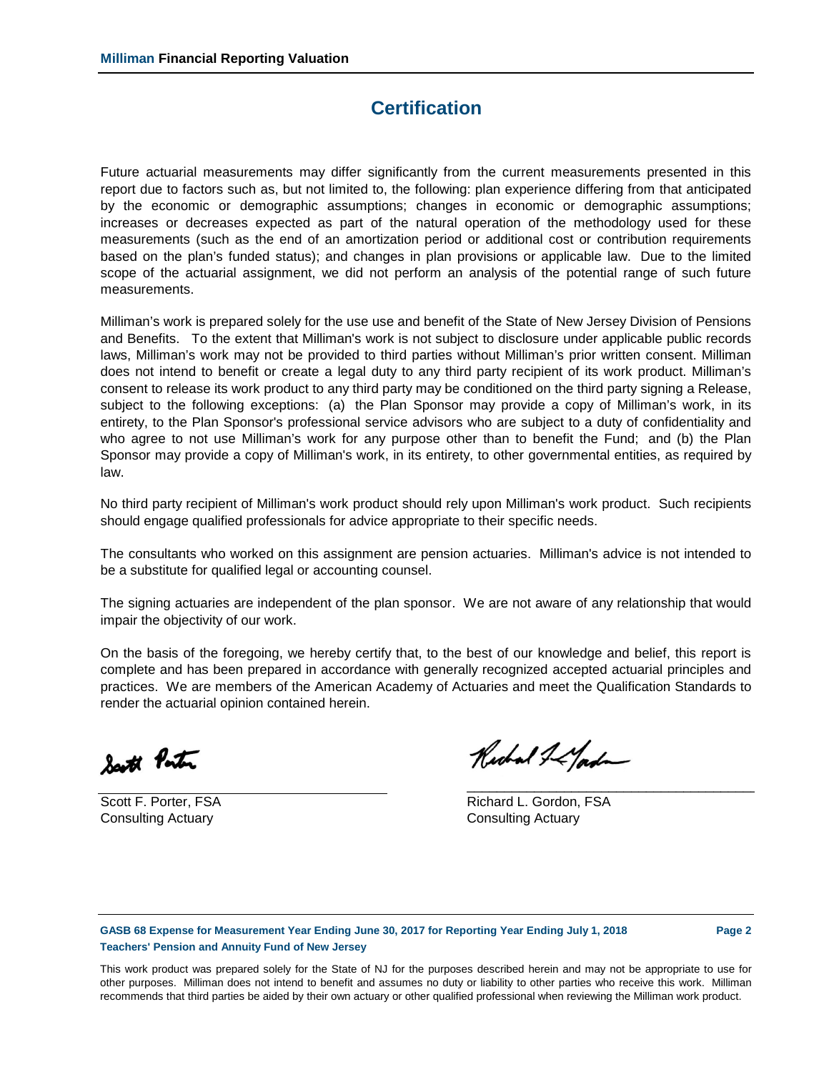## Certification

Future actuarial measurements may differ significantly from the current measurements presented in this report due to factors such as, but not limited to, the following: plan experience differing from that anticipated by the economic or demographic assumptions; changes in economic or demographic assumptions; increases or decreases expected as part of the natural operation of the methodology used for these measurements (such as the end of an amortization period or additional cost or contribution requirements based on the plan's funded status); and changes in plan provisions or applicable law. Due to the limited scope of the actuarial assignment, we did not perform an analysis of the potential range of such future measurements.

Milliman's work is prepared solely for the use use and benefit of the State of New Jersey Division of Pensions and Benefits. To the extent that Milliman's work is not subject to disclosure under applicable public records laws, Milliman's work may not be provided to third parties without Milliman's prior written consent. Milliman does not intend to benefit or create a legal duty to any third party recipient of its work product. Milliman's consent to release its work product to any third party may be conditioned on the third party signing a Release, subject to the following exceptions: (a) the Plan Sponsor may provide a copy of Milliman's work, in its entirety, to the Plan Sponsor's professional service advisors who are subject to a duty of confidentiality and who agree to not use Milliman's work for any purpose other than to benefit the Fund; and (b) the Plan Sponsor may provide a copy of Milliman's work, in its entirety, to other governmental entities, as required by law.

No third party recipient of Milliman's work product should rely upon Milliman's work product. Such recipients should engage qualified professionals for advice appropriate to their specific needs.

The consultants who worked on this assignment are pension actuaries. Milliman's advice is not intended to be a substitute for qualified legal or accounting counsel.

The signing actuaries are independent of the plan sponsor. We are not aware of any relationship that would impair the objectivity of our work.

On the basis of the foregoing, we hereby certify that, to the best of our knowledge and belief, this report is complete and has been prepared in accordance with generally recognized accepted actuarial principles and practices. We are members of the American Academy of Actuaries and meet the Qualification Standards to render the actuarial opinion contained herein.

Scott F. Porter, FSA
Consulting Actuary

Richard L. Gordon, FSA
Consulting Actuary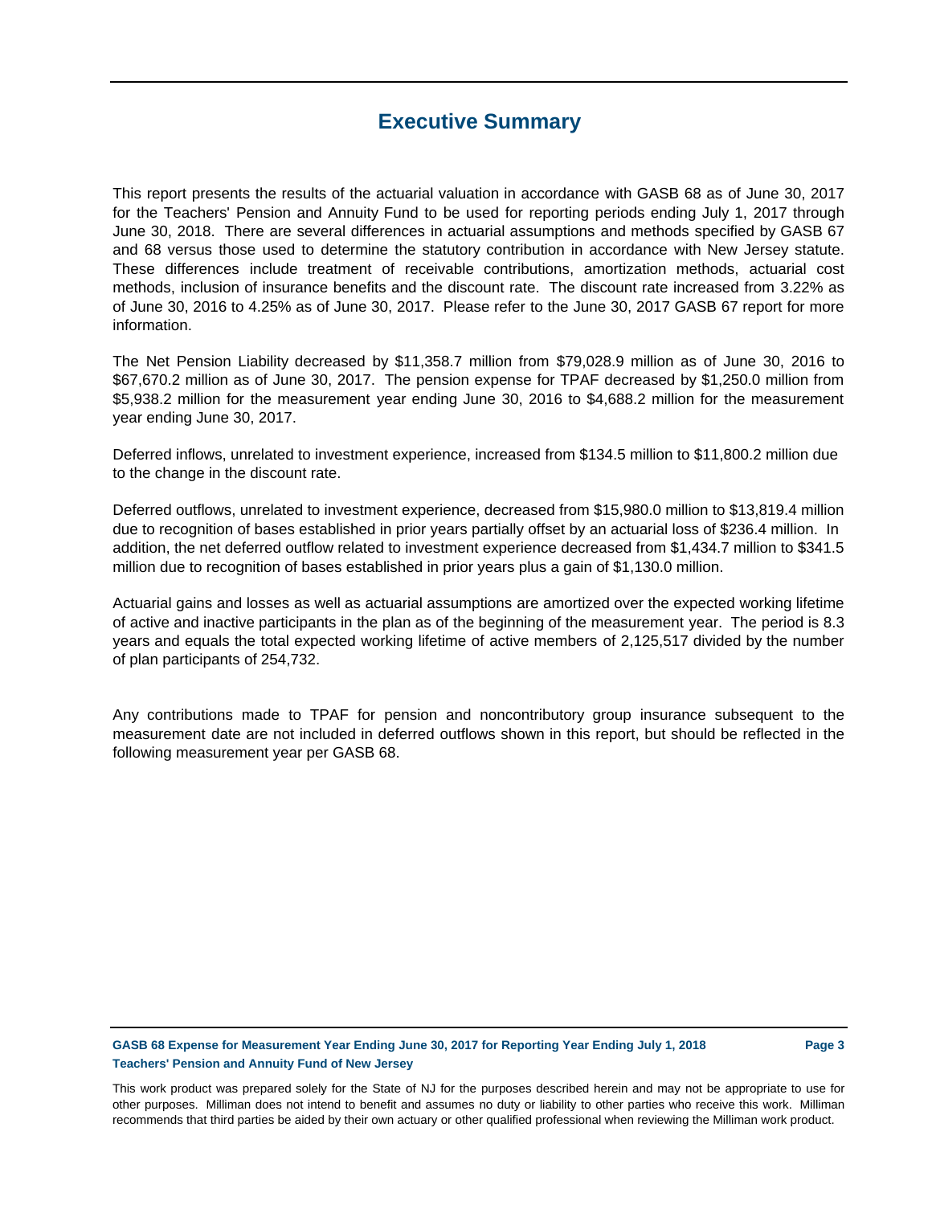# Executive Summary

This report presents the results of the actuarial valuation in accordance with GASB 68 as of June 30, 2017 for the Teachers' Pension and Annuity Fund to be used for reporting periods ending July 1, 2017 through June 30, 2018. There are several differences in actuarial assumptions and methods specified by GASB 67 and 68 versus those used to determine the statutory contribution in accordance with New Jersey statute. These differences include treatment of receivable contributions, amortization methods, actuarial cost methods, inclusion of insurance benefits and the discount rate. The discount rate increased from 3.22% as of June 30, 2016 to 4.25% as of June 30, 2017. Please refer to the June 30, 2017 GASB 67 report for more information.

The Net Pension Liability decreased by $11,358.7 million from $79,028.9 million as of June 30, 2016 to $67,670.2 million as of June 30, 2017. The pension expense for TPAF decreased by $1,250.0 million from $5,938.2 million for the measurement year ending June 30, 2016 to $4,688.2 million for the measurement year ending June 30, 2017.

Deferred inflows, unrelated to investment experience, increased from $134.5 million to $11,800.2 million due to the change in the discount rate.

Deferred outflows, unrelated to investment experience, decreased from $15,980.0 million to $13,819.4 million due to recognition of bases established in prior years partially offset by an actuarial loss of $236.4 million. In addition, the net deferred outflow related to investment experience decreased from $1,434.7 million to $341.5 million due to recognition of bases established in prior years plus a gain of $1,130.0 million.

Actuarial gains and losses as well as actuarial assumptions are amortized over the expected working lifetime of active and inactive participants in the plan as of the beginning of the measurement year. The period is 8.3 years and equals the total expected working lifetime of active members of 2,125,517 divided by the number of plan participants of 254,732.

Any contributions made to TPAF for pension and noncontributory group insurance subsequent to the measurement date are not included in deferred outflows shown in this report, but should be reflected in the following measurement year per GASB 68.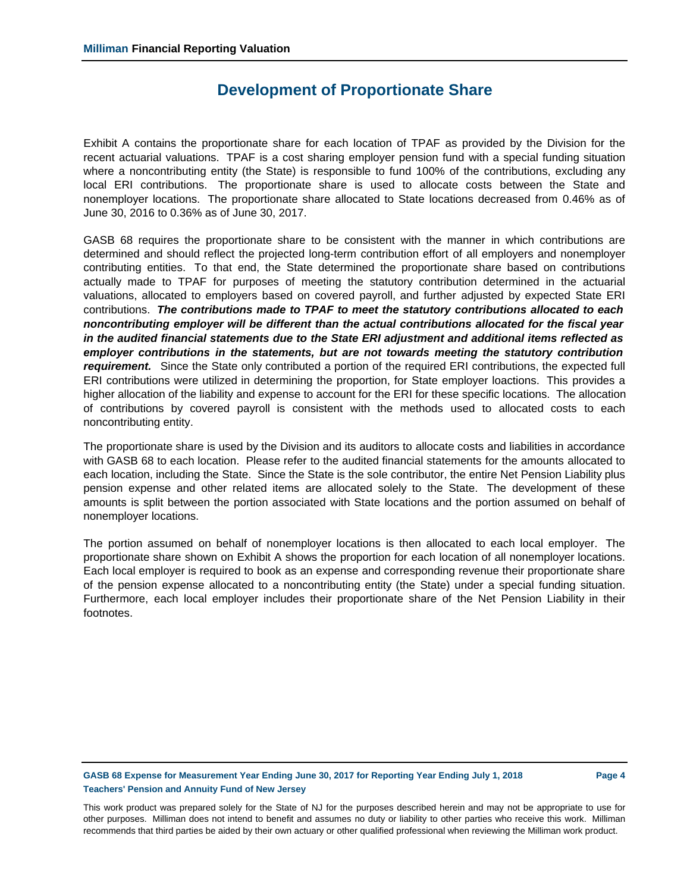# Development of Proportionate Share

Exhibit A contains the proportionate share for each location of TPAF as provided by the Division for the recent actuarial valuations. TPAF is a cost sharing employer pension fund with a special funding situation where a noncontributing entity (the State) is responsible to fund 100% of the contributions, excluding any local ERI contributions. The proportionate share is used to allocate costs between the State and nonemployer locations. The proportionate share allocated to State locations decreased from 0.46% as of June 30, 2016 to 0.36% as of June 30, 2017.

GASB 68 requires the proportionate share to be consistent with the manner in which contributions are determined and should reflect the projected long-term contribution effort of all employers and nonemployer contributing entities. To that end, the State determined the proportionate share based on contributions actually made to TPAF for purposes of meeting the statutory contribution determined in the actuarial valuations, allocated to employers based on covered payroll, and further adjusted by expected State ERI contributions. ***The contributions made to TPAF to meet the statutory contributions allocated to each noncontributing employer will be different than the actual contributions allocated for the fiscal year in the audited financial statements due to the State ERI adjustment and additional items reflected as employer contributions in the statements, but are not towards meeting the statutory contribution requirement.*** Since the State only contributed a portion of the required ERI contributions, the expected full ERI contributions were utilized in determining the proportion, for State employer loactions. This provides a higher allocation of the liability and expense to account for the ERI for these specific locations. The allocation of contributions by covered payroll is consistent with the methods used to allocated costs to each noncontributing entity.

The proportionate share is used by the Division and its auditors to allocate costs and liabilities in accordance with GASB 68 to each location. Please refer to the audited financial statements for the amounts allocated to each location, including the State. Since the State is the sole contributor, the entire Net Pension Liability plus pension expense and other related items are allocated solely to the State. The development of these amounts is split between the portion associated with State locations and the portion assumed on behalf of nonemployer locations.

The portion assumed on behalf of nonemployer locations is then allocated to each local employer. The proportionate share shown on Exhibit A shows the proportion for each location of all nonemployer locations. Each local employer is required to book as an expense and corresponding revenue their proportionate share of the pension expense allocated to a noncontributing entity (the State) under a special funding situation. Furthermore, each local employer includes their proportionate share of the Net Pension Liability in their footnotes.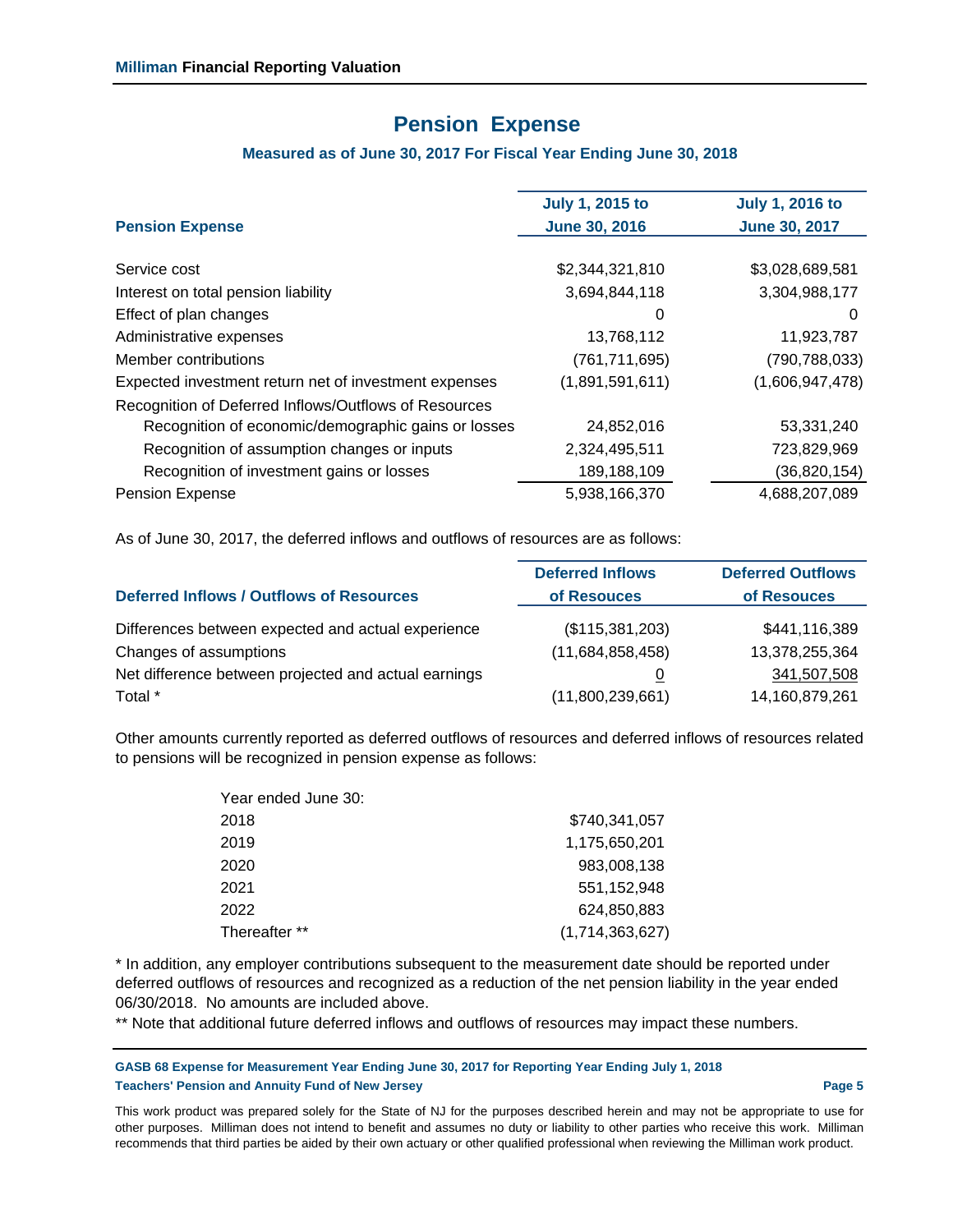# Pension Expense

### Measured as of June 30, 2017 For Fiscal Year Ending June 30, 2018

| Pension Expense | July 1, 2015 to June 30, 2016 | July 1, 2016 to June 30, 2017 |
|---|---|---|
| Service cost | $2,344,321,810 | $3,028,689,581 |
| Interest on total pension liability | 3,694,844,118 | 3,304,988,177 |
| Effect of plan changes | 0 | 0 |
| Administrative expenses | 13,768,112 | 11,923,787 |
| Member contributions | (761,711,695) | (790,788,033) |
| Expected investment return net of investment expenses | (1,891,591,611) | (1,606,947,478) |
| Recognition of Deferred Inflows/Outflows of Resources | | |
| Recognition of economic/demographic gains or losses | 24,852,016 | 53,331,240 |
| Recognition of assumption changes or inputs | 2,324,495,511 | 723,829,969 |
| Recognition of investment gains or losses | 189,188,109 | (36,820,154) |
| Pension Expense | 5,938,166,370 | 4,688,207,089 |

As of June 30, 2017, the deferred inflows and outflows of resources are as follows:

| Deferred Inflows / Outflows of Resources | Deferred Inflows of Resouces | Deferred Outflows of Resouces |
|---|---|---|
| Differences between expected and actual experience | ($115,381,203) | $441,116,389 |
| Changes of assumptions | (11,684,858,458) | 13,378,255,364 |
| Net difference between projected and actual earnings | 0 | 341,507,508 |
| Total * | (11,800,239,661) | 14,160,879,261 |

Other amounts currently reported as deferred outflows of resources and deferred inflows of resources related to pensions will be recognized in pension expense as follows:

| Year ended June 30: | |
|---|---|
| 2018 | $740,341,057 |
| 2019 | 1,175,650,201 |
| 2020 | 983,008,138 |
| 2021 | 551,152,948 |
| 2022 | 624,850,883 |
| Thereafter ** | (1,714,363,627) |

* In addition, any employer contributions subsequent to the measurement date should be reported under deferred outflows of resources and recognized as a reduction of the net pension liability in the year ended 06/30/2018. No amounts are included above.

** Note that additional future deferred inflows and outflows of resources may impact these numbers.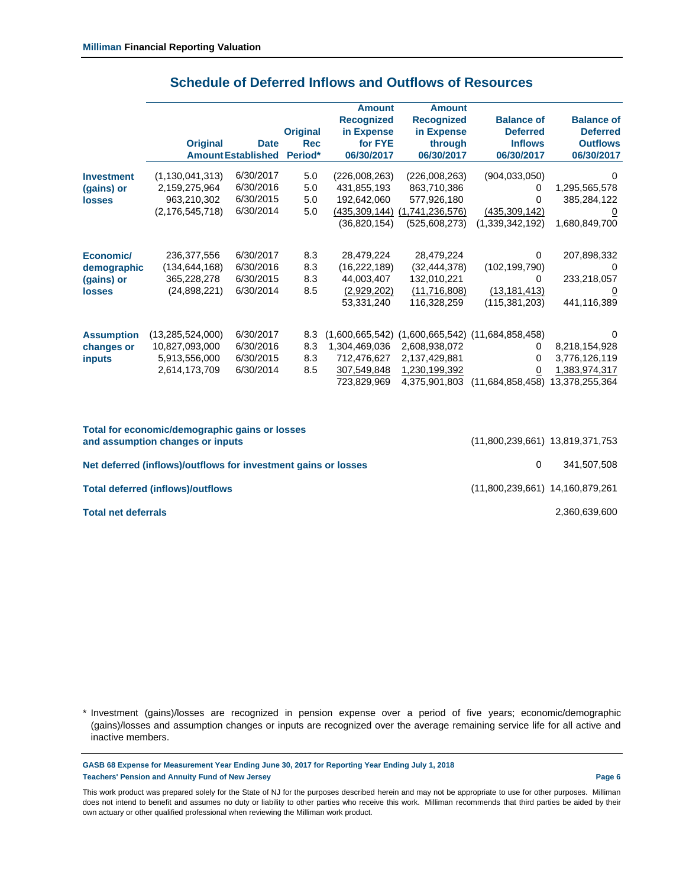## Schedule of Deferred Inflows and Outflows of Resources

| | Original Amount | Date Established | Original Rec Period* | Amount Recognized in Expense for FYE 06/30/2017 | Amount Recognized in Expense through 06/30/2017 | Balance of Deferred Inflows 06/30/2017 | Balance of Deferred Outflows 06/30/2017 |
|---|---|---|---|---|---|---|---|
| **Investment (gains) or losses** | (1,130,041,313) | 6/30/2017 | 5.0 | (226,008,263) | (226,008,263) | (904,033,050) | 0 |
| | 2,159,275,964 | 6/30/2016 | 5.0 | 431,855,193 | 863,710,386 | 0 | 1,295,565,578 |
| | 963,210,302 | 6/30/2015 | 5.0 | 192,642,060 | 577,926,180 | 0 | 385,284,122 |
| | (2,176,545,718) | 6/30/2014 | 5.0 | (435,309,144) | (1,741,236,576) | (435,309,142) | 0 |
| | | | | (36,820,154) | (525,608,273) | (1,339,342,192) | 1,680,849,700 |
| **Economic/ demographic (gains) or losses** | 236,377,556 | 6/30/2017 | 8.3 | 28,479,224 | 28,479,224 | 0 | 207,898,332 |
| | (134,644,168) | 6/30/2016 | 8.3 | (16,222,189) | (32,444,378) | (102,199,790) | 0 |
| | 365,228,278 | 6/30/2015 | 8.3 | 44,003,407 | 132,010,221 | 0 | 233,218,057 |
| | (24,898,221) | 6/30/2014 | 8.5 | (2,929,202) | (11,716,808) | (13,181,413) | 0 |
| | | | | 53,331,240 | 116,328,259 | (115,381,203) | 441,116,389 |
| **Assumption changes or inputs** | (13,285,524,000) | 6/30/2017 | 8.3 | (1,600,665,542) | (1,600,665,542) | (11,684,858,458) | 0 |
| | 10,827,093,000 | 6/30/2016 | 8.3 | 1,304,469,036 | 2,608,938,072 | 0 | 8,218,154,928 |
| | 5,913,556,000 | 6/30/2015 | 8.3 | 712,476,627 | 2,137,429,881 | 0 | 3,776,126,119 |
| | 2,614,173,709 | 6/30/2014 | 8.5 | 307,549,848 | 1,230,199,392 | 0 | 1,383,974,317 |
| | | | | 723,829,969 | 4,375,901,803 | (11,684,858,458) | 13,378,255,364 |

| | Balance of Deferred Inflows 06/30/2017 | Balance of Deferred Outflows 06/30/2017 |
|---|---|---|
| **Total for economic/demographic gains or losses and assumption changes or inputs** | (11,800,239,661) | 13,819,371,753 |
| **Net deferred (inflows)/outflows for investment gains or losses** | 0 | 341,507,508 |
| **Total deferred (inflows)/outflows** | (11,800,239,661) | 14,160,879,261 |
| **Total net deferrals** | | 2,360,639,600 |

* Investment (gains)/losses are recognized in pension expense over a period of five years; economic/demographic (gains)/losses and assumption changes or inputs are recognized over the average remaining service life for all active and inactive members.

**GASB 68 Expense for Measurement Year Ending June 30, 2017 for Reporting Year Ending July 1, 2018**
**Teachers' Pension and Annuity Fund of New Jersey**

This work product was prepared solely for the State of NJ for the purposes described herein and may not be appropriate to use for other purposes. Milliman does not intend to benefit and assumes no duty or liability to other parties who receive this work. Milliman recommends that third parties be aided by their own actuary or other qualified professional when reviewing the Milliman work product.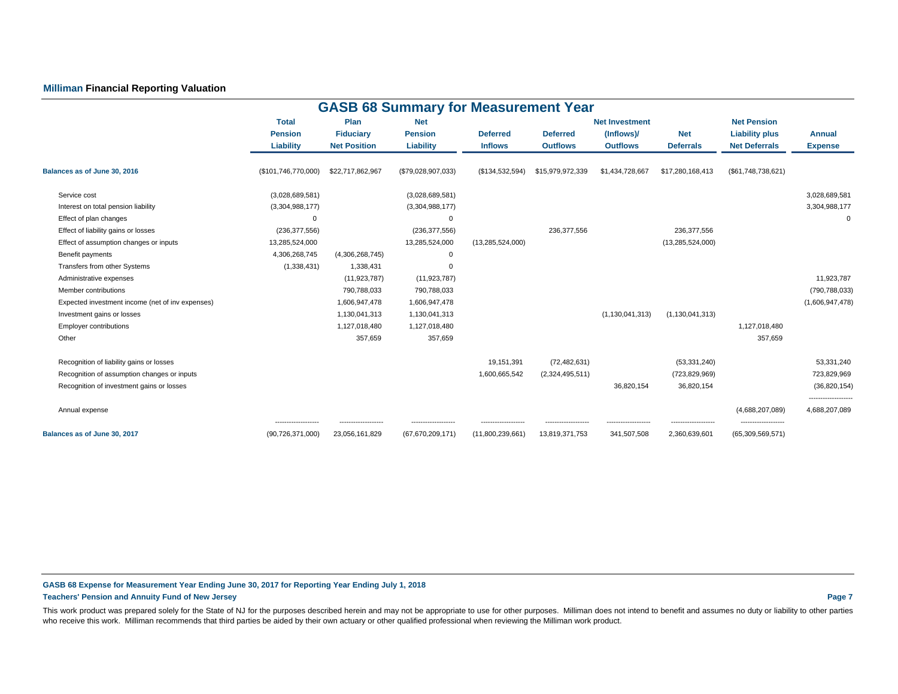**Milliman Financial Reporting Valuation**

## GASB 68 Summary for Measurement Year

| | Total Pension Liability | Plan Fiduciary Net Position | Net Pension Liability | Deferred Inflows | Deferred Outflows | Net Investment (Inflows)/ Outflows | Net Deferrals | Net Pension Liability plus Net Deferrals | Annual Expense |
|---|---|---|---|---|---|---|---|---|---|
| **Balances as of June 30, 2016** | ($101,746,770,000) | $22,717,862,967 | ($79,028,907,033) | ($134,532,594) | $15,979,972,339 | $1,434,728,667 | $17,280,168,413 | ($61,748,738,621) | |
| Service cost | (3,028,689,581) | | (3,028,689,581) | | | | | | 3,028,689,581 |
| Interest on total pension liability | (3,304,988,177) | | (3,304,988,177) | | | | | | 3,304,988,177 |
| Effect of plan changes | 0 | | 0 | | | | | | 0 |
| Effect of liability gains or losses | (236,377,556) | | (236,377,556) | | 236,377,556 | | 236,377,556 | | |
| Effect of assumption changes or inputs | 13,285,524,000 | | 13,285,524,000 | (13,285,524,000) | | | (13,285,524,000) | | |
| Benefit payments | 4,306,268,745 | (4,306,268,745) | 0 | | | | | | |
| Transfers from other Systems | (1,338,431) | 1,338,431 | 0 | | | | | | |
| Administrative expenses | | (11,923,787) | (11,923,787) | | | | | | 11,923,787 |
| Member contributions | | 790,788,033 | 790,788,033 | | | | | | (790,788,033) |
| Expected investment income (net of inv expenses) | | 1,606,947,478 | 1,606,947,478 | | | | | | (1,606,947,478) |
| Investment gains or losses | | 1,130,041,313 | 1,130,041,313 | | | (1,130,041,313) | (1,130,041,313) | | |
| Employer contributions | | 1,127,018,480 | 1,127,018,480 | | | | | 1,127,018,480 | |
| Other | | 357,659 | 357,659 | | | | | 357,659 | |
| Recognition of liability gains or losses | | | | 19,151,391 | (72,482,631) | | (53,331,240) | | 53,331,240 |
| Recognition of assumption changes or inputs | | | | 1,600,665,542 | (2,324,495,511) | | (723,829,969) | | 723,829,969 |
| Recognition of investment gains or losses | | | | | | 36,820,154 | 36,820,154 | | (36,820,154) |
| Annual expense | | | | | | | | (4,688,207,089) | 4,688,207,089 |
| **Balances as of June 30, 2017** | (90,726,371,000) | 23,056,161,829 | (67,670,209,171) | (11,800,239,661) | 13,819,371,753 | 341,507,508 | 2,360,639,601 | (65,309,569,571) | |

**GASB 68 Expense for Measurement Year Ending June 30, 2017 for Reporting Year Ending July 1, 2018**
**Teachers' Pension and Annuity Fund of New Jersey**

This work product was prepared solely for the State of NJ for the purposes described herein and may not be appropriate to use for other purposes. Milliman does not intend to benefit and assumes no duty or liability to other parties who receive this work. Milliman recommends that third parties be aided by their own actuary or other qualified professional when reviewing the Milliman work product.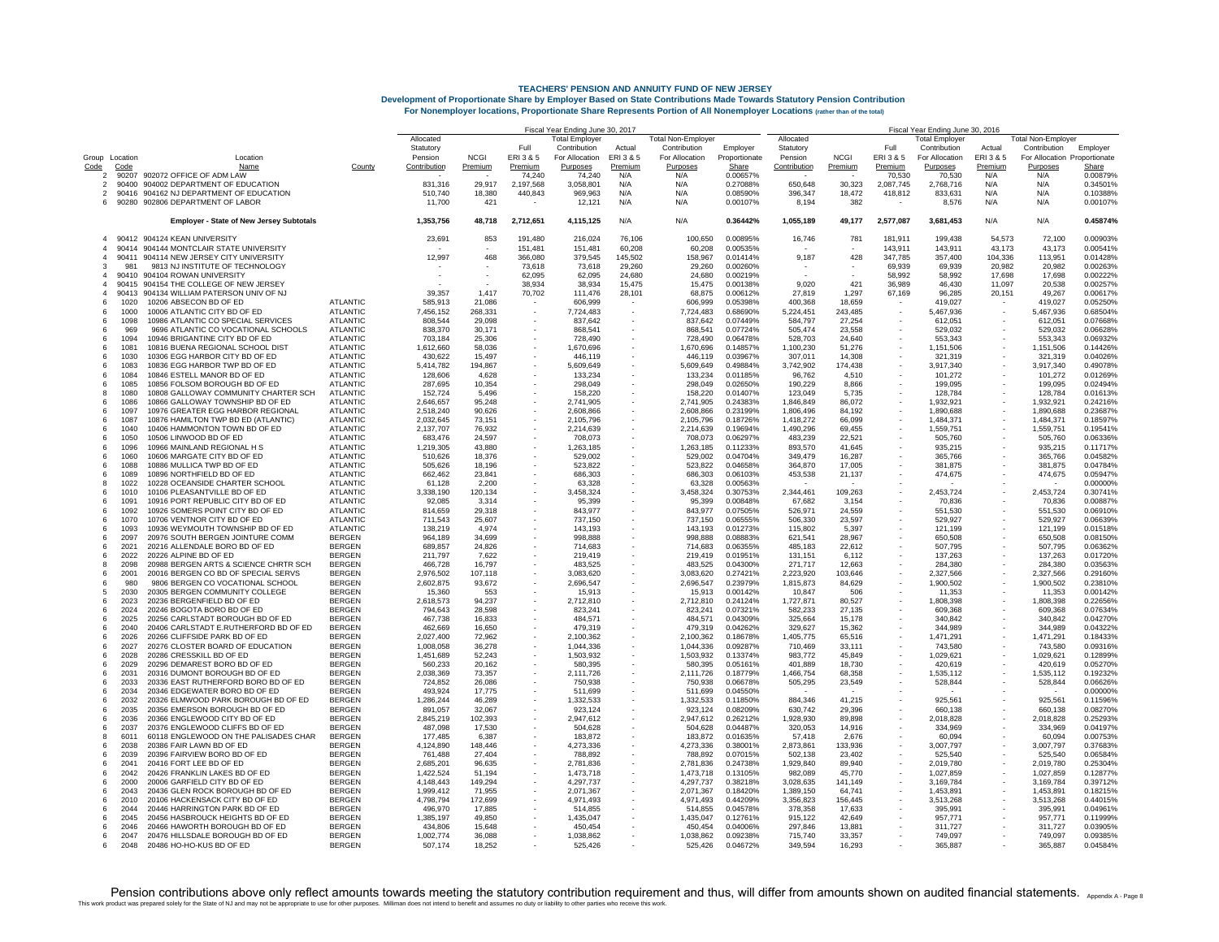# TEACHERS' PENSION AND ANNUITY FUND OF NEW JERSEY

**Development of Proportionate Share by Employer Based on State Contributions Made Towards Statutory Pension Contribution**

**For Nonemployer locations, Proportionate Share Represents Portion of All Nonemployer Locations (rather than of the total)**

| | | | | Fiscal Year Ending June 30, 2017 | | | | | | | | Fiscal Year Ending June 30, 2016 | | | | | | | |
|---|---|---|---|---|---|---|---|---|---|---|---|---|---|---|---|---|---|---|---|
| Group Code | Location Code | Location Name | County | Allocated Statutory Pension Contribution | NCGI Premium | Full ERI 3 & 5 Premium | Total Employer Contribution For Allocation Purposes | Actual ERI 3 & 5 Premium | Total Non-Employer Contribution For Allocation Purposes | Employer Proportionate Share | Allocated Statutory Pension Contribution | NCGI Premium | Full ERI 3 & 5 Premium | Total Employer Contribution For Allocation Purposes | Actual ERI 3 & 5 Premium | Total Non-Employer Contribution For Allocation Purposes | Employer Proportionate Share |
| 2 | 90207 | 902072 OFFICE OF ADM LAW | | - | - | 74,240 | 74,240 | N/A | N/A | 0.00657% | - | - | 70,530 | 70,530 | N/A | N/A | 0.00879% |
| 2 | 90400 | 904002 DEPARTMENT OF EDUCATION | | 831,316 | 29,917 | 2,197,568 | 3,058,801 | N/A | N/A | 0.27088% | 650,648 | 30,323 | 2,087,745 | 2,768,716 | N/A | N/A | 0.34501% |
| 2 | 90416 | 904162 NJ DEPARTMENT OF EDUCATION | | 510,740 | 18,380 | 440,843 | 969,963 | N/A | N/A | 0.08590% | 396,347 | 18,472 | 418,812 | 833,631 | N/A | N/A | 0.10388% |
| 6 | 90280 | 902806 DEPARTMENT OF LABOR | | 11,700 | 421 | - | 12,121 | N/A | N/A | 0.00107% | 8,194 | 382 | - | 8,576 | N/A | N/A | 0.00107% |
| | | **Employer - State of New Jersey Subtotals** | | **1,353,756** | **48,718** | **2,712,651** | **4,115,125** | **N/A** | **N/A** | **0.36442%** | **1,055,189** | **49,177** | **2,577,087** | **3,681,453** | **N/A** | **N/A** | **0.45874%** |
| 4 | 90412 | 904124 KEAN UNIVERSITY | | 23,691 | 853 | 191,480 | 216,024 | 76,106 | 100,650 | 0.00895% | 16,746 | 781 | 181,911 | 199,438 | 54,573 | 72,100 | 0.00903% |
| 4 | 90414 | 904144 MONTCLAIR STATE UNIVERSITY | | - | - | 151,481 | 151,481 | 60,208 | 60,208 | 0.00535% | - | - | 143,911 | 143,911 | 43,173 | 43,173 | 0.00541% |
| 4 | 90411 | 904114 NEW JERSEY CITY UNIVERSITY | | 12,997 | 468 | 366,080 | 379,545 | 145,502 | 158,967 | 0.01414% | 9,187 | 428 | 347,785 | 357,400 | 104,336 | 113,951 | 0.01428% |
| 3 | 981 | 9813 NJ INSTITUTE OF TECHNOLOGY | | - | - | 73,618 | 73,618 | 29,260 | 29,260 | 0.00260% | - | - | 69,939 | 69,939 | 20,982 | 20,982 | 0.00263% |
| 4 | 90410 | 904104 ROWAN UNIVERSITY | | - | - | 62,095 | 62,095 | 24,680 | 24,680 | 0.00219% | - | - | 58,992 | 58,992 | 17,698 | 17,698 | 0.00222% |
| 4 | 90415 | 904154 THE COLLEGE OF NEW JERSEY | | - | - | 38,934 | 38,934 | 15,475 | 15,475 | 0.00138% | 9,020 | 421 | 36,989 | 46,430 | 11,097 | 20,538 | 0.00257% |
| 4 | 90413 | 904134 WILLIAM PATERSON UNIV OF NJ | | 39,357 | 1,417 | 70,702 | 111,476 | 28,101 | 68,875 | 0.00612% | 27,819 | 1,297 | 67,169 | 96,285 | 20,151 | 49,267 | 0.00617% |
| 6 | 1020 | 10206 ABSECON BD OF ED | ATLANTIC | 585,913 | 21,086 | - | 606,999 | - | 606,999 | 0.05398% | 400,368 | 18,659 | - | 419,027 | - | 419,027 | 0.05250% |
| 6 | 1000 | 10006 ATLANTIC CITY BD OF ED | ATLANTIC | 7,456,152 | 268,331 | - | 7,724,483 | - | 7,724,483 | 0.68690% | 5,224,451 | 243,485 | - | 5,467,936 | - | 5,467,936 | 0.68504% |
| 6 | 1098 | 10986 ATLANTIC CO SPECIAL SERVICES | ATLANTIC | 808,544 | 29,098 | - | 837,642 | - | 837,642 | 0.07449% | 584,797 | 27,254 | - | 612,051 | - | 612,051 | 0.07668% |
| 6 | 969 | 9696 ATLANTIC CO VOCATIONAL SCHOOLS | ATLANTIC | 838,370 | 30,171 | - | 868,541 | - | 868,541 | 0.07724% | 505,474 | 23,558 | - | 529,032 | - | 529,032 | 0.06628% |
| 6 | 1094 | 10946 BRIGANTINE CITY BD OF ED | ATLANTIC | 703,184 | 25,306 | - | 728,490 | - | 728,490 | 0.06478% | 528,703 | 24,640 | - | 553,343 | - | 553,343 | 0.06932% |
| 6 | 1081 | 10816 BUENA REGIONAL SCHOOL DIST | ATLANTIC | 1,612,660 | 58,036 | - | 1,670,696 | - | 1,670,696 | 0.14857% | 1,100,230 | 51,276 | - | 1,151,506 | - | 1,151,506 | 0.14426% |
| 6 | 1030 | 10306 EGG HARBOR CITY BD OF ED | ATLANTIC | 430,622 | 15,497 | - | 446,119 | - | 446,119 | 0.03967% | 307,011 | 14,308 | - | 321,319 | - | 321,319 | 0.04026% |
| 6 | 1083 | 10836 EGG HARBOR TWP BD OF ED | ATLANTIC | 5,414,782 | 194,867 | - | 5,609,649 | - | 5,609,649 | 0.49884% | 3,742,902 | 174,438 | - | 3,917,340 | - | 3,917,340 | 0.49078% |
| 6 | 1084 | 10846 ESTELL MANOR BD OF ED | ATLANTIC | 128,606 | 4,628 | - | 133,234 | - | 133,234 | 0.01185% | 96,762 | 4,510 | - | 101,272 | - | 101,272 | 0.01269% |
| 6 | 1085 | 10856 FOLSOM BOROUGH BD OF ED | ATLANTIC | 287,695 | 10,354 | - | 298,049 | - | 298,049 | 0.02650% | 190,229 | 8,866 | - | 199,095 | - | 199,095 | 0.02494% |
| 8 | 1080 | 10808 GALLOWAY COMMUNITY CHARTER SCH | ATLANTIC | 152,724 | 5,496 | - | 158,220 | - | 158,220 | 0.01407% | 123,049 | 5,735 | - | 128,784 | - | 128,784 | 0.01613% |
| 6 | 1086 | 10866 GALLOWAY TOWNSHIP BD OF ED | ATLANTIC | 2,646,657 | 95,248 | - | 2,741,905 | - | 2,741,905 | 0.24383% | 1,846,849 | 86,072 | - | 1,932,921 | - | 1,932,921 | 0.24216% |
| 6 | 1097 | 10976 GREATER EGG HARBOR REGIONAL | ATLANTIC | 2,518,240 | 90,626 | - | 2,608,866 | - | 2,608,866 | 0.23199% | 1,806,496 | 84,192 | - | 1,890,688 | - | 1,890,688 | 0.23687% |
| 6 | 1087 | 10876 HAMILTON TWP BD ED (ATLANTIC) | ATLANTIC | 2,032,645 | 73,151 | - | 2,105,796 | - | 2,105,796 | 0.18726% | 1,418,272 | 66,099 | - | 1,484,371 | - | 1,484,371 | 0.18597% |
| 6 | 1040 | 10406 HAMMONTON TOWN BD OF ED | ATLANTIC | 2,137,707 | 76,932 | - | 2,214,639 | - | 2,214,639 | 0.19694% | 1,490,296 | 69,455 | - | 1,559,751 | - | 1,559,751 | 0.19541% |
| 6 | 1050 | 10506 LINWOOD BD OF ED | ATLANTIC | 683,476 | 24,597 | - | 708,073 | - | 708,073 | 0.06297% | 483,239 | 22,521 | - | 505,760 | - | 505,760 | 0.06336% |
| 6 | 1096 | 10966 MAINLAND REGIONAL H S | ATLANTIC | 1,219,305 | 43,880 | - | 1,263,185 | - | 1,263,185 | 0.11233% | 893,570 | 41,645 | - | 935,215 | - | 935,215 | 0.11717% |
| 6 | 1060 | 10606 MARGATE CITY BD OF ED | ATLANTIC | 510,626 | 18,376 | - | 529,002 | - | 529,002 | 0.04704% | 349,479 | 16,287 | - | 365,766 | - | 365,766 | 0.04582% |
| 6 | 1088 | 10886 MULLICA TWP BD OF ED | ATLANTIC | 505,626 | 18,196 | - | 523,822 | - | 523,822 | 0.04658% | 364,870 | 17,005 | - | 381,875 | - | 381,875 | 0.04784% |
| 6 | 1089 | 10896 NORTHFIELD BD OF ED | ATLANTIC | 662,462 | 23,841 | - | 686,303 | - | 686,303 | 0.06103% | 453,538 | 21,137 | - | 474,675 | - | 474,675 | 0.05947% |
| 8 | 1022 | 10228 OCEANSIDE CHARTER SCHOOL | ATLANTIC | 61,128 | 2,200 | - | 63,328 | - | 63,328 | 0.00563% | - | - | - | - | - | - | 0.00000% |
| 6 | 1010 | 10106 PLEASANTVILLE BD OF ED | ATLANTIC | 3,338,190 | 120,134 | - | 3,458,324 | - | 3,458,324 | 0.30753% | 2,344,461 | 109,263 | - | 2,453,724 | - | 2,453,724 | 0.30741% |
| 6 | 1091 | 10916 PORT REPUBLIC CITY BD OF ED | ATLANTIC | 92,085 | 3,314 | - | 95,399 | - | 95,399 | 0.00848% | 67,682 | 3,154 | - | 70,836 | - | 70,836 | 0.00887% |
| 6 | 1092 | 10926 SOMERS POINT CITY BD OF ED | ATLANTIC | 814,659 | 29,318 | - | 843,977 | - | 843,977 | 0.07505% | 526,971 | 24,559 | - | 551,530 | - | 551,530 | 0.06910% |
| 6 | 1070 | 10706 VENTNOR CITY BD OF ED | ATLANTIC | 711,543 | 25,607 | - | 737,150 | - | 737,150 | 0.06555% | 506,330 | 23,597 | - | 529,927 | - | 529,927 | 0.06639% |
| 6 | 1093 | 10936 WEYMOUTH TOWNSHIP BD OF ED | ATLANTIC | 138,219 | 4,974 | - | 143,193 | - | 143,193 | 0.01273% | 115,802 | 5,397 | - | 121,199 | - | 121,199 | 0.01518% |
| 6 | 2097 | 20976 SOUTH BERGEN JOINTURE COMM | BERGEN | 964,189 | 34,699 | - | 998,888 | - | 998,888 | 0.08883% | 621,541 | 28,967 | - | 650,508 | - | 650,508 | 0.08150% |
| 6 | 2021 | 20216 ALLENDALE BORO BD OF ED | BERGEN | 689,857 | 24,826 | - | 714,683 | - | 714,683 | 0.06355% | 485,183 | 22,612 | - | 507,795 | - | 507,795 | 0.06362% |
| 6 | 2022 | 20226 ALPINE BD OF ED | BERGEN | 211,797 | 7,622 | - | 219,419 | - | 219,419 | 0.01951% | 131,151 | 6,112 | - | 137,263 | - | 137,263 | 0.01720% |
| 8 | 2098 | 20988 BERGEN ARTS & SCIENCE CHRTR SCH | BERGEN | 466,728 | 16,797 | - | 483,525 | - | 483,525 | 0.04300% | 271,717 | 12,663 | - | 284,380 | - | 284,380 | 0.03563% |
| 6 | 2001 | 20016 BERGEN CO BD OF SPECIAL SERVS | BERGEN | 2,976,502 | 107,118 | - | 3,083,620 | - | 3,083,620 | 0.27421% | 2,223,920 | 103,646 | - | 2,327,566 | - | 2,327,566 | 0.29160% |
| 6 | 980 | 9806 BERGEN CO VOCATIONAL SCHOOL | BERGEN | 2,602,875 | 93,672 | - | 2,696,547 | - | 2,696,547 | 0.23979% | 1,815,873 | 84,629 | - | 1,900,502 | - | 1,900,502 | 0.23810% |
| 5 | 2030 | 20305 BERGEN COMMUNITY COLLEGE | BERGEN | 15,360 | 553 | - | 15,913 | - | 15,913 | 0.00142% | 10,847 | 506 | - | 11,353 | - | 11,353 | 0.00142% |
| 6 | 2023 | 20236 BERGENFIELD BD OF ED | BERGEN | 2,618,573 | 94,237 | - | 2,712,810 | - | 2,712,810 | 0.24124% | 1,727,871 | 80,527 | - | 1,808,398 | - | 1,808,398 | 0.22656% |
| 6 | 2024 | 20246 BOGOTA BORO BD OF ED | BERGEN | 794,643 | 28,598 | - | 823,241 | - | 823,241 | 0.07321% | 582,233 | 27,135 | - | 609,368 | - | 609,368 | 0.07634% |
| 6 | 2025 | 20256 CARLSTADT BOROUGH BD OF ED | BERGEN | 467,738 | 16,833 | - | 484,571 | - | 484,571 | 0.04309% | 325,664 | 15,178 | - | 340,842 | - | 340,842 | 0.04270% |
| 6 | 2040 | 20406 CARLSTADT E.RUTHERFORD BD OF ED | BERGEN | 462,669 | 16,650 | - | 479,319 | - | 479,319 | 0.04262% | 329,627 | 15,362 | - | 344,989 | - | 344,989 | 0.04322% |
| 6 | 2026 | 20266 CLIFFSIDE PARK BD OF ED | BERGEN | 2,027,400 | 72,962 | - | 2,100,362 | - | 2,100,362 | 0.18678% | 1,405,775 | 65,516 | - | 1,471,291 | - | 1,471,291 | 0.18433% |
| 6 | 2027 | 20276 CLOSTER BOARD OF EDUCATION | BERGEN | 1,008,058 | 36,278 | - | 1,044,336 | - | 1,044,336 | 0.09287% | 710,469 | 33,111 | - | 743,580 | - | 743,580 | 0.09316% |
| 6 | 2028 | 20286 CRESSKILL BD OF ED | BERGEN | 1,451,689 | 52,243 | - | 1,503,932 | - | 1,503,932 | 0.13374% | 983,772 | 45,849 | - | 1,029,621 | - | 1,029,621 | 0.12899% |
| 6 | 2029 | 20296 DEMAREST BORO BD OF ED | BERGEN | 560,233 | 20,162 | - | 580,395 | - | 580,395 | 0.05161% | 401,889 | 18,730 | - | 420,619 | - | 420,619 | 0.05270% |
| 6 | 2031 | 20316 DUMONT BOROUGH BD OF ED | BERGEN | 2,038,369 | 73,357 | - | 2,111,726 | - | 2,111,726 | 0.18779% | 1,466,754 | 68,358 | - | 1,535,112 | - | 1,535,112 | 0.19232% |
| 6 | 2033 | 20336 EAST RUTHERFORD BORO BD OF ED | BERGEN | 724,852 | 26,086 | - | 750,938 | - | 750,938 | 0.06678% | 505,295 | 23,549 | - | 528,844 | - | 528,844 | 0.06626% |
| 6 | 2034 | 20346 EDGEWATER BORO BD OF ED | BERGEN | 493,924 | 17,775 | - | 511,699 | - | 511,699 | 0.04550% | - | - | - | - | - | - | 0.00000% |
| 6 | 2032 | 20326 ELMWOOD PARK BOROUGH BD OF ED | BERGEN | 1,286,244 | 46,289 | - | 1,332,533 | - | 1,332,533 | 0.11850% | 884,346 | 41,215 | - | 925,561 | - | 925,561 | 0.11596% |
| 6 | 2035 | 20356 EMERSON BOROUGH BD OF ED | BERGEN | 891,057 | 32,067 | - | 923,124 | - | 923,124 | 0.08209% | 630,742 | 29,396 | - | 660,138 | - | 660,138 | 0.08270% |
| 6 | 2036 | 20366 ENGLEWOOD CITY BD OF ED | BERGEN | 2,845,219 | 102,393 | - | 2,947,612 | - | 2,947,612 | 0.26212% | 1,928,930 | 89,898 | - | 2,018,828 | - | 2,018,828 | 0.25293% |
| 6 | 2037 | 20376 ENGLEWOOD CLIFFS BD OF ED | BERGEN | 487,098 | 17,530 | - | 504,628 | - | 504,628 | 0.04487% | 320,053 | 14,916 | - | 334,969 | - | 334,969 | 0.04197% |
| 8 | 6011 | 60118 ENGLEWOOD ON THE PALISADES CHAR | BERGEN | 177,485 | 6,387 | - | 183,872 | - | 183,872 | 0.01635% | 57,418 | 2,676 | - | 60,094 | - | 60,094 | 0.00753% |
| 6 | 2038 | 20386 FAIR LAWN BD OF ED | BERGEN | 4,124,890 | 148,446 | - | 4,273,336 | - | 4,273,336 | 0.38001% | 2,873,861 | 133,936 | - | 3,007,797 | - | 3,007,797 | 0.37683% |
| 6 | 2039 | 20396 FAIRVIEW BORO BD OF ED | BERGEN | 761,488 | 27,404 | - | 788,892 | - | 788,892 | 0.07015% | 502,138 | 23,402 | - | 525,540 | - | 525,540 | 0.06584% |
| 6 | 2041 | 20416 FORT LEE BD OF ED | BERGEN | 2,685,201 | 96,635 | - | 2,781,836 | - | 2,781,836 | 0.24738% | 1,929,840 | 89,940 | - | 2,019,780 | - | 2,019,780 | 0.25304% |
| 6 | 2042 | 20426 FRANKLIN LAKES BD OF ED | BERGEN | 1,422,524 | 51,194 | - | 1,473,718 | - | 1,473,718 | 0.13105% | 982,089 | 45,770 | - | 1,027,859 | - | 1,027,859 | 0.12877% |
| 6 | 2000 | 20006 GARFIELD CITY BD OF ED | BERGEN | 4,148,443 | 149,294 | - | 4,297,737 | - | 4,297,737 | 0.38218% | 3,028,635 | 141,149 | - | 3,169,784 | - | 3,169,784 | 0.39712% |
| 6 | 2043 | 20436 GLEN ROCK BOROUGH BD OF ED | BERGEN | 1,999,412 | 71,955 | - | 2,071,367 | - | 2,071,367 | 0.18420% | 1,389,150 | 64,741 | - | 1,453,891 | - | 1,453,891 | 0.18215% |
| 6 | 2010 | 20106 HACKENSACK CITY BD OF ED | BERGEN | 4,798,794 | 172,699 | - | 4,971,493 | - | 4,971,493 | 0.44209% | 3,356,823 | 156,445 | - | 3,513,268 | - | 3,513,268 | 0.44015% |
| 6 | 2044 | 20446 HARRINGTON PARK BD OF ED | BERGEN | 496,970 | 17,885 | - | 514,855 | - | 514,855 | 0.04578% | 378,358 | 17,633 | - | 395,991 | - | 395,991 | 0.04961% |
| 6 | 2045 | 20456 HASBROUCK HEIGHTS BD OF ED | BERGEN | 1,385,197 | 49,850 | - | 1,435,047 | - | 1,435,047 | 0.12761% | 915,122 | 42,649 | - | 957,771 | - | 957,771 | 0.11999% |
| 6 | 2046 | 20466 HAWORTH BOROUGH BD OF ED | BERGEN | 434,806 | 15,648 | - | 450,454 | - | 450,454 | 0.04006% | 297,846 | 13,881 | - | 311,727 | - | 311,727 | 0.03905% |
| 6 | 2047 | 20476 HILLSDALE BOROUGH BD OF ED | BERGEN | 1,002,774 | 36,088 | - | 1,038,862 | - | 1,038,862 | 0.09238% | 715,740 | 33,357 | - | 749,097 | - | 749,097 | 0.09385% |
| 6 | 2048 | 20486 HO-HO-KUS BD OF ED | BERGEN | 507,174 | 18,252 | - | 525,426 | - | 525,426 | 0.04672% | 349,594 | 16,293 | - | 365,887 | - | 365,887 | 0.04584% |

Pension contributions above only reflect amounts towards meeting the statutory contribution requirement and thus, will differ from amounts shown on audited financial statements.

This work product was prepared solely for the State of NJ and may not be appropriate to use for other purposes. Milliman does not intend to benefit and assumes no duty or liability to other parties who receive this work.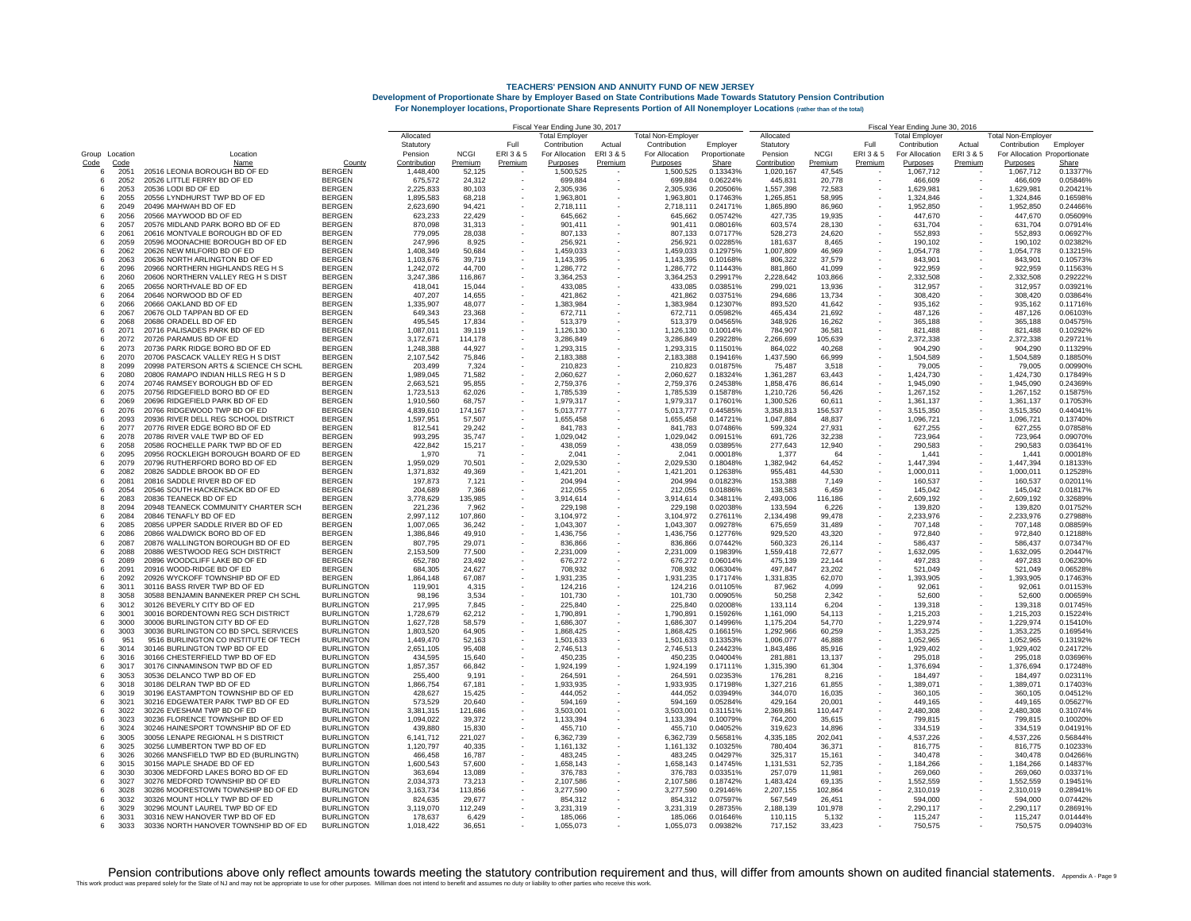# TEACHERS' PENSION AND ANNUITY FUND OF NEW JERSEY

## Development of Proportionate Share by Employer Based on State Contributions Made Towards Statutory Pension Contribution

### For Nonemployer locations, Proportionate Share Represents Portion of All Nonemployer Locations (rather than of the total)

| | | | | Fiscal Year Ending June 30, 2017 | | | | | | | | Fiscal Year Ending June 30, 2016 | | | | | | | |
|---|---|---|---|---|---|---|---|---|---|---|---|---|---|---|---|---|---|---|---|
| Group Code | Location Code | Location Name | County | Allocated Statutory Pension Contribution | NCGI Premium | Full ERI 3 & 5 Premium | Total Employer Contribution For Allocation Purposes | Actual ERI 3 & 5 Premium | Total Non-Employer Contribution For Allocation Purposes | Employer Proportionate Share | Allocated Statutory Pension Contribution | NCGI Premium | Full ERI 3 & 5 Premium | Total Employer Contribution For Allocation Purposes | Actual ERI 3 & 5 Premium | Total Non-Employer Contribution For Allocation Purposes | Employer Proportionate Share |
| 6 | 2051 | 20516 LEONIA BOROUGH BD OF ED | BERGEN | 1,448,400 | 52,125 | - | 1,500,525 | - | 1,500,525 | 0.13343% | 1,020,167 | 47,545 | - | 1,067,712 | - | 1,067,712 | 0.13377% |
| 6 | 2052 | 20526 LITTLE FERRY BD OF ED | BERGEN | 675,572 | 24,312 | - | 699,884 | - | 699,884 | 0.06224% | 445,831 | 20,778 | - | 466,609 | - | 466,609 | 0.05846% |
| 6 | 2053 | 20536 LODI BD OF ED | BERGEN | 2,225,833 | 80,103 | - | 2,305,936 | - | 2,305,936 | 0.20506% | 1,557,398 | 72,583 | - | 1,629,981 | - | 1,629,981 | 0.20421% |
| 6 | 2055 | 20556 LYNDHURST TWP BD OF ED | BERGEN | 1,895,583 | 68,218 | - | 1,963,801 | - | 1,963,801 | 0.17463% | 1,265,851 | 58,995 | - | 1,324,846 | - | 1,324,846 | 0.16598% |
| 6 | 2049 | 20496 MAHWAH BD OF ED | BERGEN | 2,623,690 | 94,421 | - | 2,718,111 | - | 2,718,111 | 0.24171% | 1,865,890 | 86,960 | - | 1,952,850 | - | 1,952,850 | 0.24466% |
| 6 | 2056 | 20566 MAYWOOD BD OF ED | BERGEN | 623,233 | 22,429 | - | 645,662 | - | 645,662 | 0.05742% | 427,735 | 19,935 | - | 447,670 | - | 447,670 | 0.05609% |
| 6 | 2057 | 20576 MIDLAND PARK BORO BD OF ED | BERGEN | 870,098 | 31,313 | - | 901,411 | - | 901,411 | 0.08016% | 603,574 | 28,130 | - | 631,704 | - | 631,704 | 0.07914% |
| 6 | 2061 | 20616 MONTVALE BOROUGH BD OF ED | BERGEN | 779,095 | 28,038 | - | 807,133 | - | 807,133 | 0.07177% | 528,273 | 24,620 | - | 552,893 | - | 552,893 | 0.06927% |
| 6 | 2059 | 20596 MOONACHIE BOROUGH BD OF ED | BERGEN | 247,996 | 8,925 | - | 256,921 | - | 256,921 | 0.02285% | 181,637 | 8,465 | - | 190,102 | - | 190,102 | 0.02382% |
| 6 | 2062 | 20626 NEW MILFORD BD OF ED | BERGEN | 1,408,349 | 50,684 | - | 1,459,033 | - | 1,459,033 | 0.12975% | 1,007,809 | 46,969 | - | 1,054,778 | - | 1,054,778 | 0.13215% |
| 6 | 2063 | 20636 NORTH ARLINGTON BD OF ED | BERGEN | 1,103,676 | 39,719 | - | 1,143,395 | - | 1,143,395 | 0.10168% | 806,322 | 37,579 | - | 843,901 | - | 843,901 | 0.10573% |
| 6 | 2096 | 20966 NORTHERN HIGHLANDS REG H S | BERGEN | 1,242,072 | 44,700 | - | 1,286,772 | - | 1,286,772 | 0.11443% | 881,860 | 41,099 | - | 922,959 | - | 922,959 | 0.11563% |
| 6 | 2060 | 20606 NORTHERN VALLEY REG H S DIST | BERGEN | 3,247,386 | 116,867 | - | 3,364,253 | - | 3,364,253 | 0.29917% | 2,228,642 | 103,866 | - | 2,332,508 | - | 2,332,508 | 0.29222% |
| 6 | 2065 | 20656 NORTHVALE BD OF ED | BERGEN | 418,041 | 15,044 | - | 433,085 | - | 433,085 | 0.03851% | 299,021 | 13,936 | - | 312,957 | - | 312,957 | 0.03921% |
| 6 | 2064 | 20646 NORWOOD BD OF ED | BERGEN | 407,207 | 14,655 | - | 421,862 | - | 421,862 | 0.03751% | 294,686 | 13,734 | - | 308,420 | - | 308,420 | 0.03864% |
| 6 | 2066 | 20666 OAKLAND BD OF ED | BERGEN | 1,335,907 | 48,077 | - | 1,383,984 | - | 1,383,984 | 0.12307% | 893,520 | 41,642 | - | 935,162 | - | 935,162 | 0.11716% |
| 6 | 2067 | 20676 OLD TAPPAN BD OF ED | BERGEN | 649,343 | 23,368 | - | 672,711 | - | 672,711 | 0.05982% | 465,434 | 21,692 | - | 487,126 | - | 487,126 | 0.06103% |
| 6 | 2068 | 20686 ORADELL BD OF ED | BERGEN | 495,545 | 17,834 | - | 513,379 | - | 513,379 | 0.04565% | 348,926 | 16,262 | - | 365,188 | - | 365,188 | 0.04575% |
| 6 | 2071 | 20716 PALISADES PARK BD OF ED | BERGEN | 1,087,011 | 39,119 | - | 1,126,130 | - | 1,126,130 | 0.10014% | 784,907 | 36,581 | - | 821,488 | - | 821,488 | 0.10292% |
| 6 | 2072 | 20726 PARAMUS BD OF ED | BERGEN | 3,172,671 | 114,178 | - | 3,286,849 | - | 3,286,849 | 0.29228% | 2,266,699 | 105,639 | - | 2,372,338 | - | 2,372,338 | 0.29721% |
| 6 | 2073 | 20736 PARK RIDGE BORO BD OF ED | BERGEN | 1,248,388 | 44,927 | - | 1,293,315 | - | 1,293,315 | 0.11501% | 864,022 | 40,268 | - | 904,290 | - | 904,290 | 0.11329% |
| 6 | 2070 | 20706 PASCACK VALLEY REG H S DIST | BERGEN | 2,107,542 | 75,846 | - | 2,183,388 | - | 2,183,388 | 0.19416% | 1,437,590 | 66,999 | - | 1,504,589 | - | 1,504,589 | 0.18850% |
| 8 | 2099 | 20998 PATERSON ARTS & SCIENCE CH SCHL | BERGEN | 203,499 | 7,324 | - | 210,823 | - | 210,823 | 0.01875% | 75,487 | 3,518 | - | 79,005 | - | 79,005 | 0.00990% |
| 6 | 2080 | 20806 RAMAPO INDIAN HILLS REG H S D | BERGEN | 1,989,045 | 71,582 | - | 2,060,627 | - | 2,060,627 | 0.18324% | 1,361,287 | 63,443 | - | 1,424,730 | - | 1,424,730 | 0.17849% |
| 6 | 2074 | 20746 RAMSEY BOROUGH BD OF ED | BERGEN | 2,663,521 | 95,855 | - | 2,759,376 | - | 2,759,376 | 0.24538% | 1,858,476 | 86,614 | - | 1,945,090 | - | 1,945,090 | 0.24369% |
| 6 | 2075 | 20756 RIDGEFIELD BORO BD OF ED | BERGEN | 1,723,513 | 62,026 | - | 1,785,539 | - | 1,785,539 | 0.15878% | 1,210,726 | 56,426 | - | 1,267,152 | - | 1,267,152 | 0.15875% |
| 6 | 2069 | 20696 RIDGEFIELD PARK BD OF ED | BERGEN | 1,910,560 | 68,757 | - | 1,979,317 | - | 1,979,317 | 0.17601% | 1,300,526 | 60,611 | - | 1,361,137 | - | 1,361,137 | 0.17053% |
| 6 | 2076 | 20766 RIDGEWOOD TWP BD OF ED | BERGEN | 4,839,610 | 174,167 | - | 5,013,777 | - | 5,013,777 | 0.44585% | 3,358,813 | 156,537 | - | 3,515,350 | - | 3,515,350 | 0.44041% |
| 6 | 2093 | 20936 RIVER DELL REG SCHOOL DISTRICT | BERGEN | 1,597,951 | 57,507 | - | 1,655,458 | - | 1,655,458 | 0.14721% | 1,047,884 | 48,837 | - | 1,096,721 | - | 1,096,721 | 0.13740% |
| 6 | 2077 | 20776 RIVER EDGE BORO BD OF ED | BERGEN | 812,541 | 29,242 | - | 841,783 | - | 841,783 | 0.07486% | 599,324 | 27,931 | - | 627,255 | - | 627,255 | 0.07858% |
| 6 | 2078 | 20786 RIVER VALE TWP BD OF ED | BERGEN | 993,295 | 35,747 | - | 1,029,042 | - | 1,029,042 | 0.09151% | 691,726 | 32,238 | - | 723,964 | - | 723,964 | 0.09070% |
| 6 | 2058 | 20586 ROCHELLE PARK TWP BD OF ED | BERGEN | 422,842 | 15,217 | - | 438,059 | - | 438,059 | 0.03895% | 277,643 | 12,940 | - | 290,583 | - | 290,583 | 0.03641% |
| 6 | 2095 | 20956 ROCKLEIGH BOROUGH BOARD OF ED | BERGEN | 1,970 | 71 | - | 2,041 | - | 2,041 | 0.00018% | 1,377 | 64 | - | 1,441 | - | 1,441 | 0.00018% |
| 6 | 2079 | 20796 RUTHERFORD BORO BD OF ED | BERGEN | 1,959,029 | 70,501 | - | 2,029,530 | - | 2,029,530 | 0.18048% | 1,382,942 | 64,452 | - | 1,447,394 | - | 1,447,394 | 0.18133% |
| 6 | 2082 | 20826 SADDLE BROOK BD OF ED | BERGEN | 1,371,832 | 49,369 | - | 1,421,201 | - | 1,421,201 | 0.12638% | 955,481 | 44,530 | - | 1,000,011 | - | 1,000,011 | 0.12528% |
| 6 | 2081 | 20816 SADDLE RIVER BD OF ED | BERGEN | 197,873 | 7,121 | - | 204,994 | - | 204,994 | 0.01823% | 153,388 | 7,149 | - | 160,537 | - | 160,537 | 0.02011% |
| 6 | 2054 | 20546 SOUTH HACKENSACK BD OF ED | BERGEN | 204,689 | 7,366 | - | 212,055 | - | 212,055 | 0.01886% | 138,583 | 6,459 | - | 145,042 | - | 145,042 | 0.01817% |
| 6 | 2083 | 20836 TEANECK BD OF ED | BERGEN | 3,778,629 | 135,985 | - | 3,914,614 | - | 3,914,614 | 0.34811% | 2,493,006 | 116,186 | - | 2,609,192 | - | 2,609,192 | 0.32689% |
| 8 | 2094 | 20948 TEANECK COMMUNITY CHARTER SCH | BERGEN | 221,236 | 7,962 | - | 229,198 | - | 229,198 | 0.02038% | 133,594 | 6,226 | - | 139,820 | - | 139,820 | 0.01752% |
| 6 | 2084 | 20846 TENAFLY BD OF ED | BERGEN | 2,997,112 | 107,860 | - | 3,104,972 | - | 3,104,972 | 0.27611% | 2,134,498 | 99,478 | - | 2,233,976 | - | 2,233,976 | 0.27988% |
| 6 | 2085 | 20856 UPPER SADDLE RIVER BD OF ED | BERGEN | 1,007,065 | 36,242 | - | 1,043,307 | - | 1,043,307 | 0.09278% | 675,659 | 31,489 | - | 707,148 | - | 707,148 | 0.08859% |
| 6 | 2086 | 20866 WALDWICK BORO BD OF ED | BERGEN | 1,386,846 | 49,910 | - | 1,436,756 | - | 1,436,756 | 0.12776% | 929,520 | 43,320 | - | 972,840 | - | 972,840 | 0.12188% |
| 6 | 2087 | 20876 WALLINGTON BOROUGH BD OF ED | BERGEN | 807,795 | 29,071 | - | 836,866 | - | 836,866 | 0.07442% | 560,323 | 26,114 | - | 586,437 | - | 586,437 | 0.07347% |
| 6 | 2088 | 20886 WESTWOOD REG SCH DISTRICT | BERGEN | 2,153,509 | 77,500 | - | 2,231,009 | - | 2,231,009 | 0.19839% | 1,559,418 | 72,677 | - | 1,632,095 | - | 1,632,095 | 0.20447% |
| 6 | 2089 | 20896 WOODCLIFF LAKE BD OF ED | BERGEN | 652,780 | 23,492 | - | 676,272 | - | 676,272 | 0.06014% | 475,139 | 22,144 | - | 497,283 | - | 497,283 | 0.06230% |
| 6 | 2091 | 20916 WOOD-RIDGE BD OF ED | BERGEN | 684,305 | 24,627 | - | 708,932 | - | 708,932 | 0.06304% | 497,847 | 23,202 | - | 521,049 | - | 521,049 | 0.06528% |
| 6 | 2092 | 20926 WYCKOFF TOWNSHIP BD OF ED | BERGEN | 1,864,148 | 67,087 | - | 1,931,235 | - | 1,931,235 | 0.17174% | 1,331,835 | 62,070 | - | 1,393,905 | - | 1,393,905 | 0.17463% |
| 6 | 3011 | 30116 BASS RIVER TWP BD OF ED | BURLINGTON | 119,901 | 4,315 | - | 124,216 | - | 124,216 | 0.01105% | 87,962 | 4,099 | - | 92,061 | - | 92,061 | 0.01153% |
| 8 | 3058 | 30588 BENJAMIN BANNEKER PREP CH SCHL | BURLINGTON | 98,196 | 3,534 | - | 101,730 | - | 101,730 | 0.00905% | 50,258 | 2,342 | - | 52,600 | - | 52,600 | 0.00659% |
| 6 | 3012 | 30126 BEVERLY CITY BD OF ED | BURLINGTON | 217,995 | 7,845 | - | 225,840 | - | 225,840 | 0.02008% | 133,114 | 6,204 | - | 139,318 | - | 139,318 | 0.01745% |
| 6 | 3001 | 30016 BORDENTOWN REG SCH DISTRICT | BURLINGTON | 1,728,679 | 62,212 | - | 1,790,891 | - | 1,790,891 | 0.15926% | 1,161,090 | 54,113 | - | 1,215,203 | - | 1,215,203 | 0.15224% |
| 6 | 3000 | 30006 BURLINGTON CITY BD OF ED | BURLINGTON | 1,627,728 | 58,579 | - | 1,686,307 | - | 1,686,307 | 0.14996% | 1,175,204 | 54,770 | - | 1,229,974 | - | 1,229,974 | 0.15410% |
| 6 | 3003 | 30036 BURLINGTON CO BD SPCL SERVICES | BURLINGTON | 1,803,520 | 64,905 | - | 1,868,425 | - | 1,868,425 | 0.16615% | 1,292,966 | 60,259 | - | 1,353,225 | - | 1,353,225 | 0.16954% |
| 6 | 951 | 9516 BURLINGTON CO INSTITUTE OF TECH | BURLINGTON | 1,449,470 | 52,163 | - | 1,501,633 | - | 1,501,633 | 0.13353% | 1,006,077 | 46,888 | - | 1,052,965 | - | 1,052,965 | 0.13192% |
| 6 | 3014 | 30146 BURLINGTON TWP BD OF ED | BURLINGTON | 2,651,105 | 95,408 | - | 2,746,513 | - | 2,746,513 | 0.24423% | 1,843,486 | 85,916 | - | 1,929,402 | - | 1,929,402 | 0.24172% |
| 6 | 3016 | 30166 CHESTERFIELD TWP BD OF ED | BURLINGTON | 434,595 | 15,640 | - | 450,235 | - | 450,235 | 0.04004% | 281,881 | 13,137 | - | 295,018 | - | 295,018 | 0.03696% |
| 6 | 3017 | 30176 CINNAMINSON TWP BD OF ED | BURLINGTON | 1,857,357 | 66,842 | - | 1,924,199 | - | 1,924,199 | 0.17111% | 1,315,390 | 61,304 | - | 1,376,694 | - | 1,376,694 | 0.17248% |
| 6 | 3053 | 30536 DELANCO TWP BD OF ED | BURLINGTON | 255,400 | 9,191 | - | 264,591 | - | 264,591 | 0.02353% | 176,281 | 8,216 | - | 184,497 | - | 184,497 | 0.02311% |
| 6 | 3018 | 30186 DELRAN TWP BD OF ED | BURLINGTON | 1,866,754 | 67,181 | - | 1,933,935 | - | 1,933,935 | 0.17198% | 1,327,216 | 61,855 | - | 1,389,071 | - | 1,389,071 | 0.17403% |
| 6 | 3019 | 30196 EASTAMPTON TOWNSHIP BD OF ED | BURLINGTON | 428,627 | 15,425 | - | 444,052 | - | 444,052 | 0.03949% | 344,070 | 16,035 | - | 360,105 | - | 360,105 | 0.04512% |
| 6 | 3021 | 30216 EDGEWATER PARK TWP BD OF ED | BURLINGTON | 573,529 | 20,640 | - | 594,169 | - | 594,169 | 0.05284% | 429,164 | 20,001 | - | 449,165 | - | 449,165 | 0.05627% |
| 6 | 3022 | 30226 EVESHAM TWP BD OF ED | BURLINGTON | 3,381,315 | 121,686 | - | 3,503,001 | - | 3,503,001 | 0.31151% | 2,369,861 | 110,447 | - | 2,480,308 | - | 2,480,308 | 0.31074% |
| 6 | 3023 | 30236 FLORENCE TOWNSHIP BD OF ED | BURLINGTON | 1,094,022 | 39,372 | - | 1,133,394 | - | 1,133,394 | 0.10079% | 764,200 | 35,615 | - | 799,815 | - | 799,815 | 0.10020% |
| 6 | 3024 | 30246 HAINESPORT TOWNSHIP BD OF ED | BURLINGTON | 439,880 | 15,830 | - | 455,710 | - | 455,710 | 0.04052% | 319,623 | 14,896 | - | 334,519 | - | 334,519 | 0.04191% |
| 6 | 3005 | 30056 LENAPE REGIONAL H S DISTRICT | BURLINGTON | 6,141,712 | 221,027 | - | 6,362,739 | - | 6,362,739 | 0.56581% | 4,335,185 | 202,041 | - | 4,537,226 | - | 4,537,226 | 0.56844% |
| 6 | 3025 | 30256 LUMBERTON TWP BD OF ED | BURLINGTON | 1,120,797 | 40,335 | - | 1,161,132 | - | 1,161,132 | 0.10325% | 780,404 | 36,371 | - | 816,775 | - | 816,775 | 0.10233% |
| 6 | 3026 | 30266 MANSFIELD TWP BD ED (BURLINGTN) | BURLINGTON | 466,458 | 16,787 | - | 483,245 | - | 483,245 | 0.04297% | 325,317 | 15,161 | - | 340,478 | - | 340,478 | 0.04266% |
| 6 | 3015 | 30156 MAPLE SHADE BD OF ED | BURLINGTON | 1,600,543 | 57,600 | - | 1,658,143 | - | 1,658,143 | 0.14745% | 1,131,531 | 52,735 | - | 1,184,266 | - | 1,184,266 | 0.14837% |
| 6 | 3030 | 30306 MEDFORD LAKES BORO BD OF ED | BURLINGTON | 363,694 | 13,089 | - | 376,783 | - | 376,783 | 0.03351% | 257,079 | 11,981 | - | 269,060 | - | 269,060 | 0.03371% |
| 6 | 3027 | 30276 MEDFORD TOWNSHIP BD OF ED | BURLINGTON | 2,034,373 | 73,213 | - | 2,107,586 | - | 2,107,586 | 0.18742% | 1,483,424 | 69,135 | - | 1,552,559 | - | 1,552,559 | 0.19451% |
| 6 | 3028 | 30286 MOORESTOWN TOWNSHIP BD OF ED | BURLINGTON | 3,163,734 | 113,856 | - | 3,277,590 | - | 3,277,590 | 0.29146% | 2,207,155 | 102,864 | - | 2,310,019 | - | 2,310,019 | 0.28941% |
| 6 | 3032 | 30326 MOUNT HOLLY TWP BD OF ED | BURLINGTON | 824,635 | 29,677 | - | 854,312 | - | 854,312 | 0.07597% | 567,549 | 26,451 | - | 594,000 | - | 594,000 | 0.07442% |
| 6 | 3029 | 30296 MOUNT LAUREL TWP BD OF ED | BURLINGTON | 3,119,070 | 112,249 | - | 3,231,319 | - | 3,231,319 | 0.28735% | 2,188,139 | 101,978 | - | 2,290,117 | - | 2,290,117 | 0.28691% |
| 6 | 3031 | 30316 NEW HANOVER TWP BD OF ED | BURLINGTON | 178,637 | 6,429 | - | 185,066 | - | 185,066 | 0.01646% | 110,115 | 5,132 | - | 115,247 | - | 115,247 | 0.01444% |
| 6 | 3033 | 30336 NORTH HANOVER TOWNSHIP BD OF ED | BURLINGTON | 1,018,422 | 36,651 | - | 1,055,073 | - | 1,055,073 | 0.09382% | 717,152 | 33,423 | - | 750,575 | - | 750,575 | 0.09403% |

Pension contributions above only reflect amounts towards meeting the statutory contribution requirement and thus, will differ from amounts shown on audited financial statements.

This work product was prepared solely for the State of NJ and may not be appropriate to use for other purposes. Milliman does not intend to benefit and assumes no duty or liability to other parties who receive this work.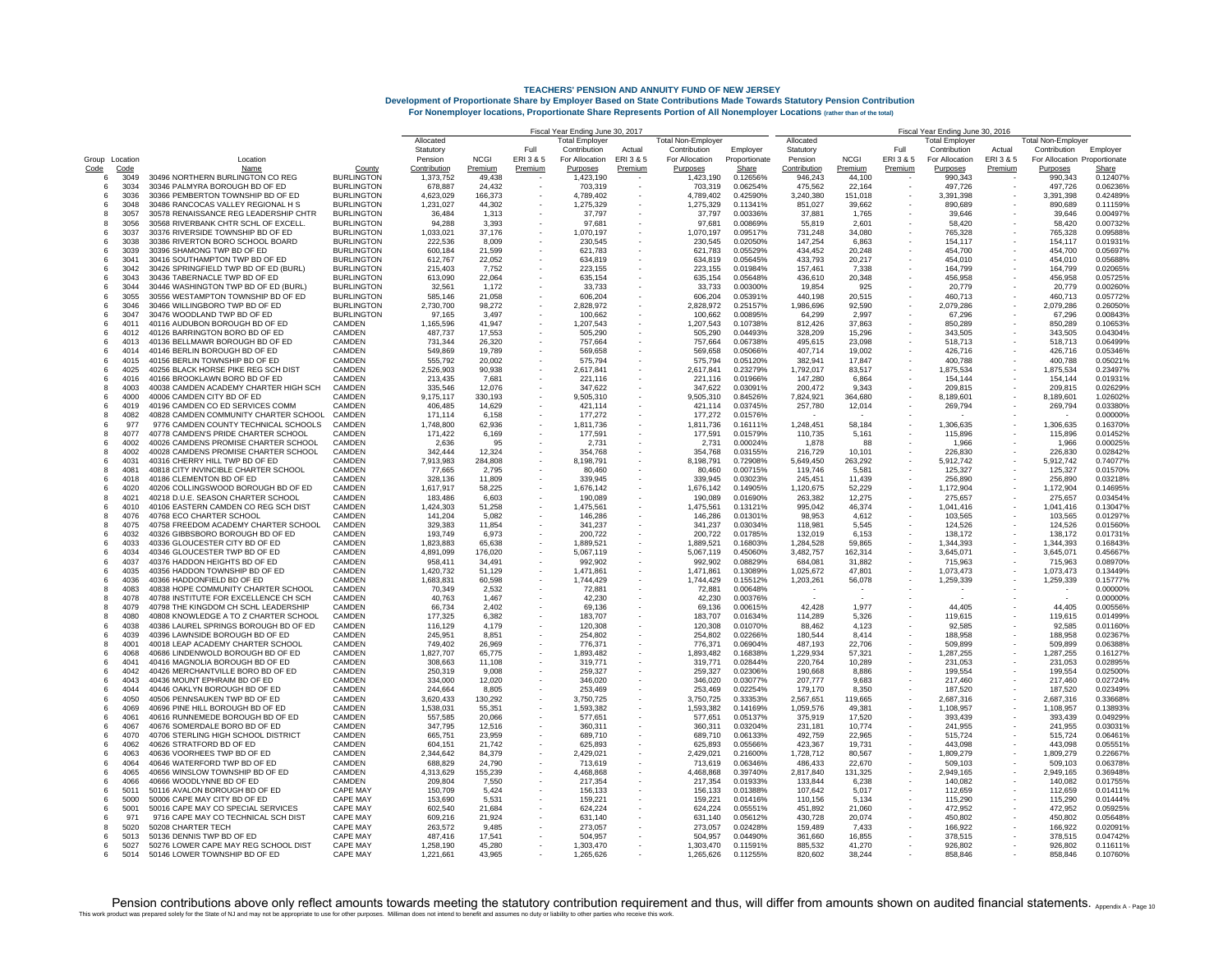# TEACHERS' PENSION AND ANNUITY FUND OF NEW JERSEY

**Development of Proportionate Share by Employer Based on State Contributions Made Towards Statutory Pension Contribution**

**For Nonemployer locations, Proportionate Share Represents Portion of All Nonemployer Locations (rather than of the total)**

| | | | | Fiscal Year Ending June 30, 2017 | | | | | | | | Fiscal Year Ending June 30, 2016 | | | | | | | |
|---|---|---|---|---|---|---|---|---|---|---|---|---|---|---|---|---|---|---|---|
| Group Code | Location Code | Location Name | County | Allocated Statutory Pension Contribution | NCGI Premium | Full ERI 3 & 5 Premium | Total Employer Contribution For Allocation Purposes | Actual ERI 3 & 5 Premium | Total Non-Employer Contribution For Allocation Purposes | Employer Proportionate Share | Allocated Statutory Pension Contribution | NCGI Premium | Full ERI 3 & 5 Premium | Total Employer Contribution For Allocation Purposes | Actual ERI 3 & 5 Premium | Total Non-Employer Contribution For Allocation Purposes | Employer Proportionate Share |
| 6 | 3049 | 30496 NORTHERN BURLINGTON CO REG | BURLINGTON | 1,373,752 | 49,438 | - | 1,423,190 | - | 1,423,190 | 0.12656% | 946,243 | 44,100 | - | 990,343 | - | 990,343 | 0.12407% |
| 6 | 3034 | 30346 PALMYRA BOROUGH BD OF ED | BURLINGTON | 678,887 | 24,432 | - | 703,319 | - | 703,319 | 0.06254% | 475,562 | 22,164 | - | 497,726 | - | 497,726 | 0.06236% |
| 6 | 3036 | 30366 PEMBERTON TOWNSHIP BD OF ED | BURLINGTON | 4,623,029 | 166,373 | - | 4,789,402 | - | 4,789,402 | 0.42590% | 3,240,380 | 151,018 | - | 3,391,398 | - | 3,391,398 | 0.42489% |
| 6 | 3048 | 30486 RANCOCAS VALLEY REGIONAL H S | BURLINGTON | 1,231,027 | 44,302 | - | 1,275,329 | - | 1,275,329 | 0.11341% | 851,027 | 39,662 | - | 890,689 | - | 890,689 | 0.11159% |
| 8 | 3057 | 30578 RENAISSANCE REG LEADERSHIP CHTR | BURLINGTON | 36,484 | 1,313 | - | 37,797 | - | 37,797 | 0.00336% | 37,881 | 1,765 | - | 39,646 | - | 39,646 | 0.00497% |
| 8 | 3056 | 30568 RIVERBANK CHTR SCHL OF EXCELL. | BURLINGTON | 94,288 | 3,393 | - | 97,681 | - | 97,681 | 0.00869% | 55,819 | 2,601 | - | 58,420 | - | 58,420 | 0.00732% |
| 6 | 3037 | 30376 RIVERSIDE TOWNSHIP BD OF ED | BURLINGTON | 1,033,021 | 37,176 | - | 1,070,197 | - | 1,070,197 | 0.09517% | 731,248 | 34,080 | - | 765,328 | - | 765,328 | 0.09588% |
| 6 | 3038 | 30386 RIVERTON BORO SCHOOL BOARD | BURLINGTON | 222,536 | 8,009 | - | 230,545 | - | 230,545 | 0.02050% | 147,254 | 6,863 | - | 154,117 | - | 154,117 | 0.01931% |
| 6 | 3039 | 30396 SHAMONG TWP BD OF ED | BURLINGTON | 600,184 | 21,599 | - | 621,783 | - | 621,783 | 0.05529% | 434,452 | 20,248 | - | 454,700 | - | 454,700 | 0.05697% |
| 6 | 3041 | 30416 SOUTHAMPTON TWP BD OF ED | BURLINGTON | 612,767 | 22,052 | - | 634,819 | - | 634,819 | 0.05645% | 433,793 | 20,217 | - | 454,010 | - | 454,010 | 0.05688% |
| 6 | 3042 | 30426 SPRINGFIELD TWP BD OF ED (BURL) | BURLINGTON | 215,403 | 7,752 | - | 223,155 | - | 223,155 | 0.01984% | 157,461 | 7,338 | - | 164,799 | - | 164,799 | 0.02065% |
| 6 | 3043 | 30436 TABERNACLE TWP BD OF ED | BURLINGTON | 613,090 | 22,064 | - | 635,154 | - | 635,154 | 0.05648% | 436,610 | 20,348 | - | 456,958 | - | 456,958 | 0.05725% |
| 6 | 3044 | 30446 WASHINGTON TWP BD OF ED (BURL) | BURLINGTON | 32,561 | 1,172 | - | 33,733 | - | 33,733 | 0.00300% | 19,854 | 925 | - | 20,779 | - | 20,779 | 0.00260% |
| 6 | 3055 | 30556 WESTAMPTON TOWNSHIP BD OF ED | BURLINGTON | 585,146 | 21,058 | - | 606,204 | - | 606,204 | 0.05391% | 440,198 | 20,515 | - | 460,713 | - | 460,713 | 0.05772% |
| 6 | 3046 | 30466 WILLINGBORO TWP BD OF ED | BURLINGTON | 2,730,700 | 98,272 | - | 2,828,972 | - | 2,828,972 | 0.25157% | 1,986,696 | 92,590 | - | 2,079,286 | - | 2,079,286 | 0.26050% |
| 6 | 3047 | 30476 WOODLAND TWP BD OF ED | BURLINGTON | 97,165 | 3,497 | - | 100,662 | - | 100,662 | 0.00895% | 64,299 | 2,997 | - | 67,296 | - | 67,296 | 0.00843% |
| 6 | 4011 | 40116 AUDUBON BOROUGH BD OF ED | CAMDEN | 1,165,596 | 41,947 | - | 1,207,543 | - | 1,207,543 | 0.10738% | 812,426 | 37,863 | - | 850,289 | - | 850,289 | 0.10653% |
| 6 | 4012 | 40126 BARRINGTON BORO BD OF ED | CAMDEN | 487,737 | 17,553 | - | 505,290 | - | 505,290 | 0.04493% | 328,209 | 15,296 | - | 343,505 | - | 343,505 | 0.04304% |
| 6 | 4013 | 40136 BELLMAWR BOROUGH BD OF ED | CAMDEN | 731,344 | 26,320 | - | 757,664 | - | 757,664 | 0.06738% | 495,615 | 23,098 | - | 518,713 | - | 518,713 | 0.06499% |
| 6 | 4014 | 40146 BERLIN BOROUGH BD OF ED | CAMDEN | 549,869 | 19,789 | - | 569,658 | - | 569,658 | 0.05066% | 407,714 | 19,002 | - | 426,716 | - | 426,716 | 0.05346% |
| 6 | 4015 | 40156 BERLIN TOWNSHIP BD OF ED | CAMDEN | 555,792 | 20,002 | - | 575,794 | - | 575,794 | 0.05120% | 382,941 | 17,847 | - | 400,788 | - | 400,788 | 0.05021% |
| 6 | 4025 | 40256 BLACK HORSE PIKE REG SCH DIST | CAMDEN | 2,526,903 | 90,938 | - | 2,617,841 | - | 2,617,841 | 0.23279% | 1,792,017 | 83,517 | - | 1,875,534 | - | 1,875,534 | 0.23497% |
| 6 | 4016 | 40166 BROOKLAWN BORO BD OF ED | CAMDEN | 213,435 | 7,681 | - | 221,116 | - | 221,116 | 0.01966% | 147,280 | 6,864 | - | 154,144 | - | 154,144 | 0.01931% |
| 8 | 4003 | 40038 CAMDEN ACADEMY CHARTER HIGH SCH | CAMDEN | 335,546 | 12,076 | - | 347,622 | - | 347,622 | 0.03091% | 200,472 | 9,343 | - | 209,815 | - | 209,815 | 0.02629% |
| 6 | 4000 | 40006 CAMDEN CITY BD OF ED | CAMDEN | 9,175,117 | 330,193 | - | 9,505,310 | - | 9,505,310 | 0.84526% | 7,824,921 | 364,680 | - | 8,189,601 | - | 8,189,601 | 1.02602% |
| 6 | 4019 | 40196 CAMDEN CO ED SERVICES COMM | CAMDEN | 406,485 | 14,629 | - | 421,114 | - | 421,114 | 0.03745% | 257,780 | 12,014 | - | 269,794 | - | 269,794 | 0.03380% |
| 8 | 4082 | 40828 CAMDEN COMMUNITY CHARTER SCHOOL | CAMDEN | 171,114 | 6,158 | - | 177,272 | - | 177,272 | 0.01576% | - | - | - | - | - | - | 0.00000% |
| 6 | 977 | 9776 CAMDEN COUNTY TECHNICAL SCHOOLS | CAMDEN | 1,748,800 | 62,936 | - | 1,811,736 | - | 1,811,736 | 0.16111% | 1,248,451 | 58,184 | - | 1,306,635 | - | 1,306,635 | 0.16370% |
| 8 | 4077 | 40778 CAMDEN'S PRIDE CHARTER SCHOOL | CAMDEN | 171,422 | 6,169 | - | 177,591 | - | 177,591 | 0.01579% | 110,735 | 5,161 | - | 115,896 | - | 115,896 | 0.01452% |
| 6 | 4002 | 40026 CAMDENS PROMISE CHARTER SCHOOL | CAMDEN | 2,636 | 95 | - | 2,731 | - | 2,731 | 0.00024% | 1,878 | 88 | - | 1,966 | - | 1,966 | 0.00025% |
| 8 | 4002 | 40028 CAMDENS PROMISE CHARTER SCHOOL | CAMDEN | 342,444 | 12,324 | - | 354,768 | - | 354,768 | 0.03155% | 216,729 | 10,101 | - | 226,830 | - | 226,830 | 0.02842% |
| 6 | 4031 | 40316 CHERRY HILL TWP BD OF ED | CAMDEN | 7,913,983 | 284,808 | - | 8,198,791 | - | 8,198,791 | 0.72908% | 5,649,450 | 263,292 | - | 5,912,742 | - | 5,912,742 | 0.74077% |
| 8 | 4081 | 40818 CITY INVINCIBLE CHARTER SCHOOL | CAMDEN | 77,665 | 2,795 | - | 80,460 | - | 80,460 | 0.00715% | 119,746 | 5,581 | - | 125,327 | - | 125,327 | 0.01570% |
| 6 | 4018 | 40186 CLEMENTON BD OF ED | CAMDEN | 328,136 | 11,809 | - | 339,945 | - | 339,945 | 0.03023% | 245,451 | 11,439 | - | 256,890 | - | 256,890 | 0.03218% |
| 6 | 4020 | 40206 COLLINGSWOOD BOROUGH BD OF ED | CAMDEN | 1,617,917 | 58,225 | - | 1,676,142 | - | 1,676,142 | 0.14905% | 1,120,675 | 52,229 | - | 1,172,904 | - | 1,172,904 | 0.14695% |
| 8 | 4021 | 40218 D.U.E. SEASON CHARTER SCHOOL | CAMDEN | 183,486 | 6,603 | - | 190,089 | - | 190,089 | 0.01690% | 263,382 | 12,275 | - | 275,657 | - | 275,657 | 0.03454% |
| 6 | 4010 | 40106 EASTERN CAMDEN CO REG SCH DIST | CAMDEN | 1,424,303 | 51,258 | - | 1,475,561 | - | 1,475,561 | 0.13121% | 995,042 | 46,374 | - | 1,041,416 | - | 1,041,416 | 0.13047% |
| 8 | 4076 | 40768 ECO CHARTER SCHOOL | CAMDEN | 141,204 | 5,082 | - | 146,286 | - | 146,286 | 0.01301% | 98,953 | 4,612 | - | 103,565 | - | 103,565 | 0.01297% |
| 8 | 4075 | 40758 FREEDOM ACADEMY CHARTER SCHOOL | CAMDEN | 329,383 | 11,854 | - | 341,237 | - | 341,237 | 0.03034% | 118,981 | 5,545 | - | 124,526 | - | 124,526 | 0.01560% |
| 6 | 4032 | 40326 GIBBSBORO BOROUGH BD OF ED | CAMDEN | 193,749 | 6,973 | - | 200,722 | - | 200,722 | 0.01785% | 132,019 | 6,153 | - | 138,172 | - | 138,172 | 0.01731% |
| 6 | 4033 | 40336 GLOUCESTER CITY BD OF ED | CAMDEN | 1,823,883 | 65,638 | - | 1,889,521 | - | 1,889,521 | 0.16803% | 1,284,528 | 59,865 | - | 1,344,393 | - | 1,344,393 | 0.16843% |
| 6 | 4034 | 40346 GLOUCESTER TWP BD OF ED | CAMDEN | 4,891,099 | 176,020 | - | 5,067,119 | - | 5,067,119 | 0.45060% | 3,482,757 | 162,314 | - | 3,645,071 | - | 3,645,071 | 0.45667% |
| 6 | 4037 | 40376 HADDON HEIGHTS BD OF ED | CAMDEN | 958,411 | 34,491 | - | 992,902 | - | 992,902 | 0.08829% | 684,081 | 31,882 | - | 715,963 | - | 715,963 | 0.08970% |
| 6 | 4035 | 40356 HADDON TOWNSHIP BD OF ED | CAMDEN | 1,420,732 | 51,129 | - | 1,471,861 | - | 1,471,861 | 0.13089% | 1,025,672 | 47,801 | - | 1,073,473 | - | 1,073,473 | 0.13449% |
| 6 | 4036 | 40366 HADDONFIELD BD OF ED | CAMDEN | 1,683,831 | 60,598 | - | 1,744,429 | - | 1,744,429 | 0.15512% | 1,203,261 | 56,078 | - | 1,259,339 | - | 1,259,339 | 0.15777% |
| 8 | 4083 | 40838 HOPE COMMUNITY CHARTER SCHOOL | CAMDEN | 70,349 | 2,532 | - | 72,881 | - | 72,881 | 0.00648% | - | - | - | - | - | - | 0.00000% |
| 8 | 4078 | 40788 INSTITUTE FOR EXCELLENCE CH SCH | CAMDEN | 40,763 | 1,467 | - | 42,230 | - | 42,230 | 0.00376% | - | - | - | - | - | - | 0.00000% |
| 8 | 4079 | 40798 THE KINGDOM CH SCHL LEADERSHIP | CAMDEN | 66,734 | 2,402 | - | 69,136 | - | 69,136 | 0.00615% | 42,428 | 1,977 | - | 44,405 | - | 44,405 | 0.00556% |
| 8 | 4080 | 40808 KNOWLEDGE A TO Z CHARTER SCHOOL | CAMDEN | 177,325 | 6,382 | - | 183,707 | - | 183,707 | 0.01634% | 114,289 | 5,326 | - | 119,615 | - | 119,615 | 0.01499% |
| 6 | 4038 | 40386 LAUREL SPRINGS BOROUGH BD OF ED | CAMDEN | 116,129 | 4,179 | - | 120,308 | - | 120,308 | 0.01070% | 88,462 | 4,123 | - | 92,585 | - | 92,585 | 0.01160% |
| 6 | 4039 | 40396 LAWNSIDE BOROUGH BD OF ED | CAMDEN | 245,951 | 8,851 | - | 254,802 | - | 254,802 | 0.02266% | 180,544 | 8,414 | - | 188,958 | - | 188,958 | 0.02367% |
| 8 | 4001 | 40018 LEAP ACADEMY CHARTER SCHOOL | CAMDEN | 749,402 | 26,969 | - | 776,371 | - | 776,371 | 0.06904% | 487,193 | 22,706 | - | 509,899 | - | 509,899 | 0.06388% |
| 6 | 4068 | 40686 LINDENWOLD BOROUGH BD OF ED | CAMDEN | 1,827,707 | 65,775 | - | 1,893,482 | - | 1,893,482 | 0.16838% | 1,229,934 | 57,321 | - | 1,287,255 | - | 1,287,255 | 0.16127% |
| 6 | 4041 | 40416 MAGNOLIA BOROUGH BD OF ED | CAMDEN | 308,663 | 11,108 | - | 319,771 | - | 319,771 | 0.02844% | 220,764 | 10,289 | - | 231,053 | - | 231,053 | 0.02895% |
| 6 | 4042 | 40426 MERCHANTVILLE BORO BD OF ED | CAMDEN | 250,319 | 9,008 | - | 259,327 | - | 259,327 | 0.02306% | 190,668 | 8,886 | - | 199,554 | - | 199,554 | 0.02500% |
| 6 | 4043 | 40436 MOUNT EPHRAIM BD OF ED | CAMDEN | 334,000 | 12,020 | - | 346,020 | - | 346,020 | 0.03077% | 207,777 | 9,683 | - | 217,460 | - | 217,460 | 0.02724% |
| 6 | 4044 | 40446 OAKLYN BOROUGH BD OF ED | CAMDEN | 244,664 | 8,805 | - | 253,469 | - | 253,469 | 0.02254% | 179,170 | 8,350 | - | 187,520 | - | 187,520 | 0.02349% |
| 6 | 4050 | 40506 PENNSAUKEN TWP BD OF ED | CAMDEN | 3,620,433 | 130,292 | - | 3,750,725 | - | 3,750,725 | 0.33353% | 2,567,651 | 119,665 | - | 2,687,316 | - | 2,687,316 | 0.33668% |
| 6 | 4069 | 40696 PINE HILL BOROUGH BD OF ED | CAMDEN | 1,538,031 | 55,351 | - | 1,593,382 | - | 1,593,382 | 0.14169% | 1,059,576 | 49,381 | - | 1,108,957 | - | 1,108,957 | 0.13893% |
| 6 | 4061 | 40616 RUNNEMEDE BOROUGH BD OF ED | CAMDEN | 557,585 | 20,066 | - | 577,651 | - | 577,651 | 0.05137% | 375,919 | 17,520 | - | 393,439 | - | 393,439 | 0.04929% |
| 6 | 4067 | 40676 SOMERDALE BORO BD OF ED | CAMDEN | 347,795 | 12,516 | - | 360,311 | - | 360,311 | 0.03204% | 231,181 | 10,774 | - | 241,955 | - | 241,955 | 0.03031% |
| 6 | 4070 | 40706 STERLING HIGH SCHOOL DISTRICT | CAMDEN | 665,751 | 23,959 | - | 689,710 | - | 689,710 | 0.06133% | 492,759 | 22,965 | - | 515,724 | - | 515,724 | 0.06461% |
| 6 | 4062 | 40626 STRATFORD BD OF ED | CAMDEN | 604,151 | 21,742 | - | 625,893 | - | 625,893 | 0.05566% | 423,367 | 19,731 | - | 443,098 | - | 443,098 | 0.05551% |
| 6 | 4063 | 40636 VOORHEES TWP BD OF ED | CAMDEN | 2,344,642 | 84,379 | - | 2,429,021 | - | 2,429,021 | 0.21600% | 1,728,712 | 80,567 | - | 1,809,279 | - | 1,809,279 | 0.22667% |
| 6 | 4064 | 40646 WATERFORD TWP BD OF ED | CAMDEN | 688,829 | 24,790 | - | 713,619 | - | 713,619 | 0.06346% | 486,433 | 22,670 | - | 509,103 | - | 509,103 | 0.06378% |
| 6 | 4065 | 40656 WINSLOW TOWNSHIP BD OF ED | CAMDEN | 4,313,629 | 155,239 | - | 4,468,868 | - | 4,468,868 | 0.39740% | 2,817,840 | 131,325 | - | 2,949,165 | - | 2,949,165 | 0.36948% |
| 6 | 4066 | 40666 WOODLYNNE BD OF ED | CAMDEN | 209,804 | 7,550 | - | 217,354 | - | 217,354 | 0.01933% | 133,844 | 6,238 | - | 140,082 | - | 140,082 | 0.01755% |
| 6 | 5011 | 50116 AVALON BOROUGH BD OF ED | CAPE MAY | 150,709 | 5,424 | - | 156,133 | - | 156,133 | 0.01388% | 107,642 | 5,017 | - | 112,659 | - | 112,659 | 0.01411% |
| 6 | 5000 | 50006 CAPE MAY CITY BD OF ED | CAPE MAY | 153,690 | 5,531 | - | 159,221 | - | 159,221 | 0.01416% | 110,156 | 5,134 | - | 115,290 | - | 115,290 | 0.01444% |
| 6 | 5001 | 50016 CAPE MAY CO SPECIAL SERVICES | CAPE MAY | 602,540 | 21,684 | - | 624,224 | - | 624,224 | 0.05551% | 451,892 | 21,060 | - | 472,952 | - | 472,952 | 0.05925% |
| 6 | 971 | 9716 CAPE MAY CO TECHNICAL SCH DIST | CAPE MAY | 609,216 | 21,924 | - | 631,140 | - | 631,140 | 0.05612% | 430,728 | 20,074 | - | 450,802 | - | 450,802 | 0.05648% |
| 8 | 5020 | 50208 CHARTER TECH | CAPE MAY | 263,572 | 9,485 | - | 273,057 | - | 273,057 | 0.02428% | 159,489 | 7,433 | - | 166,922 | - | 166,922 | 0.02091% |
| 6 | 5013 | 50136 DENNIS TWP BD OF ED | CAPE MAY | 487,416 | 17,541 | - | 504,957 | - | 504,957 | 0.04490% | 361,660 | 16,855 | - | 378,515 | - | 378,515 | 0.04742% |
| 6 | 5027 | 50276 LOWER CAPE MAY REG SCHOOL DIST | CAPE MAY | 1,258,190 | 45,280 | - | 1,303,470 | - | 1,303,470 | 0.11591% | 885,532 | 41,270 | - | 926,802 | - | 926,802 | 0.11611% |
| 6 | 5014 | 50146 LOWER TOWNSHIP BD OF ED | CAPE MAY | 1,221,661 | 43,965 | - | 1,265,626 | - | 1,265,626 | 0.11255% | 820,602 | 38,244 | - | 858,846 | - | 858,846 | 0.10760% |

Pension contributions above only reflect amounts towards meeting the statutory contribution requirement and thus, will differ from amounts shown on audited financial statements.

This work product was prepared solely for the State of NJ and may not be appropriate to use for other purposes. Milliman does not intend to benefit and assumes no duty or liability to other parties who receive this work.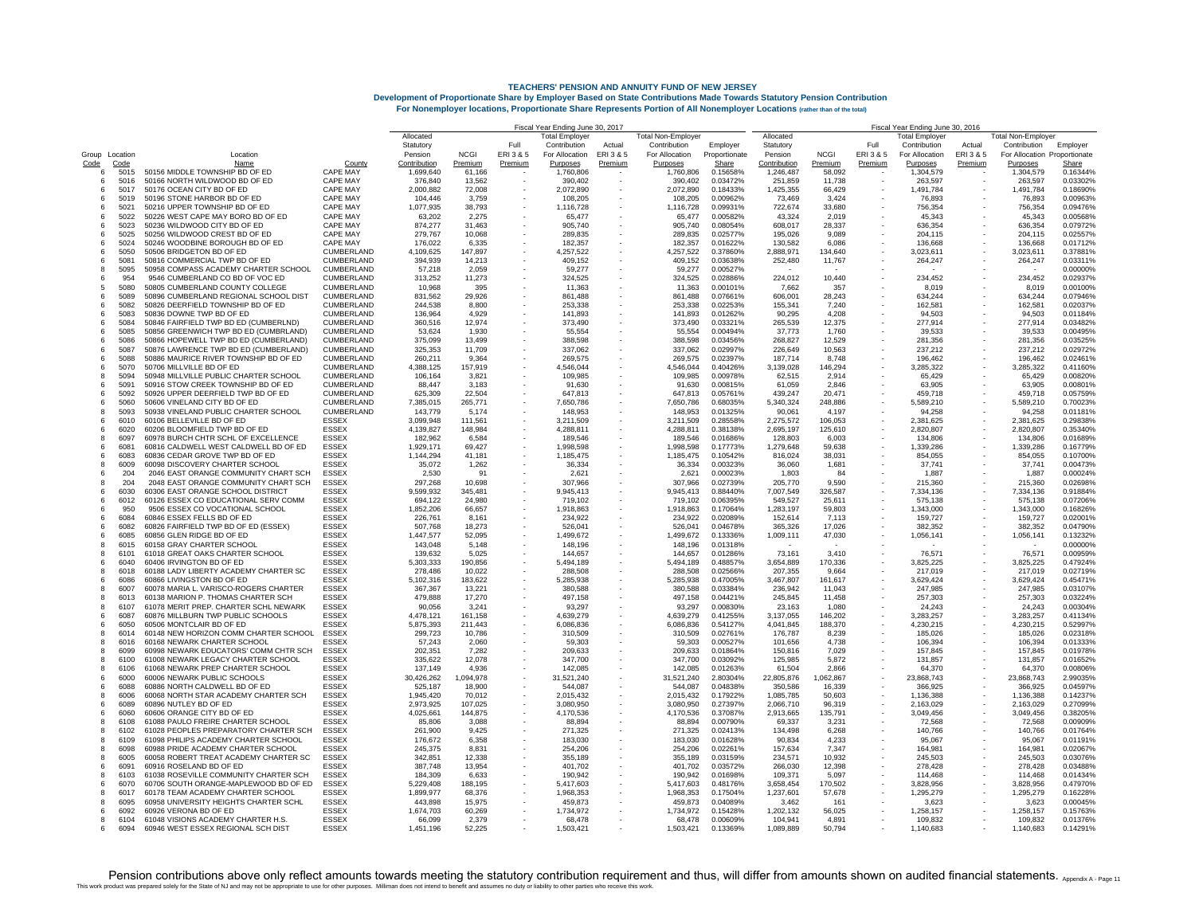# TEACHERS' PENSION AND ANNUITY FUND OF NEW JERSEY

**Development of Proportionate Share by Employer Based on State Contributions Made Towards Statutory Pension Contribution**

**For Nonemployer locations, Proportionate Share Represents Portion of All Nonemployer Locations (rather than of the total)**

| | | | | Fiscal Year Ending June 30, 2017 | | | | | | | | Fiscal Year Ending June 30, 2016 | | | | | | | |
|---|---|---|---|---|---|---|---|---|---|---|---|---|---|---|---|---|---|---|---|
| Group Code | Location Code | Location Name | County | Allocated Statutory Pension Contribution | NCGI Premium | Full ERI 3 & 5 Premium | Total Employer Contribution For Allocation Purposes | Actual ERI 3 & 5 Premium | Total Non-Employer Contribution For Allocation Purposes | Employer Proportionate Share | Allocated Statutory Pension Contribution | NCGI Premium | Full ERI 3 & 5 Premium | Total Employer Contribution For Allocation Purposes | Actual ERI 3 & 5 Premium | Total Non-Employer Contribution For Allocation Purposes | Employer Proportionate Share |
| 6 | 5015 | 50156 MIDDLE TOWNSHIP BD OF ED | CAPE MAY | 1,699,640 | 61,166 | - | 1,760,806 | - | 1,760,806 | 0.15658% | 1,246,487 | 58,092 | - | 1,304,579 | - | 1,304,579 | 0.16344% |
| 6 | 5016 | 50166 NORTH WILDWOOD BD OF ED | CAPE MAY | 376,840 | 13,562 | - | 390,402 | - | 390,402 | 0.03472% | 251,859 | 11,738 | - | 263,597 | - | 263,597 | 0.03302% |
| 6 | 5017 | 50176 OCEAN CITY BD OF ED | CAPE MAY | 2,000,882 | 72,008 | - | 2,072,890 | - | 2,072,890 | 0.18433% | 1,425,355 | 66,429 | - | 1,491,784 | - | 1,491,784 | 0.18690% |
| 6 | 5019 | 50196 STONE HARBOR BD OF ED | CAPE MAY | 104,446 | 3,759 | - | 108,205 | - | 108,205 | 0.00962% | 73,469 | 3,424 | - | 76,893 | - | 76,893 | 0.00963% |
| 6 | 5021 | 50216 UPPER TOWNSHIP BD OF ED | CAPE MAY | 1,077,935 | 38,793 | - | 1,116,728 | - | 1,116,728 | 0.09931% | 722,674 | 33,680 | - | 756,354 | - | 756,354 | 0.09476% |
| 6 | 5022 | 50226 WEST CAPE MAY BORO BD OF ED | CAPE MAY | 63,202 | 2,275 | - | 65,477 | - | 65,477 | 0.00582% | 43,324 | 2,019 | - | 45,343 | - | 45,343 | 0.00568% |
| 6 | 5023 | 50236 WILDWOOD CITY BD OF ED | CAPE MAY | 874,277 | 31,463 | - | 905,740 | - | 905,740 | 0.08054% | 608,017 | 28,337 | - | 636,354 | - | 636,354 | 0.07972% |
| 6 | 5025 | 50256 WILDWOOD CREST BD OF ED | CAPE MAY | 279,767 | 10,068 | - | 289,835 | - | 289,835 | 0.02577% | 195,026 | 9,089 | - | 204,115 | - | 204,115 | 0.02557% |
| 6 | 5024 | 50246 WOODBINE BOROUGH BD OF ED | CAPE MAY | 176,022 | 6,335 | - | 182,357 | - | 182,357 | 0.01622% | 130,582 | 6,086 | - | 136,668 | - | 136,668 | 0.01712% |
| 6 | 5050 | 50506 BRIDGETON BD OF ED | CUMBERLAND | 4,109,625 | 147,897 | - | 4,257,522 | - | 4,257,522 | 0.37860% | 2,888,971 | 134,640 | - | 3,023,611 | - | 3,023,611 | 0.37881% |
| 6 | 5081 | 50816 COMMERCIAL TWP BD OF ED | CUMBERLAND | 394,939 | 14,213 | - | 409,152 | - | 409,152 | 0.03638% | 252,480 | 11,767 | - | 264,247 | - | 264,247 | 0.03311% |
| 8 | 5095 | 50958 COMPASS ACADEMY CHARTER SCHOOL | CUMBERLAND | 57,218 | 2,059 | - | 59,277 | - | 59,277 | 0.00527% | - | - | - | - | - | - | 0.00000% |
| 6 | 954 | 9546 CUMBERLAND CO BD OF VOC ED | CUMBERLAND | 313,252 | 11,273 | - | 324,525 | - | 324,525 | 0.02886% | 224,012 | 10,440 | - | 234,452 | - | 234,452 | 0.02937% |
| 5 | 5080 | 50805 CUMBERLAND COUNTY COLLEGE | CUMBERLAND | 10,968 | 395 | - | 11,363 | - | 11,363 | 0.00101% | 7,662 | 357 | - | 8,019 | - | 8,019 | 0.00100% |
| 6 | 5089 | 50896 CUMBERLAND REGIONAL SCHOOL DIST | CUMBERLAND | 831,562 | 29,926 | - | 861,488 | - | 861,488 | 0.07661% | 606,001 | 28,243 | - | 634,244 | - | 634,244 | 0.07946% |
| 6 | 5082 | 50826 DEERFIELD TOWNSHIP BD OF ED | CUMBERLAND | 244,538 | 8,800 | - | 253,338 | - | 253,338 | 0.02253% | 155,341 | 7,240 | - | 162,581 | - | 162,581 | 0.02037% |
| 6 | 5083 | 50836 DOWNE TWP BD OF ED | CUMBERLAND | 136,964 | 4,929 | - | 141,893 | - | 141,893 | 0.01262% | 90,295 | 4,208 | - | 94,503 | - | 94,503 | 0.01184% |
| 6 | 5084 | 50846 FAIRFIELD TWP BD ED (CUMBERLND) | CUMBERLAND | 360,516 | 12,974 | - | 373,490 | - | 373,490 | 0.03321% | 265,539 | 12,375 | - | 277,914 | - | 277,914 | 0.03482% |
| 6 | 5085 | 50856 GREENWICH TWP BD ED (CUMBRLAND) | CUMBERLAND | 53,624 | 1,930 | - | 55,554 | - | 55,554 | 0.00494% | 37,773 | 1,760 | - | 39,533 | - | 39,533 | 0.00495% |
| 6 | 5086 | 50866 HOPEWELL TWP BD ED (CUMBERLAND) | CUMBERLAND | 375,099 | 13,499 | - | 388,598 | - | 388,598 | 0.03456% | 268,827 | 12,529 | - | 281,356 | - | 281,356 | 0.03525% |
| 6 | 5087 | 50876 LAWRENCE TWP BD ED (CUMBERLAND) | CUMBERLAND | 325,353 | 11,709 | - | 337,062 | - | 337,062 | 0.02997% | 226,649 | 10,563 | - | 237,212 | - | 237,212 | 0.02972% |
| 6 | 5088 | 50886 MAURICE RIVER TOWNSHIP BD OF ED | CUMBERLAND | 260,211 | 9,364 | - | 269,575 | - | 269,575 | 0.02397% | 187,714 | 8,748 | - | 196,462 | - | 196,462 | 0.02461% |
| 6 | 5070 | 50706 MILLVILLE BD OF ED | CUMBERLAND | 4,388,125 | 157,919 | - | 4,546,044 | - | 4,546,044 | 0.40426% | 3,139,028 | 146,294 | - | 3,285,322 | - | 3,285,322 | 0.41160% |
| 8 | 5094 | 50948 MILLVILLE PUBLIC CHARTER SCHOOL | CUMBERLAND | 106,164 | 3,821 | - | 109,985 | - | 109,985 | 0.00978% | 62,515 | 2,914 | - | 65,429 | - | 65,429 | 0.00820% |
| 6 | 5091 | 50916 STOW CREEK TOWNSHIP BD OF ED | CUMBERLAND | 88,447 | 3,183 | - | 91,630 | - | 91,630 | 0.00815% | 61,059 | 2,846 | - | 63,905 | - | 63,905 | 0.00801% |
| 6 | 5092 | 50926 UPPER DEERFIELD TWP BD OF ED | CUMBERLAND | 625,309 | 22,504 | - | 647,813 | - | 647,813 | 0.05761% | 439,247 | 20,471 | - | 459,718 | - | 459,718 | 0.05759% |
| 6 | 5060 | 50606 VINELAND CITY BD OF ED | CUMBERLAND | 7,385,015 | 265,771 | - | 7,650,786 | - | 7,650,786 | 0.68035% | 5,340,324 | 248,886 | - | 5,589,210 | - | 5,589,210 | 0.70023% |
| 8 | 5093 | 50938 VINELAND PUBLIC CHARTER SCHOOL | CUMBERLAND | 143,779 | 5,174 | - | 148,953 | - | 148,953 | 0.01325% | 90,061 | 4,197 | - | 94,258 | - | 94,258 | 0.01181% |
| 6 | 6010 | 60106 BELLEVILLE BD OF ED | ESSEX | 3,099,948 | 111,561 | - | 3,211,509 | - | 3,211,509 | 0.28558% | 2,275,572 | 106,053 | - | 2,381,625 | - | 2,381,625 | 0.29838% |
| 6 | 6020 | 60206 BLOOMFIELD TWP BD OF ED | ESSEX | 4,139,827 | 148,984 | - | 4,288,811 | - | 4,288,811 | 0.38138% | 2,695,197 | 125,610 | - | 2,820,807 | - | 2,820,807 | 0.35340% |
| 8 | 6097 | 60978 BURCH CHTR SCHL OF EXCELLENCE | ESSEX | 182,962 | 6,584 | - | 189,546 | - | 189,546 | 0.01686% | 128,803 | 6,003 | - | 134,806 | - | 134,806 | 0.01689% |
| 6 | 6081 | 60816 CALDWELL WEST CALDWELL BD OF ED | ESSEX | 1,929,171 | 69,427 | - | 1,998,598 | - | 1,998,598 | 0.17773% | 1,279,648 | 59,638 | - | 1,339,286 | - | 1,339,286 | 0.16779% |
| 6 | 6083 | 60836 CEDAR GROVE TWP BD OF ED | ESSEX | 1,144,294 | 41,181 | - | 1,185,475 | - | 1,185,475 | 0.10542% | 816,024 | 38,031 | - | 854,055 | - | 854,055 | 0.10700% |
| 8 | 6009 | 60098 DISCOVERY CHARTER SCHOOL | ESSEX | 35,072 | 1,262 | - | 36,334 | - | 36,334 | 0.00323% | 36,060 | 1,681 | - | 37,741 | - | 37,741 | 0.00473% |
| 6 | 204 | 2046 EAST ORANGE COMMUNITY CHART SCH | ESSEX | 2,530 | 91 | - | 2,621 | - | 2,621 | 0.00023% | 1,803 | 84 | - | 1,887 | - | 1,887 | 0.00024% |
| 8 | 204 | 2048 EAST ORANGE COMMUNITY CHART SCH | ESSEX | 297,268 | 10,698 | - | 307,966 | - | 307,966 | 0.02739% | 205,770 | 9,590 | - | 215,360 | - | 215,360 | 0.02698% |
| 6 | 6030 | 60306 EAST ORANGE SCHOOL DISTRICT | ESSEX | 9,599,932 | 345,481 | - | 9,945,413 | - | 9,945,413 | 0.88440% | 7,007,549 | 326,587 | - | 7,334,136 | - | 7,334,136 | 0.91884% |
| 6 | 6012 | 60126 ESSEX CO EDUCATIONAL SERV COMM | ESSEX | 694,122 | 24,980 | - | 719,102 | - | 719,102 | 0.06395% | 549,527 | 25,611 | - | 575,138 | - | 575,138 | 0.07206% |
| 6 | 950 | 9506 ESSEX CO VOCATIONAL SCHOOL | ESSEX | 1,852,206 | 66,657 | - | 1,918,863 | - | 1,918,863 | 0.17064% | 1,283,197 | 59,803 | - | 1,343,000 | - | 1,343,000 | 0.16826% |
| 6 | 6084 | 60846 ESSEX FELLS BD OF ED | ESSEX | 226,761 | 8,161 | - | 234,922 | - | 234,922 | 0.02089% | 152,614 | 7,113 | - | 159,727 | - | 159,727 | 0.02001% |
| 6 | 6082 | 60826 FAIRFIELD TWP BD OF ED (ESSEX) | ESSEX | 507,768 | 18,273 | - | 526,041 | - | 526,041 | 0.04678% | 365,326 | 17,026 | - | 382,352 | - | 382,352 | 0.04790% |
| 6 | 6085 | 60856 GLEN RIDGE BD OF ED | ESSEX | 1,447,577 | 52,095 | - | 1,499,672 | - | 1,499,672 | 0.13336% | 1,009,111 | 47,030 | - | 1,056,141 | - | 1,056,141 | 0.13232% |
| 8 | 6015 | 60158 GRAY CHARTER SCHOOL | ESSEX | 143,048 | 5,148 | - | 148,196 | - | 148,196 | 0.01318% | - | - | - | - | - | - | 0.00000% |
| 8 | 6101 | 61018 GREAT OAKS CHARTER SCHOOL | ESSEX | 139,632 | 5,025 | - | 144,657 | - | 144,657 | 0.01286% | 73,161 | 3,410 | - | 76,571 | - | 76,571 | 0.00959% |
| 6 | 6040 | 60406 IRVINGTON BD OF ED | ESSEX | 5,303,333 | 190,856 | - | 5,494,189 | - | 5,494,189 | 0.48857% | 3,654,889 | 170,336 | - | 3,825,225 | - | 3,825,225 | 0.47924% |
| 8 | 6018 | 60188 LADY LIBERTY ACADEMY CHARTER SC | ESSEX | 278,486 | 10,022 | - | 288,508 | - | 288,508 | 0.02566% | 207,355 | 9,664 | - | 217,019 | - | 217,019 | 0.02719% |
| 6 | 6086 | 60866 LIVINGSTON BD OF ED | ESSEX | 5,102,316 | 183,622 | - | 5,285,938 | - | 5,285,938 | 0.47005% | 3,467,807 | 161,617 | - | 3,629,424 | - | 3,629,424 | 0.45471% |
| 8 | 6007 | 60078 MARIA L. VARISCO-ROGERS CHARTER | ESSEX | 367,367 | 13,221 | - | 380,588 | - | 380,588 | 0.03384% | 236,942 | 11,043 | - | 247,985 | - | 247,985 | 0.03107% |
| 8 | 6013 | 60138 MARION P. THOMAS CHARTER SCH | ESSEX | 479,888 | 17,270 | - | 497,158 | - | 497,158 | 0.04421% | 245,845 | 11,458 | - | 257,303 | - | 257,303 | 0.03224% |
| 8 | 6107 | 61078 MERIT PREP. CHARTER SCHL NEWARK | ESSEX | 90,056 | 3,241 | - | 93,297 | - | 93,297 | 0.00830% | 23,163 | 1,080 | - | 24,243 | - | 24,243 | 0.00304% |
| 6 | 6087 | 60876 MILLBURN TWP PUBLIC SCHOOLS | ESSEX | 4,478,121 | 161,158 | - | 4,639,279 | - | 4,639,279 | 0.41255% | 3,137,055 | 146,202 | - | 3,283,257 | - | 3,283,257 | 0.41134% |
| 6 | 6050 | 60506 MONTCLAIR BD OF ED | ESSEX | 5,875,393 | 211,443 | - | 6,086,836 | - | 6,086,836 | 0.54127% | 4,041,845 | 188,370 | - | 4,230,215 | - | 4,230,215 | 0.52997% |
| 8 | 6014 | 60148 NEW HORIZON COMM CHARTER SCHOOL | ESSEX | 299,723 | 10,786 | - | 310,509 | - | 310,509 | 0.02761% | 176,787 | 8,239 | - | 185,026 | - | 185,026 | 0.02318% |
| 8 | 6016 | 60168 NEWARK CHARTER SCHOOL | ESSEX | 57,243 | 2,060 | - | 59,303 | - | 59,303 | 0.00527% | 101,656 | 4,738 | - | 106,394 | - | 106,394 | 0.01333% |
| 8 | 6099 | 60998 NEWARK EDUCATORS' COMM CHTR SCH | ESSEX | 202,351 | 7,282 | - | 209,633 | - | 209,633 | 0.01864% | 150,816 | 7,029 | - | 157,845 | - | 157,845 | 0.01978% |
| 8 | 6100 | 61008 NEWARK LEGACY CHARTER SCHOOL | ESSEX | 335,622 | 12,078 | - | 347,700 | - | 347,700 | 0.03092% | 125,985 | 5,872 | - | 131,857 | - | 131,857 | 0.01652% |
| 8 | 6106 | 61068 NEWARK PREP CHARTER SCHOOL | ESSEX | 137,149 | 4,936 | - | 142,085 | - | 142,085 | 0.01263% | 61,504 | 2,866 | - | 64,370 | - | 64,370 | 0.00806% |
| 6 | 6000 | 60006 NEWARK PUBLIC SCHOOLS | ESSEX | 30,426,262 | 1,094,978 | - | 31,521,240 | - | 31,521,240 | 2.80304% | 22,805,876 | 1,062,867 | - | 23,868,743 | - | 23,868,743 | 2.99035% |
| 6 | 6088 | 60886 NORTH CALDWELL BD OF ED | ESSEX | 525,187 | 18,900 | - | 544,087 | - | 544,087 | 0.04838% | 350,586 | 16,339 | - | 366,925 | - | 366,925 | 0.04597% |
| 8 | 6006 | 60068 NORTH STAR ACADEMY CHARTER SCH | ESSEX | 1,945,420 | 70,012 | - | 2,015,432 | - | 2,015,432 | 0.17922% | 1,085,785 | 50,603 | - | 1,136,388 | - | 1,136,388 | 0.14237% |
| 6 | 6089 | 60896 NUTLEY BD OF ED | ESSEX | 2,973,925 | 107,025 | - | 3,080,950 | - | 3,080,950 | 0.27397% | 2,066,710 | 96,319 | - | 2,163,029 | - | 2,163,029 | 0.27099% |
| 6 | 6060 | 60606 ORANGE CITY BD OF ED | ESSEX | 4,025,661 | 144,875 | - | 4,170,536 | - | 4,170,536 | 0.37087% | 2,913,665 | 135,791 | - | 3,049,456 | - | 3,049,456 | 0.38205% |
| 8 | 6108 | 61088 PAULO FREIRE CHARTER SCHOOL | ESSEX | 85,806 | 3,088 | - | 88,894 | - | 88,894 | 0.00790% | 69,337 | 3,231 | - | 72,568 | - | 72,568 | 0.00909% |
| 8 | 6102 | 61028 PEOPLES PREPARATORY CHARTER SCH | ESSEX | 261,900 | 9,425 | - | 271,325 | - | 271,325 | 0.02413% | 134,498 | 6,268 | - | 140,766 | - | 140,766 | 0.01764% |
| 8 | 6109 | 61098 PHILIPS ACADEMY CHARTER SCHOOL | ESSEX | 176,672 | 6,358 | - | 183,030 | - | 183,030 | 0.01628% | 90,834 | 4,233 | - | 95,067 | - | 95,067 | 0.01191% |
| 8 | 6098 | 60988 PRIDE ACADEMY CHARTER SCHOOL | ESSEX | 245,375 | 8,831 | - | 254,206 | - | 254,206 | 0.02261% | 157,634 | 7,347 | - | 164,981 | - | 164,981 | 0.02067% |
| 8 | 6005 | 60058 ROBERT TREAT ACADEMY CHARTER SC | ESSEX | 342,851 | 12,338 | - | 355,189 | - | 355,189 | 0.03159% | 234,571 | 10,932 | - | 245,503 | - | 245,503 | 0.03076% |
| 6 | 6091 | 60916 ROSELAND BD OF ED | ESSEX | 387,748 | 13,954 | - | 401,702 | - | 401,702 | 0.03572% | 266,030 | 12,398 | - | 278,428 | - | 278,428 | 0.03488% |
| 8 | 6103 | 61038 ROSEVILLE COMMUNITY CHARTER SCH | ESSEX | 184,309 | 6,633 | - | 190,942 | - | 190,942 | 0.01698% | 109,371 | 5,097 | - | 114,468 | - | 114,468 | 0.01434% |
| 6 | 6070 | 60706 SOUTH ORANGE-MAPLEWOOD BD OF ED | ESSEX | 5,229,408 | 188,195 | - | 5,417,603 | - | 5,417,603 | 0.48176% | 3,658,454 | 170,502 | - | 3,828,956 | - | 3,828,956 | 0.47970% |
| 8 | 6017 | 60178 TEAM ACADEMY CHARTER SCHOOL | ESSEX | 1,899,977 | 68,376 | - | 1,968,353 | - | 1,968,353 | 0.17504% | 1,237,601 | 57,678 | - | 1,295,279 | - | 1,295,279 | 0.16228% |
| 8 | 6095 | 60958 UNIVERSITY HEIGHTS CHARTER SCHL | ESSEX | 443,898 | 15,975 | - | 459,873 | - | 459,873 | 0.04089% | 3,462 | 161 | - | 3,623 | - | 3,623 | 0.00045% |
| 6 | 6092 | 60926 VERONA BD OF ED | ESSEX | 1,674,703 | 60,269 | - | 1,734,972 | - | 1,734,972 | 0.15428% | 1,202,132 | 56,025 | - | 1,258,157 | - | 1,258,157 | 0.15763% |
| 8 | 6104 | 61048 VISIONS ACADEMY CHARTER H.S. | ESSEX | 66,099 | 2,379 | - | 68,478 | - | 68,478 | 0.00609% | 104,941 | 4,891 | - | 109,832 | - | 109,832 | 0.01376% |
| 6 | 6094 | 60946 WEST ESSEX REGIONAL SCH DIST | ESSEX | 1,451,196 | 52,225 | - | 1,503,421 | - | 1,503,421 | 0.13369% | 1,089,889 | 50,794 | - | 1,140,683 | - | 1,140,683 | 0.14291% |

Pension contributions above only reflect amounts towards meeting the statutory contribution requirement and thus, will differ from amounts shown on audited financial statements.

This work product was prepared solely for the State of NJ and may not be appropriate to use for other purposes. Milliman does not intend to benefit and assumes no duty or liability to other parties who receive this work.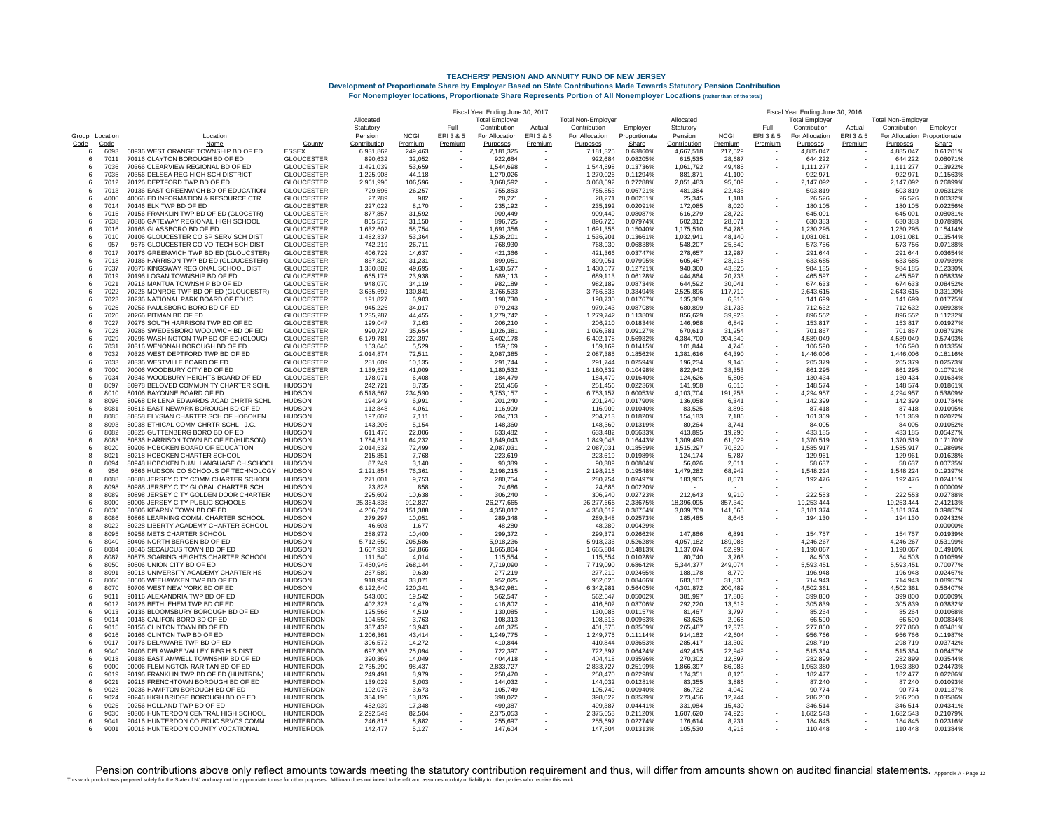# TEACHERS' PENSION AND ANNUITY FUND OF NEW JERSEY

**Development of Proportionate Share by Employer Based on State Contributions Made Towards Statutory Pension Contribution**

**For Nonemployer locations, Proportionate Share Represents Portion of All Nonemployer Locations (rather than of the total)**

| | | | | Fiscal Year Ending June 30, 2017 | | | | | | | | Fiscal Year Ending June 30, 2016 | | | | | | | |
|---|---|---|---|---|---|---|---|---|---|---|---|---|---|---|---|---|---|---|---|
| Group Code | Location Code | Location Name | County | Allocated Statutory Pension Contribution | NCGI Premium | Full ERI 3 & 5 Premium | Total Employer Contribution For Allocation Purposes | Actual ERI 3 & 5 Premium | Total Non-Employer Contribution For Allocation Purposes | Employer Proportionate Share | Allocated Statutory Pension Contribution | NCGI Premium | Full ERI 3 & 5 Premium | Total Employer Contribution For Allocation Purposes | Actual ERI 3 & 5 Premium | Total Non-Employer Contribution For Allocation Proportionate | Employer Share |
| 6 | 6093 | 60936 WEST ORANGE TOWNSHIP BD OF ED | ESSEX | 6,931,862 | 249,463 | - | 7,181,325 | - | 7,181,325 | 0.63860% | 4,667,518 | 217,529 | - | 4,885,047 | - | 4,885,047 | 0.61201% |
| 6 | 7011 | 70116 CLAYTON BOROUGH BD OF ED | GLOUCESTER | 890,632 | 32,052 | - | 922,684 | - | 922,684 | 0.08205% | 615,535 | 28,687 | - | 644,222 | - | 644,222 | 0.08071% |
| 6 | 7036 | 70366 CLEARVIEW REGIONAL BD OF ED | GLOUCESTER | 1,491,039 | 53,659 | - | 1,544,698 | - | 1,544,698 | 0.13736% | 1,061,792 | 49,485 | - | 1,111,277 | - | 1,111,277 | 0.13922% |
| 6 | 7035 | 70356 DELSEA REG HIGH SCH DISTRICT | GLOUCESTER | 1,225,908 | 44,118 | - | 1,270,026 | - | 1,270,026 | 0.11294% | 881,871 | 41,100 | - | 922,971 | - | 922,971 | 0.11563% |
| 6 | 7012 | 70126 DEPTFORD TWP BD OF ED | GLOUCESTER | 2,961,996 | 106,596 | - | 3,068,592 | - | 3,068,592 | 0.27288% | 2,051,483 | 95,609 | - | 2,147,092 | - | 2,147,092 | 0.26899% |
| 6 | 7013 | 70136 EAST GREENWICH BD OF EDUCATION | GLOUCESTER | 729,596 | 26,257 | - | 755,853 | - | 755,853 | 0.06721% | 481,384 | 22,435 | - | 503,819 | - | 503,819 | 0.06312% |
| 6 | 4006 | 40066 ED INFORMATION & RESOURCE CTR | GLOUCESTER | 27,289 | 982 | - | 28,271 | - | 28,271 | 0.00251% | 25,345 | 1,181 | - | 26,526 | - | 26,526 | 0.00332% |
| 6 | 7014 | 70146 ELK TWP BD OF ED | GLOUCESTER | 227,022 | 8,170 | - | 235,192 | - | 235,192 | 0.02091% | 172,085 | 8,020 | - | 180,105 | - | 180,105 | 0.02256% |
| 6 | 7015 | 70156 FRANKLIN TWP BD OF ED (GLOCSTR) | GLOUCESTER | 877,857 | 31,592 | - | 909,449 | - | 909,449 | 0.08087% | 616,279 | 28,722 | - | 645,001 | - | 645,001 | 0.08081% |
| 6 | 7038 | 70386 GATEWAY REGIONAL HIGH SCHOOL | GLOUCESTER | 865,575 | 31,150 | - | 896,725 | - | 896,725 | 0.07974% | 602,312 | 28,071 | - | 630,383 | - | 630,383 | 0.07898% |
| 6 | 7016 | 70166 GLASSBORO BD OF ED | GLOUCESTER | 1,632,602 | 58,754 | - | 1,691,356 | - | 1,691,356 | 0.15040% | 1,175,510 | 54,785 | - | 1,230,295 | - | 1,230,295 | 0.15414% |
| 6 | 7010 | 70106 GLOUCESTER CO SP SERV SCH DIST | GLOUCESTER | 1,482,837 | 53,364 | - | 1,536,201 | - | 1,536,201 | 0.13661% | 1,032,941 | 48,140 | - | 1,081,081 | - | 1,081,081 | 0.13544% |
| 6 | 957 | 9576 GLOUCESTER CO VO-TECH SCH DIST | GLOUCESTER | 742,219 | 26,711 | - | 768,930 | - | 768,930 | 0.06838% | 548,207 | 25,549 | - | 573,756 | - | 573,756 | 0.07188% |
| 6 | 7017 | 70176 GREENWICH TWP BD ED (GLOUCSTER) | GLOUCESTER | 406,729 | 14,637 | - | 421,366 | - | 421,366 | 0.03747% | 278,657 | 12,987 | - | 291,644 | - | 291,644 | 0.03654% |
| 6 | 7018 | 70186 HARRISON TWP BD ED (GLOUCESTER) | GLOUCESTER | 867,820 | 31,231 | - | 899,051 | - | 899,051 | 0.07995% | 605,467 | 28,218 | - | 633,685 | - | 633,685 | 0.07939% |
| 6 | 7037 | 70376 KINGSWAY REGIONAL SCHOOL DIST | GLOUCESTER | 1,380,882 | 49,695 | - | 1,430,577 | - | 1,430,577 | 0.12721% | 940,360 | 43,825 | - | 984,185 | - | 984,185 | 0.12330% |
| 6 | 7019 | 70196 LOGAN TOWNSHIP BD OF ED | GLOUCESTER | 665,175 | 23,938 | - | 689,113 | - | 689,113 | 0.06128% | 444,864 | 20,733 | - | 465,597 | - | 465,597 | 0.05833% |
| 6 | 7021 | 70216 MANTUA TOWNSHIP BD OF ED | GLOUCESTER | 948,070 | 34,119 | - | 982,189 | - | 982,189 | 0.08734% | 644,592 | 30,041 | - | 674,633 | - | 674,633 | 0.08452% |
| 6 | 7022 | 70226 MONROE TWP BD OF ED (GLOUCESTR) | GLOUCESTER | 3,635,692 | 130,841 | - | 3,766,533 | - | 3,766,533 | 0.33494% | 2,525,896 | 117,719 | - | 2,643,615 | - | 2,643,615 | 0.33120% |
| 6 | 7023 | 70236 NATIONAL PARK BOARD OF EDUC | GLOUCESTER | 191,827 | 6,903 | - | 198,730 | - | 198,730 | 0.01767% | 135,389 | 6,310 | - | 141,699 | - | 141,699 | 0.01775% |
| 6 | 7025 | 70256 PAULSBORO BORO BD OF ED | GLOUCESTER | 945,226 | 34,017 | - | 979,243 | - | 979,243 | 0.08708% | 680,899 | 31,733 | - | 712,632 | - | 712,632 | 0.08928% |
| 6 | 7026 | 70266 PITMAN BD OF ED | GLOUCESTER | 1,235,287 | 44,455 | - | 1,279,742 | - | 1,279,742 | 0.11380% | 856,629 | 39,923 | - | 896,552 | - | 896,552 | 0.11232% |
| 6 | 7027 | 70276 SOUTH HARRISON TWP BD OF ED | GLOUCESTER | 199,047 | 7,163 | - | 206,210 | - | 206,210 | 0.01834% | 146,968 | 6,849 | - | 153,817 | - | 153,817 | 0.01927% |
| 6 | 7028 | 70286 SWEDESBORO WOOLWICH BD OF ED | GLOUCESTER | 990,727 | 35,654 | - | 1,026,381 | - | 1,026,381 | 0.09127% | 670,613 | 31,254 | - | 701,867 | - | 701,867 | 0.08793% |
| 6 | 7029 | 70296 WASHINGTON TWP BD OF ED (GLOUC) | GLOUCESTER | 6,179,781 | 222,397 | - | 6,402,178 | - | 6,402,178 | 0.56932% | 4,384,700 | 204,349 | - | 4,589,049 | - | 4,589,049 | 0.57493% |
| 6 | 7031 | 70316 WENONAH BOROUGH BD OF ED | GLOUCESTER | 153,640 | 5,529 | - | 159,169 | - | 159,169 | 0.01415% | 101,844 | 4,746 | - | 106,590 | - | 106,590 | 0.01335% |
| 6 | 7032 | 70326 WEST DEPTFORD TWP BD OF ED | GLOUCESTER | 2,014,874 | 72,511 | - | 2,087,385 | - | 2,087,385 | 0.18562% | 1,381,616 | 64,390 | - | 1,446,006 | - | 1,446,006 | 0.18116% |
| 6 | 7033 | 70336 WESTVILLE BOARD OF ED | GLOUCESTER | 281,609 | 10,135 | - | 291,744 | - | 291,744 | 0.02594% | 196,234 | 9,145 | - | 205,379 | - | 205,379 | 0.02573% |
| 6 | 7000 | 70006 WOODBURY CITY BD OF ED | GLOUCESTER | 1,139,523 | 41,009 | - | 1,180,532 | - | 1,180,532 | 0.10498% | 822,942 | 38,353 | - | 861,295 | - | 861,295 | 0.10791% |
| 6 | 7034 | 70346 WOODBURY HEIGHTS BOARD OF ED | GLOUCESTER | 178,071 | 6,408 | - | 184,479 | - | 184,479 | 0.01640% | 124,626 | 5,808 | - | 130,434 | - | 130,434 | 0.01634% |
| 8 | 8097 | 80978 BELOVED COMMUNITY CHARTER SCHL | HUDSON | 242,721 | 8,735 | - | 251,456 | - | 251,456 | 0.02236% | 141,958 | 6,616 | - | 148,574 | - | 148,574 | 0.01861% |
| 6 | 8010 | 80106 BAYONNE BOARD OF ED | HUDSON | 6,518,567 | 234,590 | - | 6,753,157 | - | 6,753,157 | 0.60053% | 4,103,704 | 191,253 | - | 4,294,957 | - | 4,294,957 | 0.53809% |
| 8 | 8096 | 80968 DR LENA EDWARDS ACAD CHRTR SCHL | HUDSON | 194,249 | 6,991 | - | 201,240 | - | 201,240 | 0.01790% | 136,058 | 6,341 | - | 142,399 | - | 142,399 | 0.01784% |
| 6 | 8081 | 80816 EAST NEWARK BOROUGH BD OF ED | HUDSON | 112,848 | 4,061 | - | 116,909 | - | 116,909 | 0.01040% | 83,525 | 3,893 | - | 87,418 | - | 87,418 | 0.01095% |
| 8 | 8085 | 80858 ELYSIAN CHARTER SCH OF HOBOKEN | HUDSON | 197,602 | 7,111 | - | 204,713 | - | 204,713 | 0.01820% | 154,183 | 7,186 | - | 161,369 | - | 161,369 | 0.02022% |
| 8 | 8093 | 80938 ETHICAL COMM CHRTR SCHL - J.C. | HUDSON | 143,206 | 5,154 | - | 148,360 | - | 148,360 | 0.01319% | 80,264 | 3,741 | - | 84,005 | - | 84,005 | 0.01052% |
| 6 | 8082 | 80826 GUTTENBERG BORO BD OF ED | HUDSON | 611,476 | 22,006 | - | 633,482 | - | 633,482 | 0.05633% | 413,895 | 19,290 | - | 433,185 | - | 433,185 | 0.05427% |
| 6 | 8083 | 80836 HARRISON TOWN BD OF ED(HUDSON) | HUDSON | 1,784,811 | 64,232 | - | 1,849,043 | - | 1,849,043 | 0.16443% | 1,309,490 | 61,029 | - | 1,370,519 | - | 1,370,519 | 0.17170% |
| 6 | 8020 | 80206 HOBOKEN BOARD OF EDUCATION | HUDSON | 2,014,532 | 72,499 | - | 2,087,031 | - | 2,087,031 | 0.18559% | 1,515,297 | 70,620 | - | 1,585,917 | - | 1,585,917 | 0.19869% |
| 8 | 8021 | 80218 HOBOKEN CHARTER SCHOOL | HUDSON | 215,851 | 7,768 | - | 223,619 | - | 223,619 | 0.01989% | 124,174 | 5,787 | - | 129,961 | - | 129,961 | 0.01628% |
| 8 | 8094 | 80948 HOBOKEN DUAL LANGUAGE CH SCHOOL | HUDSON | 87,249 | 3,140 | - | 90,389 | - | 90,389 | 0.00804% | 56,026 | 2,611 | - | 58,637 | - | 58,637 | 0.00735% |
| 6 | 956 | 9566 HUDSON CO SCHOOLS OF TECHNOLOGY | HUDSON | 2,121,854 | 76,361 | - | 2,198,215 | - | 2,198,215 | 0.19548% | 1,479,282 | 68,942 | - | 1,548,224 | - | 1,548,224 | 0.19397% |
| 8 | 8088 | 80888 JERSEY CITY COMM CHARTER SCHOOL | HUDSON | 271,001 | 9,753 | - | 280,754 | - | 280,754 | 0.02497% | 183,905 | 8,571 | - | 192,476 | - | 192,476 | 0.02411% |
| 8 | 8098 | 80988 JERSEY CITY GLOBAL CHARTER SCH | HUDSON | 23,828 | 858 | - | 24,686 | - | 24,686 | 0.00220% | - | - | - | - | - | - | 0.00000% |
| 8 | 8089 | 80898 JERSEY CITY GOLDEN DOOR CHARTER | HUDSON | 295,602 | 10,638 | - | 306,240 | - | 306,240 | 0.02723% | 212,643 | 9,910 | - | 222,553 | - | 222,553 | 0.02788% |
| 6 | 8000 | 80006 JERSEY CITY PUBLIC SCHOOLS | HUDSON | 25,364,838 | 912,827 | - | 26,277,665 | - | 26,277,665 | 2.33675% | 18,396,095 | 857,349 | - | 19,253,444 | - | 19,253,444 | 2.41213% |
| 6 | 8030 | 80306 KEARNY TOWN BD OF ED | HUDSON | 4,206,624 | 151,388 | - | 4,358,012 | - | 4,358,012 | 0.38754% | 3,039,709 | 141,665 | - | 3,181,374 | - | 3,181,374 | 0.39857% |
| 8 | 8086 | 80868 LEARNING COMM. CHARTER SCHOOL | HUDSON | 279,297 | 10,051 | - | 289,348 | - | 289,348 | 0.02573% | 185,485 | 8,645 | - | 194,130 | - | 194,130 | 0.02432% |
| 8 | 8022 | 80228 LIBERTY ACADEMY CHARTER SCHOOL | HUDSON | 46,603 | 1,677 | - | 48,280 | - | 48,280 | 0.00429% | - | - | - | - | - | - | 0.00000% |
| 8 | 8095 | 80958 METS CHARTER SCHOOL | HUDSON | 288,972 | 10,400 | - | 299,372 | - | 299,372 | 0.02662% | 147,866 | 6,891 | - | 154,757 | - | 154,757 | 0.01939% |
| 6 | 8040 | 80406 NORTH BERGEN BD OF ED | HUDSON | 5,712,650 | 205,586 | - | 5,918,236 | - | 5,918,236 | 0.52628% | 4,057,182 | 189,085 | - | 4,246,267 | - | 4,246,267 | 0.53199% |
| 6 | 8084 | 80846 SECAUCUS TOWN BD OF ED | HUDSON | 1,607,938 | 57,866 | - | 1,665,804 | - | 1,665,804 | 0.14813% | 1,137,074 | 52,993 | - | 1,190,067 | - | 1,190,067 | 0.14910% |
| 8 | 8087 | 80878 SOARING HEIGHTS CHARTER SCHOOL | HUDSON | 111,540 | 4,014 | - | 115,554 | - | 115,554 | 0.01028% | 80,740 | 3,763 | - | 84,503 | - | 84,503 | 0.01059% |
| 6 | 8050 | 80506 UNION CITY BD OF ED | HUDSON | 7,450,946 | 268,144 | - | 7,719,090 | - | 7,719,090 | 0.68642% | 5,344,377 | 249,074 | - | 5,593,451 | - | 5,593,451 | 0.70077% |
| 8 | 8091 | 80918 UNIVERSITY ACADEMY CHARTER HS | HUDSON | 267,589 | 9,630 | - | 277,219 | - | 277,219 | 0.02465% | 188,178 | 8,770 | - | 196,948 | - | 196,948 | 0.02467% |
| 6 | 8060 | 80606 WEEHAWKEN TWP BD OF ED | HUDSON | 918,954 | 33,071 | - | 952,025 | - | 952,025 | 0.08466% | 683,107 | 31,836 | - | 714,943 | - | 714,943 | 0.08957% |
| 6 | 8070 | 80706 WEST NEW YORK BD OF ED | HUDSON | 6,122,640 | 220,341 | - | 6,342,981 | - | 6,342,981 | 0.56405% | 4,301,872 | 200,489 | - | 4,502,361 | - | 4,502,361 | 0.56407% |
| 6 | 9011 | 90116 ALEXANDRIA TWP BD OF ED | HUNTERDON | 543,005 | 19,542 | - | 562,547 | - | 562,547 | 0.05002% | 381,997 | 17,803 | - | 399,800 | - | 399,800 | 0.05009% |
| 6 | 9012 | 90126 BETHLEHEM TWP BD OF ED | HUNTERDON | 402,323 | 14,479 | - | 416,802 | - | 416,802 | 0.03706% | 292,220 | 13,619 | - | 305,839 | - | 305,839 | 0.03832% |
| 6 | 9013 | 90136 BLOOMSBURY BOROUGH BD OF ED | HUNTERDON | 125,566 | 4,519 | - | 130,085 | - | 130,085 | 0.01157% | 81,467 | 3,797 | - | 85,264 | - | 85,264 | 0.01068% |
| 6 | 9014 | 90146 CALIFON BORO BD OF ED | HUNTERDON | 104,550 | 3,763 | - | 108,313 | - | 108,313 | 0.00963% | 63,625 | 2,965 | - | 66,590 | - | 66,590 | 0.00834% |
| 6 | 9015 | 90156 CLINTON TOWN BD OF ED | HUNTERDON | 387,432 | 13,943 | - | 401,375 | - | 401,375 | 0.03569% | 265,487 | 12,373 | - | 277,860 | - | 277,860 | 0.03481% |
| 6 | 9016 | 90166 CLINTON TWP BD OF ED | HUNTERDON | 1,206,361 | 43,414 | - | 1,249,775 | - | 1,249,775 | 0.11114% | 914,162 | 42,604 | - | 956,766 | - | 956,766 | 0.11987% |
| 6 | 9017 | 90176 DELAWARE TWP BD OF ED | HUNTERDON | 396,572 | 14,272 | - | 410,844 | - | 410,844 | 0.03653% | 285,417 | 13,302 | - | 298,719 | - | 298,719 | 0.03742% |
| 6 | 9040 | 90406 DELAWARE VALLEY REG H S DIST | HUNTERDON | 697,303 | 25,094 | - | 722,397 | - | 722,397 | 0.06424% | 492,415 | 22,949 | - | 515,364 | - | 515,364 | 0.06457% |
| 6 | 9018 | 90186 EAST AMWELL TOWNSHIP BD OF ED | HUNTERDON | 390,369 | 14,049 | - | 404,418 | - | 404,418 | 0.03596% | 270,302 | 12,597 | - | 282,899 | - | 282,899 | 0.03544% |
| 6 | 9000 | 90006 FLEMINGTON RARITAN BD OF ED | HUNTERDON | 2,735,290 | 98,437 | - | 2,833,727 | - | 2,833,727 | 0.25199% | 1,866,397 | 86,983 | - | 1,953,380 | - | 1,953,380 | 0.24473% |
| 6 | 9019 | 90196 FRANKLIN TWP BD OF ED (HUNTRDN) | HUNTERDON | 249,491 | 8,979 | - | 258,470 | - | 258,470 | 0.02298% | 174,351 | 8,126 | - | 182,477 | - | 182,477 | 0.02286% |
| 6 | 9021 | 90216 FRENCHTOWN BOROUGH BD OF ED | HUNTERDON | 139,029 | 5,003 | - | 144,032 | - | 144,032 | 0.01281% | 83,355 | 3,885 | - | 87,240 | - | 87,240 | 0.01093% |
| 6 | 9023 | 90236 HAMPTON BOROUGH BD OF ED | HUNTERDON | 102,076 | 3,673 | - | 105,749 | - | 105,749 | 0.00940% | 86,732 | 4,042 | - | 90,774 | - | 90,774 | 0.01137% |
| 6 | 9024 | 90246 HIGH BRIDGE BOROUGH BD OF ED | HUNTERDON | 384,196 | 13,826 | - | 398,022 | - | 398,022 | 0.03539% | 273,456 | 12,744 | - | 286,200 | - | 286,200 | 0.03586% |
| 6 | 9025 | 90256 HOLLAND TWP BD OF ED | HUNTERDON | 482,039 | 17,348 | - | 499,387 | - | 499,387 | 0.04441% | 331,084 | 15,430 | - | 346,514 | - | 346,514 | 0.04341% |
| 6 | 9030 | 90306 HUNTERDON CENTRAL HIGH SCHOOL | HUNTERDON | 2,292,549 | 82,504 | - | 2,375,053 | - | 2,375,053 | 0.21120% | 1,607,620 | 74,923 | - | 1,682,543 | - | 1,682,543 | 0.21079% |
| 6 | 9041 | 90416 HUNTERDON CO EDUC SRVCS COMM | HUNTERDON | 246,815 | 8,882 | - | 255,697 | - | 255,697 | 0.02274% | 176,614 | 8,231 | - | 184,845 | - | 184,845 | 0.02316% |
| 6 | 9001 | 90016 HUNTERDON COUNTY VOCATIONAL | HUNTERDON | 142,477 | 5,127 | - | 147,604 | - | 147,604 | 0.01313% | 105,530 | 4,918 | - | 110,448 | - | 110,448 | 0.01384% |

Pension contributions above only reflect amounts towards meeting the statutory contribution requirement and thus, will differ from amounts shown on audited financial statements.

This work product was prepared solely for the State of NJ and may not be appropriate to use for other purposes. Milliman does not intend to benefit and assumes no duty or liability to other parties who receive this work.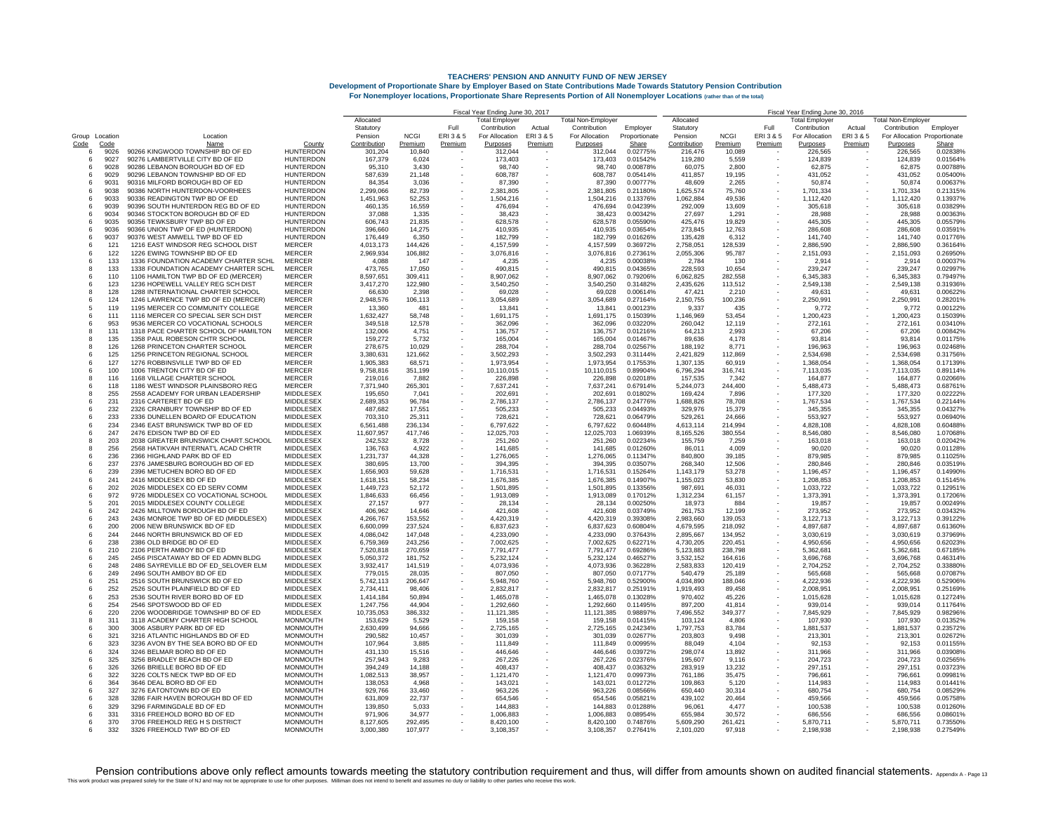# TEACHERS' PENSION AND ANNUITY FUND OF NEW JERSEY

**Development of Proportionate Share by Employer Based on State Contributions Made Towards Statutory Pension Contribution**

**For Nonemployer locations, Proportionate Share Represents Portion of All Nonemployer Locations (rather than of the total)**

| | | | | Fiscal Year Ending June 30, 2017 | | | | | | | | Fiscal Year Ending June 30, 2016 | | | | | | | |
|---|---|---|---|---|---|---|---|---|---|---|---|---|---|---|---|---|---|---|---|
| Group Code | Location Code | Location Name | County | Allocated Statutory Pension Contribution | NCGI Premium | Full ERI 3 & 5 Premium | Total Employer Contribution For Allocation Purposes | Actual ERI 3 & 5 Premium | Total Non-Employer Contribution For Allocation Purposes | Employer Proportionate Share | Allocated Statutory Pension Contribution | NCGI Premium | Full ERI 3 & 5 Premium | Total Employer Contribution For Allocation Purposes | Actual ERI 3 & 5 Premium | Total Non-Employer Contribution For Allocation Purposes | Employer Proportionate Share |
| 6 | 9026 | 90266 KINGWOOD TOWNSHIP BD OF ED | HUNTERDON | 301,204 | 10,840 | - | 312,044 | - | 312,044 | 0.02775% | 216,476 | 10,089 | - | 226,565 | - | 226,565 | 0.02838% |
| 6 | 9027 | 90276 LAMBERTVILLE CITY BD OF ED | HUNTERDON | 167,379 | 6,024 | - | 173,403 | - | 173,403 | 0.01542% | 119,280 | 5,559 | - | 124,839 | - | 124,839 | 0.01564% |
| 6 | 9028 | 90286 LEBANON BOROUGH BD OF ED | HUNTERDON | 95,310 | 3,430 | - | 98,740 | - | 98,740 | 0.00878% | 60,075 | 2,800 | - | 62,875 | - | 62,875 | 0.00788% |
| 6 | 9029 | 90296 LEBANON TOWNSHIP BD OF ED | HUNTERDON | 587,639 | 21,148 | - | 608,787 | - | 608,787 | 0.05414% | 411,857 | 19,195 | - | 431,052 | - | 431,052 | 0.05400% |
| 6 | 9031 | 90316 MILFORD BOROUGH BD OF ED | HUNTERDON | 84,354 | 3,036 | - | 87,390 | - | 87,390 | 0.00777% | 48,609 | 2,265 | - | 50,874 | - | 50,874 | 0.00637% |
| 6 | 9038 | 90386 NORTH HUNTERDON-VOORHEES | HUNTERDON | 2,299,066 | 82,739 | - | 2,381,805 | - | 2,381,805 | 0.21180% | 1,625,574 | 75,760 | - | 1,701,334 | - | 1,701,334 | 0.21315% |
| 6 | 9033 | 90336 READINGTON TWP BD OF ED | HUNTERDON | 1,451,963 | 52,253 | - | 1,504,216 | - | 1,504,216 | 0.13376% | 1,062,884 | 49,536 | - | 1,112,420 | - | 1,112,420 | 0.13937% |
| 6 | 9039 | 90396 SOUTH HUNTERDON REG BD OF ED | HUNTERDON | 460,135 | 16,559 | - | 476,694 | - | 476,694 | 0.04239% | 292,009 | 13,609 | - | 305,618 | - | 305,618 | 0.03829% |
| 6 | 9034 | 90346 STOCKTON BOROUGH BD OF ED | HUNTERDON | 37,088 | 1,335 | - | 38,423 | - | 38,423 | 0.00342% | 27,697 | 1,291 | - | 28,988 | - | 28,988 | 0.00363% |
| 6 | 9035 | 90356 TEWKSBURY TWP BD OF ED | HUNTERDON | 606,743 | 21,835 | - | 628,578 | - | 628,578 | 0.05590% | 425,476 | 19,829 | - | 445,305 | - | 445,305 | 0.05579% |
| 6 | 9036 | 90366 UNION TWP OF ED (HUNTERDON) | HUNTERDON | 396,660 | 14,275 | - | 410,935 | - | 410,935 | 0.03654% | 273,845 | 12,763 | - | 286,608 | - | 286,608 | 0.03591% |
| 6 | 9037 | 90376 WEST AMWELL TWP BD OF ED | HUNTERDON | 176,449 | 6,350 | - | 182,799 | - | 182,799 | 0.01626% | 135,428 | 6,312 | - | 141,740 | - | 141,740 | 0.01776% |
| 6 | 121 | 1216 EAST WINDSOR REG SCHOOL DIST | MERCER | 4,013,173 | 144,426 | - | 4,157,599 | - | 4,157,599 | 0.36972% | 2,758,051 | 128,539 | - | 2,886,590 | - | 2,886,590 | 0.36164% |
| 6 | 122 | 1226 EWING TOWNSHIP BD OF ED | MERCER | 2,969,934 | 106,882 | - | 3,076,816 | - | 3,076,816 | 0.27361% | 2,055,306 | 95,787 | - | 2,151,093 | - | 2,151,093 | 0.26950% |
| 6 | 133 | 1336 FOUNDATION ACADEMY CHARTER SCHL | MERCER | 4,088 | 147 | - | 4,235 | - | 4,235 | 0.00038% | 2,784 | 130 | - | 2,914 | - | 2,914 | 0.00037% |
| 8 | 133 | 1338 FOUNDATION ACADEMY CHARTER SCHL | MERCER | 473,765 | 17,050 | - | 490,815 | - | 490,815 | 0.04365% | 228,593 | 10,654 | - | 239,247 | - | 239,247 | 0.02997% |
| 6 | 110 | 1106 HAMILTON TWP BD OF ED (MERCER) | MERCER | 8,597,651 | 309,411 | - | 8,907,062 | - | 8,907,062 | 0.79206% | 6,062,825 | 282,558 | - | 6,345,383 | - | 6,345,383 | 0.79497% |
| 6 | 123 | 1236 HOPEWELL VALLEY REG SCH DIST | MERCER | 3,417,270 | 122,980 | - | 3,540,250 | - | 3,540,250 | 0.31482% | 2,435,626 | 113,512 | - | 2,549,138 | - | 2,549,138 | 0.31936% |
| 8 | 128 | 1288 INTERNATIONAL CHARTER SCHOOL | MERCER | 66,630 | 2,398 | - | 69,028 | - | 69,028 | 0.00614% | 47,421 | 2,210 | - | 49,631 | - | 49,631 | 0.00622% |
| 6 | 124 | 1246 LAWRENCE TWP BD OF ED (MERCER) | MERCER | 2,948,576 | 106,113 | - | 3,054,689 | - | 3,054,689 | 0.27164% | 2,150,755 | 100,236 | - | 2,250,991 | - | 2,250,991 | 0.28201% |
| 5 | 119 | 1195 MERCER CO COMMUNITY COLLEGE | MERCER | 13,360 | 481 | - | 13,841 | - | 13,841 | 0.00123% | 9,337 | 435 | - | 9,772 | - | 9,772 | 0.00122% |
| 6 | 111 | 1116 MERCER CO SPECIAL SER SCH DIST | MERCER | 1,632,427 | 58,748 | - | 1,691,175 | - | 1,691,175 | 0.15039% | 1,146,969 | 53,454 | - | 1,200,423 | - | 1,200,423 | 0.15039% |
| 6 | 953 | 9536 MERCER CO VOCATIONAL SCHOOLS | MERCER | 349,518 | 12,578 | - | 362,096 | - | 362,096 | 0.03220% | 260,042 | 12,119 | - | 272,161 | - | 272,161 | 0.03410% |
| 8 | 131 | 1318 PACE CHARTER SCHOOL OF HAMILTON | MERCER | 132,006 | 4,751 | - | 136,757 | - | 136,757 | 0.01216% | 64,213 | 2,993 | - | 67,206 | - | 67,206 | 0.00842% |
| 8 | 135 | 1358 PAUL ROBESON CHTR SCHOOL | MERCER | 159,272 | 5,732 | - | 165,004 | - | 165,004 | 0.01467% | 89,636 | 4,178 | - | 93,814 | - | 93,814 | 0.01175% |
| 8 | 126 | 1268 PRINCETON CHARTER SCHOOL | MERCER | 278,675 | 10,029 | - | 288,704 | - | 288,704 | 0.02567% | 188,192 | 8,771 | - | 196,963 | - | 196,963 | 0.02468% |
| 6 | 125 | 1256 PRINCETON REGIONAL SCHOOL | MERCER | 3,380,631 | 121,662 | - | 3,502,293 | - | 3,502,293 | 0.31144% | 2,421,829 | 112,869 | - | 2,534,698 | - | 2,534,698 | 0.31756% |
| 6 | 127 | 1276 ROBBINSVILLE TWP BD OF ED | MERCER | 1,905,383 | 68,571 | - | 1,973,954 | - | 1,973,954 | 0.17553% | 1,307,135 | 60,919 | - | 1,368,054 | - | 1,368,054 | 0.17139% |
| 6 | 100 | 1006 TRENTON CITY BD OF ED | MERCER | 9,758,816 | 351,199 | - | 10,110,015 | - | 10,110,015 | 0.89904% | 6,796,294 | 316,741 | - | 7,113,035 | - | 7,113,035 | 0.89114% |
| 8 | 116 | 1168 VILLAGE CHARTER SCHOOL | MERCER | 219,016 | 7,882 | - | 226,898 | - | 226,898 | 0.02018% | 157,535 | 7,342 | - | 164,877 | - | 164,877 | 0.02066% |
| 6 | 118 | 1186 WEST WINDSOR PLAINSBORO REG | MERCER | 7,371,940 | 265,301 | - | 7,637,241 | - | 7,637,241 | 0.67914% | 5,244,073 | 244,400 | - | 5,488,473 | - | 5,488,473 | 0.68761% |
| 8 | 255 | 2558 ACADEMY FOR URBAN LEADERSHIP | MIDDLESEX | 195,650 | 7,041 | - | 202,691 | - | 202,691 | 0.01802% | 169,424 | 7,896 | - | 177,320 | - | 177,320 | 0.02222% |
| 6 | 231 | 2316 CARTERET BD OF ED | MIDDLESEX | 2,689,353 | 96,784 | - | 2,786,137 | - | 2,786,137 | 0.24776% | 1,688,826 | 78,708 | - | 1,767,534 | - | 1,767,534 | 0.22144% |
| 6 | 232 | 2326 CRANBURY TOWNSHIP BD OF ED | MIDDLESEX | 487,682 | 17,551 | - | 505,233 | - | 505,233 | 0.04493% | 329,976 | 15,379 | - | 345,355 | - | 345,355 | 0.04327% |
| 6 | 233 | 2336 DUNELLEN BOARD OF EDUCATION | MIDDLESEX | 703,310 | 25,311 | - | 728,621 | - | 728,621 | 0.06479% | 529,261 | 24,666 | - | 553,927 | - | 553,927 | 0.06940% |
| 6 | 234 | 2346 EAST BRUNSWICK TWP BD OF ED | MIDDLESEX | 6,561,488 | 236,134 | - | 6,797,622 | - | 6,797,622 | 0.60448% | 4,613,114 | 214,994 | - | 4,828,108 | - | 4,828,108 | 0.60488% |
| 6 | 247 | 2476 EDISON TWP BD OF ED | MIDDLESEX | 11,607,957 | 417,746 | - | 12,025,703 | - | 12,025,703 | 1.06939% | 8,165,526 | 380,554 | - | 8,546,080 | - | 8,546,080 | 1.07068% |
| 8 | 203 | 2038 GREATER BRUNSWICK CHART.SCHOOL | MIDDLESEX | 242,532 | 8,728 | - | 251,260 | - | 251,260 | 0.02234% | 155,759 | 7,259 | - | 163,018 | - | 163,018 | 0.02042% |
| 8 | 256 | 2568 HATIKVAH INTERNAT'L ACAD CHRTR | MIDDLESEX | 136,763 | 4,922 | - | 141,685 | - | 141,685 | 0.01260% | 86,011 | 4,009 | - | 90,020 | - | 90,020 | 0.01128% |
| 6 | 236 | 2366 HIGHLAND PARK BD OF ED | MIDDLESEX | 1,231,737 | 44,328 | - | 1,276,065 | - | 1,276,065 | 0.11347% | 840,800 | 39,185 | - | 879,985 | - | 879,985 | 0.11025% |
| 6 | 237 | 2376 JAMESBURG BOROUGH BD OF ED | MIDDLESEX | 380,695 | 13,700 | - | 394,395 | - | 394,395 | 0.03507% | 268,340 | 12,506 | - | 280,846 | - | 280,846 | 0.03519% |
| 6 | 239 | 2396 METUCHEN BORO BD OF ED | MIDDLESEX | 1,656,903 | 59,628 | - | 1,716,531 | - | 1,716,531 | 0.15264% | 1,143,179 | 53,278 | - | 1,196,457 | - | 1,196,457 | 0.14990% |
| 6 | 241 | 2416 MIDDLESEX BD OF ED | MIDDLESEX | 1,618,151 | 58,234 | - | 1,676,385 | - | 1,676,385 | 0.14907% | 1,155,023 | 53,830 | - | 1,208,853 | - | 1,208,853 | 0.15145% |
| 6 | 202 | 2026 MIDDLESEX CO ED SERV COMM | MIDDLESEX | 1,449,723 | 52,172 | - | 1,501,895 | - | 1,501,895 | 0.13356% | 987,691 | 46,031 | - | 1,033,722 | - | 1,033,722 | 0.12951% |
| 6 | 972 | 9726 MIDDLESEX CO VOCATIONAL SCHOOL | MIDDLESEX | 1,846,633 | 66,456 | - | 1,913,089 | - | 1,913,089 | 0.17012% | 1,312,234 | 61,157 | - | 1,373,391 | - | 1,373,391 | 0.17206% |
| 5 | 201 | 2015 MIDDLESEX COUNTY COLLEGE | MIDDLESEX | 27,157 | 977 | - | 28,134 | - | 28,134 | 0.00250% | 18,973 | 884 | - | 19,857 | - | 19,857 | 0.00249% |
| 6 | 242 | 2426 MILLTOWN BOROUGH BD OF ED | MIDDLESEX | 406,962 | 14,646 | - | 421,608 | - | 421,608 | 0.03749% | 261,753 | 12,199 | - | 273,952 | - | 273,952 | 0.03432% |
| 6 | 243 | 2436 MONROE TWP BD OF ED (MIDDLESEX) | MIDDLESEX | 4,266,767 | 153,552 | - | 4,420,319 | - | 4,420,319 | 0.39308% | 2,983,660 | 139,053 | - | 3,122,713 | - | 3,122,713 | 0.39122% |
| 6 | 200 | 2006 NEW BRUNSWICK BD OF ED | MIDDLESEX | 6,600,099 | 237,524 | - | 6,837,623 | - | 6,837,623 | 0.60804% | 4,679,595 | 218,092 | - | 4,897,687 | - | 4,897,687 | 0.61360% |
| 6 | 244 | 2446 NORTH BRUNSWICK BD OF ED | MIDDLESEX | 4,086,042 | 147,048 | - | 4,233,090 | - | 4,233,090 | 0.37643% | 2,895,667 | 134,952 | - | 3,030,619 | - | 3,030,619 | 0.37969% |
| 6 | 238 | 2386 OLD BRIDGE BD OF ED | MIDDLESEX | 6,759,369 | 243,256 | - | 7,002,625 | - | 7,002,625 | 0.62271% | 4,730,205 | 220,451 | - | 4,950,656 | - | 4,950,656 | 0.62023% |
| 6 | 210 | 2106 PERTH AMBOY BD OF ED | MIDDLESEX | 7,520,818 | 270,659 | - | 7,791,477 | - | 7,791,477 | 0.69286% | 5,123,883 | 238,798 | - | 5,362,681 | - | 5,362,681 | 0.67185% |
| 6 | 245 | 2456 PISCATAWAY BD OF ED ADMN BLDG | MIDDLESEX | 5,050,372 | 181,752 | - | 5,232,124 | - | 5,232,124 | 0.46527% | 3,532,152 | 164,616 | - | 3,696,768 | - | 3,696,768 | 0.46314% |
| 6 | 248 | 2486 SAYREVILLE BD OF ED_SELOVER ELM | MIDDLESEX | 3,932,417 | 141,519 | - | 4,073,936 | - | 4,073,936 | 0.36228% | 2,583,833 | 120,419 | - | 2,704,252 | - | 2,704,252 | 0.33880% |
| 6 | 249 | 2496 SOUTH AMBOY BD OF ED | MIDDLESEX | 779,015 | 28,035 | - | 807,050 | - | 807,050 | 0.07177% | 540,479 | 25,189 | - | 565,668 | - | 565,668 | 0.07087% |
| 6 | 251 | 2516 SOUTH BRUNSWICK BD OF ED | MIDDLESEX | 5,742,113 | 206,647 | - | 5,948,760 | - | 5,948,760 | 0.52900% | 4,034,890 | 188,046 | - | 4,222,936 | - | 4,222,936 | 0.52906% |
| 6 | 252 | 2526 SOUTH PLAINFIELD BD OF ED | MIDDLESEX | 2,734,411 | 98,406 | - | 2,832,817 | - | 2,832,817 | 0.25191% | 1,919,493 | 89,458 | - | 2,008,951 | - | 2,008,951 | 0.25169% |
| 6 | 253 | 2536 SOUTH RIVER BORO BD OF ED | MIDDLESEX | 1,414,184 | 50,894 | - | 1,465,078 | - | 1,465,078 | 0.13028% | 970,402 | 45,226 | - | 1,015,628 | - | 1,015,628 | 0.12724% |
| 6 | 254 | 2546 SPOTSWOOD BD OF ED | MIDDLESEX | 1,247,756 | 44,904 | - | 1,292,660 | - | 1,292,660 | 0.11495% | 897,200 | 41,814 | - | 939,014 | - | 939,014 | 0.11764% |
| 6 | 220 | 2206 WOODBRIDGE TOWNSHIP BD OF ED | MIDDLESEX | 10,735,053 | 386,332 | - | 11,121,385 | - | 11,121,385 | 0.98897% | 7,496,552 | 349,377 | - | 7,845,929 | - | 7,845,929 | 0.98296% |
| 8 | 311 | 3118 ACADEMY CHARTER HIGH SCHOOL | MONMOUTH | 153,629 | 5,529 | - | 159,158 | - | 159,158 | 0.01415% | 103,124 | 4,806 | - | 107,930 | - | 107,930 | 0.01352% |
| 6 | 300 | 3006 ASBURY PARK BD OF ED | MONMOUTH | 2,630,499 | 94,666 | - | 2,725,165 | - | 2,725,165 | 0.24234% | 1,797,753 | 83,784 | - | 1,881,537 | - | 1,881,537 | 0.23572% |
| 6 | 321 | 3216 ATLANTIC HIGHLANDS BD OF ED | MONMOUTH | 290,582 | 10,457 | - | 301,039 | - | 301,039 | 0.02677% | 203,803 | 9,498 | - | 213,301 | - | 213,301 | 0.02672% |
| 6 | 323 | 3236 AVON BY THE SEA BORO BD OF ED | MONMOUTH | 107,964 | 3,885 | - | 111,849 | - | 111,849 | 0.00995% | 88,049 | 4,104 | - | 92,153 | - | 92,153 | 0.01155% |
| 6 | 324 | 3246 BELMAR BORO BD OF ED | MONMOUTH | 431,130 | 15,516 | - | 446,646 | - | 446,646 | 0.03972% | 298,074 | 13,892 | - | 311,966 | - | 311,966 | 0.03908% |
| 6 | 325 | 3256 BRADLEY BEACH BD OF ED | MONMOUTH | 257,943 | 9,283 | - | 267,226 | - | 267,226 | 0.02376% | 195,607 | 9,116 | - | 204,723 | - | 204,723 | 0.02565% |
| 6 | 326 | 3266 BRIELLE BORO BD OF ED | MONMOUTH | 394,249 | 14,188 | - | 408,437 | - | 408,437 | 0.03632% | 283,919 | 13,232 | - | 297,151 | - | 297,151 | 0.03723% |
| 6 | 322 | 3226 COLTS NECK TWP BD OF ED | MONMOUTH | 1,082,513 | 38,957 | - | 1,121,470 | - | 1,121,470 | 0.09973% | 761,186 | 35,475 | - | 796,661 | - | 796,661 | 0.09981% |
| 6 | 364 | 3646 DEAL BORO BD OF ED | MONMOUTH | 138,053 | 4,968 | - | 143,021 | - | 143,021 | 0.01272% | 109,863 | 5,120 | - | 114,983 | - | 114,983 | 0.01441% |
| 6 | 327 | 3276 EATONTOWN BD OF ED | MONMOUTH | 929,766 | 33,460 | - | 963,226 | - | 963,226 | 0.08566% | 650,440 | 30,314 | - | 680,754 | - | 680,754 | 0.08529% |
| 6 | 328 | 3286 FAIR HAVEN BOROUGH BD OF ED | MONMOUTH | 631,809 | 22,737 | - | 654,546 | - | 654,546 | 0.05821% | 439,102 | 20,464 | - | 459,566 | - | 459,566 | 0.05758% |
| 6 | 329 | 3296 FARMINGDALE BD OF ED | MONMOUTH | 139,850 | 5,033 | - | 144,883 | - | 144,883 | 0.01288% | 96,061 | 4,477 | - | 100,538 | - | 100,538 | 0.01260% |
| 6 | 331 | 3316 FREEHOLD BORO BD OF ED | MONMOUTH | 971,906 | 34,977 | - | 1,006,883 | - | 1,006,883 | 0.08954% | 655,984 | 30,572 | - | 686,556 | - | 686,556 | 0.08601% |
| 6 | 370 | 3706 FREEHOLD REG H S DISTRICT | MONMOUTH | 8,127,605 | 292,495 | - | 8,420,100 | - | 8,420,100 | 0.74876% | 5,609,290 | 261,421 | - | 5,870,711 | - | 5,870,711 | 0.73550% |
| 6 | 332 | 3326 FREEHOLD TWP BD OF ED | MONMOUTH | 3,000,380 | 107,977 | - | 3,108,357 | - | 3,108,357 | 0.27641% | 2,101,020 | 97,918 | - | 2,198,938 | - | 2,198,938 | 0.27549% |

Pension contributions above only reflect amounts towards meeting the statutory contribution requirement and thus, will differ from amounts shown on audited financial statements.

This work product was prepared solely for the State of NJ and may not be appropriate to use for other purposes. Milliman does not intend to benefit and assumes no duty or liability to other parties who receive this work.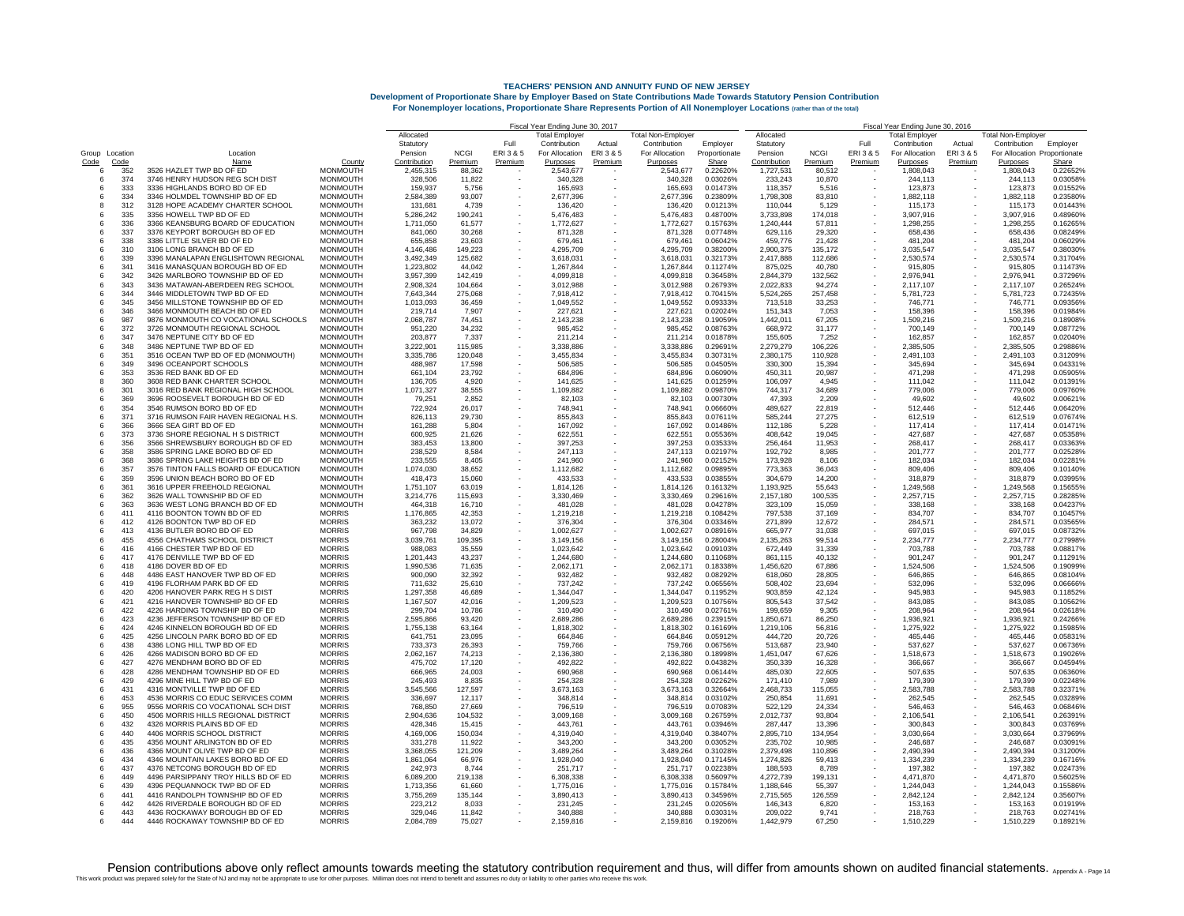# TEACHERS' PENSION AND ANNUITY FUND OF NEW JERSEY

**Development of Proportionate Share by Employer Based on State Contributions Made Towards Statutory Pension Contribution**

**For Nonemployer locations, Proportionate Share Represents Portion of All Nonemployer Locations (rather than of the total)**

| | | | | Fiscal Year Ending June 30, 2017 | | | | | | | | Fiscal Year Ending June 30, 2016 | | | | | | | |
|---|---|---|---|---|---|---|---|---|---|---|---|---|---|---|---|---|---|---|---|
| Group Code | Location Code | Location Name | County | Allocated Statutory Pension Contribution | NCGI Premium | Full ERI 3 & 5 Premium | Total Employer Contribution For Allocation Purposes | Actual ERI 3 & 5 Premium | Total Non-Employer Contribution For Allocation Purposes | Employer Proportionate Share | Allocated Statutory Pension Contribution | NCGI Premium | Full ERI 3 & 5 Premium | Total Employer Contribution For Allocation Purposes | Actual ERI 3 & 5 Premium | Total Non-Employer Contribution For Allocation Purposes | Employer Proportionate Share |
| 6 | 352 | 3526 HAZLET TWP BD OF ED | MONMOUTH | 2,455,315 | 88,362 | - | 2,543,677 | - | 2,543,677 | 0.22620% | 1,727,531 | 80,512 | - | 1,808,043 | - | 1,808,043 | 0.22652% |
| 6 | 374 | 3746 HENRY HUDSON REG SCH DIST | MONMOUTH | 328,506 | 11,822 | - | 340,328 | - | 340,328 | 0.03026% | 233,243 | 10,870 | - | 244,113 | - | 244,113 | 0.03058% |
| 6 | 333 | 3336 HIGHLANDS BORO BD OF ED | MONMOUTH | 159,937 | 5,756 | - | 165,693 | - | 165,693 | 0.01473% | 118,357 | 5,516 | - | 123,873 | - | 123,873 | 0.01552% |
| 6 | 334 | 3346 HOLMDEL TOWNSHIP BD OF ED | MONMOUTH | 2,584,389 | 93,007 | - | 2,677,396 | - | 2,677,396 | 0.23809% | 1,798,308 | 83,810 | - | 1,882,118 | - | 1,882,118 | 0.23580% |
| 8 | 312 | 3128 HOPE ACADEMY CHARTER SCHOOL | MONMOUTH | 131,681 | 4,739 | - | 136,420 | - | 136,420 | 0.01213% | 110,044 | 5,129 | - | 115,173 | - | 115,173 | 0.01443% |
| 6 | 335 | 3356 HOWELL TWP BD OF ED | MONMOUTH | 5,286,242 | 190,241 | - | 5,476,483 | - | 5,476,483 | 0.48700% | 3,733,898 | 174,018 | - | 3,907,916 | - | 3,907,916 | 0.48960% |
| 6 | 336 | 3366 KEANSBURG BOARD OF EDUCATION | MONMOUTH | 1,711,050 | 61,577 | - | 1,772,627 | - | 1,772,627 | 0.15763% | 1,240,444 | 57,811 | - | 1,298,255 | - | 1,298,255 | 0.16265% |
| 6 | 337 | 3376 KEYPORT BOROUGH BD OF ED | MONMOUTH | 841,060 | 30,268 | - | 871,328 | - | 871,328 | 0.07748% | 629,116 | 29,320 | - | 658,436 | - | 658,436 | 0.08249% |
| 6 | 338 | 3386 LITTLE SILVER BD OF ED | MONMOUTH | 655,858 | 23,603 | - | 679,461 | - | 679,461 | 0.06042% | 459,776 | 21,428 | - | 481,204 | - | 481,204 | 0.06029% |
| 6 | 310 | 3106 LONG BRANCH BD OF ED | MONMOUTH | 4,146,486 | 149,223 | - | 4,295,709 | - | 4,295,709 | 0.38200% | 2,900,375 | 135,172 | - | 3,035,547 | - | 3,035,547 | 0.38030% |
| 6 | 339 | 3396 MANALAPAN ENGLISHTOWN REGIONAL | MONMOUTH | 3,492,349 | 125,682 | - | 3,618,031 | - | 3,618,031 | 0.32173% | 2,417,888 | 112,686 | - | 2,530,574 | - | 2,530,574 | 0.31704% |
| 6 | 341 | 3416 MANASQUAN BOROUGH BD OF ED | MONMOUTH | 1,223,802 | 44,042 | - | 1,267,844 | - | 1,267,844 | 0.11274% | 875,025 | 40,780 | - | 915,805 | - | 915,805 | 0.11473% |
| 6 | 342 | 3426 MARLBORO TOWNSHIP BD OF ED | MONMOUTH | 3,957,399 | 142,419 | - | 4,099,818 | - | 4,099,818 | 0.36458% | 2,844,379 | 132,562 | - | 2,976,941 | - | 2,976,941 | 0.37296% |
| 6 | 343 | 3436 MATAWAN-ABERDEEN REG SCHOOL | MONMOUTH | 2,908,324 | 104,664 | - | 3,012,988 | - | 3,012,988 | 0.26793% | 2,022,833 | 94,274 | - | 2,117,107 | - | 2,117,107 | 0.26524% |
| 6 | 344 | 3446 MIDDLETOWN TWP BD OF ED | MONMOUTH | 7,643,344 | 275,068 | - | 7,918,412 | - | 7,918,412 | 0.70415% | 5,524,265 | 257,458 | - | 5,781,723 | - | 5,781,723 | 0.72435% |
| 6 | 345 | 3456 MILLSTONE TOWNSHIP BD OF ED | MONMOUTH | 1,013,093 | 36,459 | - | 1,049,552 | - | 1,049,552 | 0.09333% | 713,518 | 33,253 | - | 746,771 | - | 746,771 | 0.09356% |
| 6 | 346 | 3466 MONMOUTH BEACH BD OF ED | MONMOUTH | 219,714 | 7,907 | - | 227,621 | - | 227,621 | 0.02024% | 151,343 | 7,053 | - | 158,396 | - | 158,396 | 0.01984% |
| 6 | 987 | 9876 MONMOUTH CO VOCATIONAL SCHOOLS | MONMOUTH | 2,068,787 | 74,451 | - | 2,143,238 | - | 2,143,238 | 0.19059% | 1,442,011 | 67,205 | - | 1,509,216 | - | 1,509,216 | 0.18908% |
| 6 | 372 | 3726 MONMOUTH REGIONAL SCHOOL | MONMOUTH | 951,220 | 34,232 | - | 985,452 | - | 985,452 | 0.08763% | 668,972 | 31,177 | - | 700,149 | - | 700,149 | 0.08772% |
| 6 | 347 | 3476 NEPTUNE CITY BD OF ED | MONMOUTH | 203,877 | 7,337 | - | 211,214 | - | 211,214 | 0.01878% | 155,605 | 7,252 | - | 162,857 | - | 162,857 | 0.02040% |
| 6 | 348 | 3486 NEPTUNE TWP BD OF ED | MONMOUTH | 3,222,901 | 115,985 | - | 3,338,886 | - | 3,338,886 | 0.29691% | 2,279,279 | 106,226 | - | 2,385,505 | - | 2,385,505 | 0.29886% |
| 6 | 351 | 3516 OCEAN TWP BD OF ED (MONMOUTH) | MONMOUTH | 3,335,786 | 120,048 | - | 3,455,834 | - | 3,455,834 | 0.30731% | 2,380,175 | 110,928 | - | 2,491,103 | - | 2,491,103 | 0.31209% |
| 6 | 349 | 3496 OCEANPORT SCHOOLS | MONMOUTH | 488,987 | 17,598 | - | 506,585 | - | 506,585 | 0.04505% | 330,300 | 15,394 | - | 345,694 | - | 345,694 | 0.04331% |
| 6 | 353 | 3536 RED BANK BD OF ED | MONMOUTH | 661,104 | 23,792 | - | 684,896 | - | 684,896 | 0.06090% | 450,311 | 20,987 | - | 471,298 | - | 471,298 | 0.05905% |
| 8 | 360 | 3608 RED BANK CHARTER SCHOOL | MONMOUTH | 136,705 | 4,920 | - | 141,625 | - | 141,625 | 0.01259% | 106,097 | 4,945 | - | 111,042 | - | 111,042 | 0.01391% |
| 6 | 301 | 3016 RED BANK REGIONAL HIGH SCHOOL | MONMOUTH | 1,071,327 | 38,555 | - | 1,109,882 | - | 1,109,882 | 0.09870% | 744,317 | 34,689 | - | 779,006 | - | 779,006 | 0.09760% |
| 6 | 369 | 3696 ROOSEVELT BOROUGH BD OF ED | MONMOUTH | 79,251 | 2,852 | - | 82,103 | - | 82,103 | 0.00730% | 47,393 | 2,209 | - | 49,602 | - | 49,602 | 0.00621% |
| 6 | 354 | 3546 RUMSON BORO BD OF ED | MONMOUTH | 722,924 | 26,017 | - | 748,941 | - | 748,941 | 0.06660% | 489,627 | 22,819 | - | 512,446 | - | 512,446 | 0.06420% |
| 6 | 371 | 3716 RUMSON FAIR HAVEN REGIONAL H.S. | MONMOUTH | 826,113 | 29,730 | - | 855,843 | - | 855,843 | 0.07611% | 585,244 | 27,275 | - | 612,519 | - | 612,519 | 0.07674% |
| 6 | 366 | 3666 SEA GIRT BD OF ED | MONMOUTH | 161,288 | 5,804 | - | 167,092 | - | 167,092 | 0.01486% | 112,186 | 5,228 | - | 117,414 | - | 117,414 | 0.01471% |
| 6 | 373 | 3736 SHORE REGIONAL H S DISTRICT | MONMOUTH | 600,925 | 21,626 | - | 622,551 | - | 622,551 | 0.05536% | 408,642 | 19,045 | - | 427,687 | - | 427,687 | 0.05358% |
| 6 | 356 | 3566 SHREWSBURY BOROUGH BD OF ED | MONMOUTH | 383,453 | 13,800 | - | 397,253 | - | 397,253 | 0.03533% | 256,464 | 11,953 | - | 268,417 | - | 268,417 | 0.03363% |
| 6 | 358 | 3586 SPRING LAKE BORO BD OF ED | MONMOUTH | 238,529 | 8,584 | - | 247,113 | - | 247,113 | 0.02197% | 192,792 | 8,985 | - | 201,777 | - | 201,777 | 0.02528% |
| 6 | 368 | 3686 SPRING LAKE HEIGHTS BD OF ED | MONMOUTH | 233,555 | 8,405 | - | 241,960 | - | 241,960 | 0.02152% | 173,928 | 8,106 | - | 182,034 | - | 182,034 | 0.02281% |
| 6 | 357 | 3576 TINTON FALLS BOARD OF EDUCATION | MONMOUTH | 1,074,030 | 38,652 | - | 1,112,682 | - | 1,112,682 | 0.09895% | 773,363 | 36,043 | - | 809,406 | - | 809,406 | 0.10140% |
| 6 | 359 | 3596 UNION BEACH BORO BD OF ED | MONMOUTH | 418,473 | 15,060 | - | 433,533 | - | 433,533 | 0.03855% | 304,679 | 14,200 | - | 318,879 | - | 318,879 | 0.03995% |
| 6 | 361 | 3616 UPPER FREEHOLD REGIONAL | MONMOUTH | 1,751,107 | 63,019 | - | 1,814,126 | - | 1,814,126 | 0.16132% | 1,193,925 | 55,643 | - | 1,249,568 | - | 1,249,568 | 0.15655% |
| 6 | 362 | 3626 WALL TOWNSHIP BD OF ED | MONMOUTH | 3,214,776 | 115,693 | - | 3,330,469 | - | 3,330,469 | 0.29616% | 2,157,180 | 100,535 | - | 2,257,715 | - | 2,257,715 | 0.28285% |
| 6 | 363 | 3636 WEST LONG BRANCH BD OF ED | MONMOUTH | 464,318 | 16,710 | - | 481,028 | - | 481,028 | 0.04278% | 323,109 | 15,059 | - | 338,168 | - | 338,168 | 0.04237% |
| 6 | 411 | 4116 BOONTON TOWN BD OF ED | MORRIS | 1,176,865 | 42,353 | - | 1,219,218 | - | 1,219,218 | 0.10842% | 797,538 | 37,169 | - | 834,707 | - | 834,707 | 0.10457% |
| 6 | 412 | 4126 BOONTON TWP BD OF ED | MORRIS | 363,232 | 13,072 | - | 376,304 | - | 376,304 | 0.03346% | 271,899 | 12,672 | - | 284,571 | - | 284,571 | 0.03565% |
| 6 | 413 | 4136 BUTLER BORO BD OF ED | MORRIS | 967,798 | 34,829 | - | 1,002,627 | - | 1,002,627 | 0.08916% | 665,977 | 31,038 | - | 697,015 | - | 697,015 | 0.08732% |
| 6 | 455 | 4556 CHATHAMS SCHOOL DISTRICT | MORRIS | 3,039,761 | 109,395 | - | 3,149,156 | - | 3,149,156 | 0.28004% | 2,135,263 | 99,514 | - | 2,234,777 | - | 2,234,777 | 0.27998% |
| 6 | 416 | 4166 CHESTER TWP BD OF ED | MORRIS | 988,083 | 35,559 | - | 1,023,642 | - | 1,023,642 | 0.09103% | 672,449 | 31,339 | - | 703,788 | - | 703,788 | 0.08817% |
| 6 | 417 | 4176 DENVILLE TWP BD OF ED | MORRIS | 1,201,443 | 43,237 | - | 1,244,680 | - | 1,244,680 | 0.11068% | 861,115 | 40,132 | - | 901,247 | - | 901,247 | 0.11291% |
| 6 | 418 | 4186 DOVER BD OF ED | MORRIS | 1,990,536 | 71,635 | - | 2,062,171 | - | 2,062,171 | 0.18338% | 1,456,620 | 67,886 | - | 1,524,506 | - | 1,524,506 | 0.19099% |
| 6 | 448 | 4486 EAST HANOVER TWP BD OF ED | MORRIS | 900,090 | 32,392 | - | 932,482 | - | 932,482 | 0.08292% | 618,060 | 28,805 | - | 646,865 | - | 646,865 | 0.08104% |
| 6 | 419 | 4196 FLORHAM PARK BD OF ED | MORRIS | 711,632 | 25,610 | - | 737,242 | - | 737,242 | 0.06556% | 508,402 | 23,694 | - | 532,096 | - | 532,096 | 0.06666% |
| 6 | 420 | 4206 HANOVER PARK REG H S DIST | MORRIS | 1,297,358 | 46,689 | - | 1,344,047 | - | 1,344,047 | 0.11952% | 903,859 | 42,124 | - | 945,983 | - | 945,983 | 0.11852% |
| 6 | 421 | 4216 HANOVER TOWNSHIP BD OF ED | MORRIS | 1,167,507 | 42,016 | - | 1,209,523 | - | 1,209,523 | 0.10756% | 805,543 | 37,542 | - | 843,085 | - | 843,085 | 0.10562% |
| 6 | 422 | 4226 HARDING TOWNSHIP BD OF ED | MORRIS | 299,704 | 10,786 | - | 310,490 | - | 310,490 | 0.02761% | 199,659 | 9,305 | - | 208,964 | - | 208,964 | 0.02618% |
| 6 | 423 | 4236 JEFFERSON TOWNSHIP BD OF ED | MORRIS | 2,595,866 | 93,420 | - | 2,689,286 | - | 2,689,286 | 0.23915% | 1,850,671 | 86,250 | - | 1,936,921 | - | 1,936,921 | 0.24266% |
| 6 | 424 | 4246 KINNELON BOROUGH BD OF ED | MORRIS | 1,755,138 | 63,164 | - | 1,818,302 | - | 1,818,302 | 0.16169% | 1,219,106 | 56,816 | - | 1,275,922 | - | 1,275,922 | 0.15985% |
| 6 | 425 | 4256 LINCOLN PARK BORO BD OF ED | MORRIS | 641,751 | 23,095 | - | 664,846 | - | 664,846 | 0.05912% | 444,720 | 20,726 | - | 465,446 | - | 465,446 | 0.05831% |
| 6 | 438 | 4386 LONG HILL TWP BD OF ED | MORRIS | 733,373 | 26,393 | - | 759,766 | - | 759,766 | 0.06756% | 513,687 | 23,940 | - | 537,627 | - | 537,627 | 0.06736% |
| 6 | 426 | 4266 MADISON BORO BD OF ED | MORRIS | 2,062,167 | 74,213 | - | 2,136,380 | - | 2,136,380 | 0.18998% | 1,451,047 | 67,626 | - | 1,518,673 | - | 1,518,673 | 0.19026% |
| 6 | 427 | 4276 MENDHAM BORO BD OF ED | MORRIS | 475,702 | 17,120 | - | 492,822 | - | 492,822 | 0.04382% | 350,339 | 16,328 | - | 366,667 | - | 366,667 | 0.04594% |
| 6 | 428 | 4286 MENDHAM TOWNSHIP BD OF ED | MORRIS | 666,965 | 24,003 | - | 690,968 | - | 690,968 | 0.06144% | 485,030 | 22,605 | - | 507,635 | - | 507,635 | 0.06360% |
| 6 | 429 | 4296 MINE HILL TWP BD OF ED | MORRIS | 245,493 | 8,835 | - | 254,328 | - | 254,328 | 0.02262% | 171,410 | 7,989 | - | 179,399 | - | 179,399 | 0.02248% |
| 6 | 431 | 4316 MONTVILLE TWP BD OF ED | MORRIS | 3,545,566 | 127,597 | - | 3,673,163 | - | 3,673,163 | 0.32664% | 2,468,733 | 115,055 | - | 2,583,788 | - | 2,583,788 | 0.32371% |
| 6 | 453 | 4536 MORRIS CO EDUC SERVICES COMM | MORRIS | 336,697 | 12,117 | - | 348,814 | - | 348,814 | 0.03102% | 250,854 | 11,691 | - | 262,545 | - | 262,545 | 0.03289% |
| 6 | 955 | 9556 MORRIS CO VOCATIONAL SCH DIST | MORRIS | 768,850 | 27,669 | - | 796,519 | - | 796,519 | 0.07083% | 522,129 | 24,334 | - | 546,463 | - | 546,463 | 0.06846% |
| 6 | 450 | 4506 MORRIS HILLS REGIONAL DISTRICT | MORRIS | 2,904,636 | 104,532 | - | 3,009,168 | - | 3,009,168 | 0.26759% | 2,012,737 | 93,804 | - | 2,106,541 | - | 2,106,541 | 0.26391% |
| 6 | 432 | 4326 MORRIS PLAINS BD OF ED | MORRIS | 428,346 | 15,415 | - | 443,761 | - | 443,761 | 0.03946% | 287,447 | 13,396 | - | 300,843 | - | 300,843 | 0.03769% |
| 6 | 440 | 4406 MORRIS SCHOOL DISTRICT | MORRIS | 4,169,006 | 150,034 | - | 4,319,040 | - | 4,319,040 | 0.38407% | 2,895,710 | 134,954 | - | 3,030,664 | - | 3,030,664 | 0.37969% |
| 6 | 435 | 4356 MOUNT ARLINGTON BD OF ED | MORRIS | 331,278 | 11,922 | - | 343,200 | - | 343,200 | 0.03052% | 235,702 | 10,985 | - | 246,687 | - | 246,687 | 0.03091% |
| 6 | 436 | 4366 MOUNT OLIVE TWP BD OF ED | MORRIS | 3,368,055 | 121,209 | - | 3,489,264 | - | 3,489,264 | 0.31028% | 2,379,498 | 110,896 | - | 2,490,394 | - | 2,490,394 | 0.31200% |
| 6 | 434 | 4346 MOUNTAIN LAKES BORO BD OF ED | MORRIS | 1,861,064 | 66,976 | - | 1,928,040 | - | 1,928,040 | 0.17145% | 1,274,826 | 59,413 | - | 1,334,239 | - | 1,334,239 | 0.16716% |
| 6 | 437 | 4376 NETCONG BOROUGH BD OF ED | MORRIS | 242,973 | 8,744 | - | 251,717 | - | 251,717 | 0.02238% | 188,593 | 8,789 | - | 197,382 | - | 197,382 | 0.02473% |
| 6 | 449 | 4496 PARSIPPANY TROY HILLS BD OF ED | MORRIS | 6,089,200 | 219,138 | - | 6,308,338 | - | 6,308,338 | 0.56097% | 4,272,739 | 199,131 | - | 4,471,870 | - | 4,471,870 | 0.56025% |
| 6 | 439 | 4396 PEQUANNOCK TWP BD OF ED | MORRIS | 1,713,356 | 61,660 | - | 1,775,016 | - | 1,775,016 | 0.15784% | 1,188,646 | 55,397 | - | 1,244,043 | - | 1,244,043 | 0.15586% |
| 6 | 441 | 4416 RANDOLPH TOWNSHIP BD OF ED | MORRIS | 3,755,269 | 135,144 | - | 3,890,413 | - | 3,890,413 | 0.34596% | 2,715,565 | 126,559 | - | 2,842,124 | - | 2,842,124 | 0.35607% |
| 6 | 442 | 4426 RIVERDALE BOROUGH BD OF ED | MORRIS | 223,212 | 8,033 | - | 231,245 | - | 231,245 | 0.02056% | 146,343 | 6,820 | - | 153,163 | - | 153,163 | 0.01919% |
| 6 | 443 | 4436 ROCKAWAY BOROUGH BD OF ED | MORRIS | 329,046 | 11,842 | - | 340,888 | - | 340,888 | 0.03031% | 209,022 | 9,741 | - | 218,763 | - | 218,763 | 0.02741% |
| 6 | 444 | 4446 ROCKAWAY TOWNSHIP BD OF ED | MORRIS | 2,084,789 | 75,027 | - | 2,159,816 | - | 2,159,816 | 0.19206% | 1,442,979 | 67,250 | - | 1,510,229 | - | 1,510,229 | 0.18921% |

Pension contributions above only reflect amounts towards meeting the statutory contribution requirement and thus, will differ from amounts shown on audited financial statements.

This work product was prepared solely for the State of NJ and may not be appropriate to use for other purposes. Milliman does not intend to benefit and assumes no duty or liability to other parties who receive this work.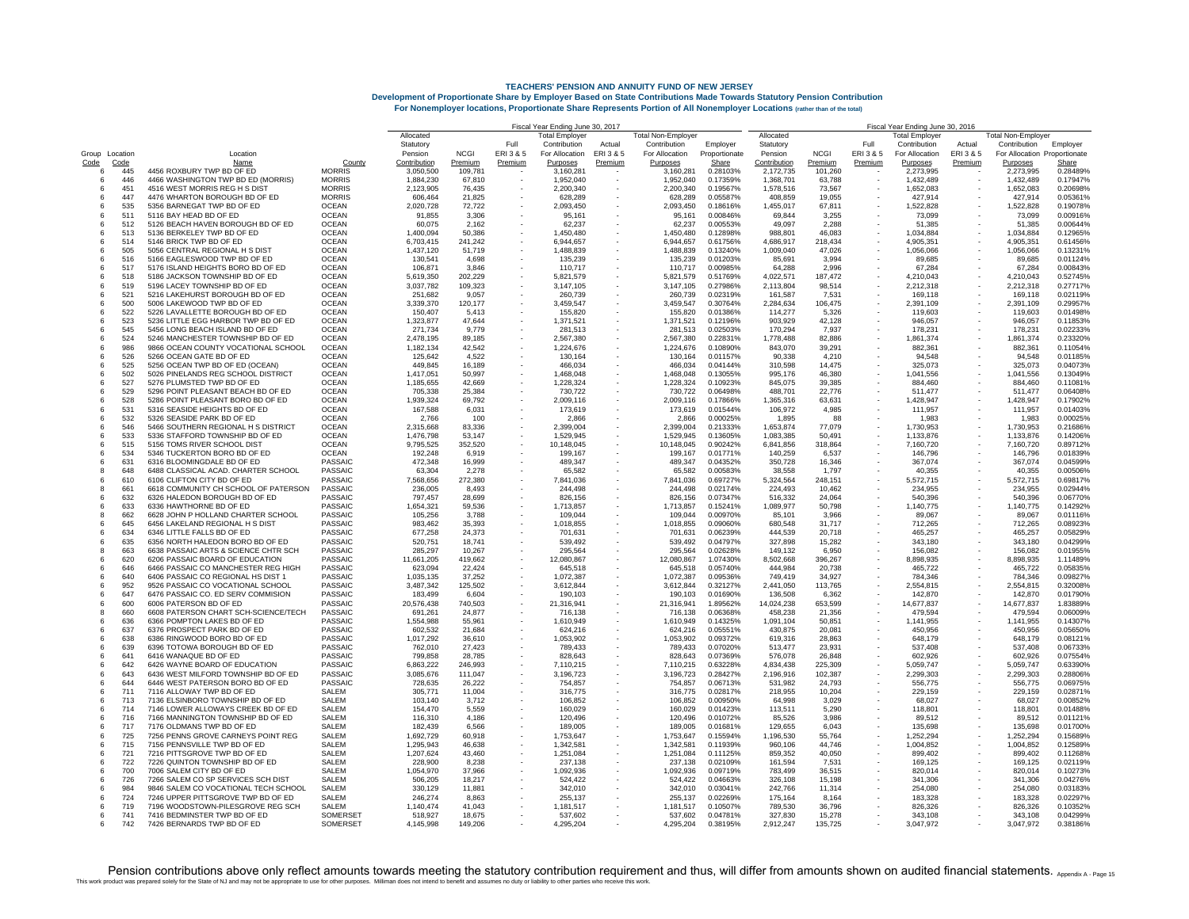# TEACHERS' PENSION AND ANNUITY FUND OF NEW JERSEY

**Development of Proportionate Share by Employer Based on State Contributions Made Towards Statutory Pension Contribution**

**For Nonemployer locations, Proportionate Share Represents Portion of All Nonemployer Locations (rather than of the total)**

| | | | | Fiscal Year Ending June 30, 2017 | | | | | | | | Fiscal Year Ending June 30, 2016 | | | | | | | |
|---|---|---|---|---|---|---|---|---|---|---|---|---|---|---|---|---|---|---|---|
| Group Code | Location Code | Location Name | County | Allocated Statutory Pension Contribution | NCGI Premium | Full ERI 3 & 5 Premium | Total Employer Contribution For Allocation Purposes | Actual ERI 3 & 5 Premium | Total Non-Employer Contribution For Allocation Purposes | Employer Proportionate Share | Allocated Statutory Pension Contribution | NCGI Premium | Full ERI 3 & 5 Premium | Total Employer Contribution For Allocation Purposes | Actual ERI 3 & 5 Premium | Total Non-Employer Contribution For Allocation Purposes | Employer Proportionate Share |
| 6 | 445 | 4456 ROXBURY TWP BD OF ED | MORRIS | 3,050,500 | 109,781 | - | 3,160,281 | - | 3,160,281 | 0.28103% | 2,172,735 | 101,260 | - | 2,273,995 | - | 2,273,995 | 0.28489% |
| 6 | 446 | 4466 WASHINGTON TWP BD ED (MORRIS) | MORRIS | 1,884,230 | 67,810 | - | 1,952,040 | - | 1,952,040 | 0.17359% | 1,368,701 | 63,788 | - | 1,432,489 | - | 1,432,489 | 0.17947% |
| 6 | 451 | 4516 WEST MORRIS REG H S DIST | MORRIS | 2,123,905 | 76,435 | - | 2,200,340 | - | 2,200,340 | 0.19567% | 1,578,516 | 73,567 | - | 1,652,083 | - | 1,652,083 | 0.20698% |
| 6 | 447 | 4476 WHARTON BOROUGH BD OF ED | MORRIS | 606,464 | 21,825 | - | 628,289 | - | 628,289 | 0.05587% | 408,859 | 19,055 | - | 427,914 | - | 427,914 | 0.05361% |
| 6 | 535 | 5356 BARNEGAT TWP BD OF ED | OCEAN | 2,020,728 | 72,722 | - | 2,093,450 | - | 2,093,450 | 0.18616% | 1,455,017 | 67,811 | - | 1,522,828 | - | 1,522,828 | 0.19078% |
| 6 | 511 | 5116 BAY HEAD BD OF ED | OCEAN | 91,855 | 3,306 | - | 95,161 | - | 95,161 | 0.00846% | 69,844 | 3,255 | - | 73,099 | - | 73,099 | 0.00916% |
| 6 | 512 | 5126 BEACH HAVEN BOROUGH BD OF ED | OCEAN | 60,075 | 2,162 | - | 62,237 | - | 62,237 | 0.00553% | 49,097 | 2,288 | - | 51,385 | - | 51,385 | 0.00644% |
| 6 | 513 | 5136 BERKELEY TWP BD OF ED | OCEAN | 1,400,094 | 50,386 | - | 1,450,480 | - | 1,450,480 | 0.12898% | 988,801 | 46,083 | - | 1,034,884 | - | 1,034,884 | 0.12965% |
| 6 | 514 | 5146 BRICK TWP BD OF ED | OCEAN | 6,703,415 | 241,242 | - | 6,944,657 | - | 6,944,657 | 0.61756% | 4,686,917 | 218,434 | - | 4,905,351 | - | 4,905,351 | 0.61456% |
| 6 | 505 | 5056 CENTRAL REGIONAL H S DIST | OCEAN | 1,437,120 | 51,719 | - | 1,488,839 | - | 1,488,839 | 0.13240% | 1,009,040 | 47,026 | - | 1,056,066 | - | 1,056,066 | 0.13231% |
| 6 | 516 | 5166 EAGLESWOOD TWP BD OF ED | OCEAN | 130,541 | 4,698 | - | 135,239 | - | 135,239 | 0.01203% | 85,691 | 3,994 | - | 89,685 | - | 89,685 | 0.01124% |
| 6 | 517 | 5176 ISLAND HEIGHTS BORO BD OF ED | OCEAN | 106,871 | 3,846 | - | 110,717 | - | 110,717 | 0.00985% | 64,288 | 2,996 | - | 67,284 | - | 67,284 | 0.00843% |
| 6 | 518 | 5186 JACKSON TOWNSHIP BD OF ED | OCEAN | 5,619,350 | 202,229 | - | 5,821,579 | - | 5,821,579 | 0.51769% | 4,022,571 | 187,472 | - | 4,210,043 | - | 4,210,043 | 0.52745% |
| 6 | 519 | 5196 LACEY TOWNSHIP BD OF ED | OCEAN | 3,037,782 | 109,323 | - | 3,147,105 | - | 3,147,105 | 0.27986% | 2,113,804 | 98,514 | - | 2,212,318 | - | 2,212,318 | 0.27717% |
| 6 | 521 | 5216 LAKEHURST BOROUGH BD OF ED | OCEAN | 251,682 | 9,057 | - | 260,739 | - | 260,739 | 0.02319% | 161,587 | 7,531 | - | 169,118 | - | 169,118 | 0.02119% |
| 6 | 500 | 5006 LAKEWOOD TWP BD OF ED | OCEAN | 3,339,370 | 120,177 | - | 3,459,547 | - | 3,459,547 | 0.30764% | 2,284,634 | 106,475 | - | 2,391,109 | - | 2,391,109 | 0.29957% |
| 6 | 522 | 5226 LAVALLETTE BOROUGH BD OF ED | OCEAN | 150,407 | 5,413 | - | 155,820 | - | 155,820 | 0.01386% | 114,277 | 5,326 | - | 119,603 | - | 119,603 | 0.01498% |
| 6 | 523 | 5236 LITTLE EGG HARBOR TWP BD OF ED | OCEAN | 1,323,877 | 47,644 | - | 1,371,521 | - | 1,371,521 | 0.12196% | 903,929 | 42,128 | - | 946,057 | - | 946,057 | 0.11853% |
| 6 | 545 | 5456 LONG BEACH ISLAND BD OF ED | OCEAN | 271,734 | 9,779 | - | 281,513 | - | 281,513 | 0.02503% | 170,294 | 7,937 | - | 178,231 | - | 178,231 | 0.02233% |
| 6 | 524 | 5246 MANCHESTER TOWNSHIP BD OF ED | OCEAN | 2,478,195 | 89,185 | - | 2,567,380 | - | 2,567,380 | 0.22831% | 1,778,488 | 82,886 | - | 1,861,374 | - | 1,861,374 | 0.23320% |
| 6 | 986 | 9866 OCEAN COUNTY VOCATIONAL SCHOOL | OCEAN | 1,182,134 | 42,542 | - | 1,224,676 | - | 1,224,676 | 0.10890% | 843,070 | 39,291 | - | 882,361 | - | 882,361 | 0.11054% |
| 6 | 526 | 5266 OCEAN GATE BD OF ED | OCEAN | 125,642 | 4,522 | - | 130,164 | - | 130,164 | 0.01157% | 90,338 | 4,210 | - | 94,548 | - | 94,548 | 0.01185% |
| 6 | 525 | 5256 OCEAN TWP BD OF ED (OCEAN) | OCEAN | 449,845 | 16,189 | - | 466,034 | - | 466,034 | 0.04144% | 310,598 | 14,475 | - | 325,073 | - | 325,073 | 0.04073% |
| 6 | 502 | 5026 PINELANDS REG SCHOOL DISTRICT | OCEAN | 1,417,051 | 50,997 | - | 1,468,048 | - | 1,468,048 | 0.13055% | 995,176 | 46,380 | - | 1,041,556 | - | 1,041,556 | 0.13049% |
| 6 | 527 | 5276 PLUMSTED TWP BD OF ED | OCEAN | 1,185,655 | 42,669 | - | 1,228,324 | - | 1,228,324 | 0.10923% | 845,075 | 39,385 | - | 884,460 | - | 884,460 | 0.11081% |
| 6 | 529 | 5296 POINT PLEASANT BEACH BD OF ED | OCEAN | 705,338 | 25,384 | - | 730,722 | - | 730,722 | 0.06498% | 488,701 | 22,776 | - | 511,477 | - | 511,477 | 0.06408% |
| 6 | 528 | 5286 POINT PLEASANT BORO BD OF ED | OCEAN | 1,939,324 | 69,792 | - | 2,009,116 | - | 2,009,116 | 0.17866% | 1,365,316 | 63,631 | - | 1,428,947 | - | 1,428,947 | 0.17902% |
| 6 | 531 | 5316 SEASIDE HEIGHTS BD OF ED | OCEAN | 167,588 | 6,031 | - | 173,619 | - | 173,619 | 0.01544% | 106,972 | 4,985 | - | 111,957 | - | 111,957 | 0.01403% |
| 6 | 532 | 5326 SEASIDE PARK BD OF ED | OCEAN | 2,766 | 100 | - | 2,866 | - | 2,866 | 0.00025% | 1,895 | 88 | - | 1,983 | - | 1,983 | 0.00025% |
| 6 | 546 | 5466 SOUTHERN REGIONAL H S DISTRICT | OCEAN | 2,315,668 | 83,336 | - | 2,399,004 | - | 2,399,004 | 0.21333% | 1,653,874 | 77,079 | - | 1,730,953 | - | 1,730,953 | 0.21686% |
| 6 | 533 | 5336 STAFFORD TOWNSHIP BD OF ED | OCEAN | 1,476,798 | 53,147 | - | 1,529,945 | - | 1,529,945 | 0.13605% | 1,083,385 | 50,491 | - | 1,133,876 | - | 1,133,876 | 0.14206% |
| 6 | 515 | 5156 TOMS RIVER SCHOOL DIST | OCEAN | 9,795,525 | 352,520 | - | 10,148,045 | - | 10,148,045 | 0.90242% | 6,841,856 | 318,864 | - | 7,160,720 | - | 7,160,720 | 0.89712% |
| 6 | 534 | 5346 TUCKERTON BORO BD OF ED | OCEAN | 192,248 | 6,919 | - | 199,167 | - | 199,167 | 0.01771% | 140,259 | 6,537 | - | 146,796 | - | 146,796 | 0.01839% |
| 6 | 631 | 6316 BLOOMINGDALE BD OF ED | PASSAIC | 472,348 | 16,999 | - | 489,347 | - | 489,347 | 0.04352% | 350,728 | 16,346 | - | 367,074 | - | 367,074 | 0.04599% |
| 8 | 648 | 6488 CLASSICAL ACAD. CHARTER SCHOOL | PASSAIC | 63,304 | 2,278 | - | 65,582 | - | 65,582 | 0.00583% | 38,558 | 1,797 | - | 40,355 | - | 40,355 | 0.00506% |
| 6 | 610 | 6106 CLIFTON CITY BD OF ED | PASSAIC | 7,568,656 | 272,380 | - | 7,841,036 | - | 7,841,036 | 0.69727% | 5,324,564 | 248,151 | - | 5,572,715 | - | 5,572,715 | 0.69817% |
| 8 | 661 | 6618 COMMUNITY CH SCHOOL OF PATERSON | PASSAIC | 236,005 | 8,493 | - | 244,498 | - | 244,498 | 0.02174% | 224,493 | 10,462 | - | 234,955 | - | 234,955 | 0.02944% |
| 6 | 632 | 6326 HALEDON BOROUGH BD OF ED | PASSAIC | 797,457 | 28,699 | - | 826,156 | - | 826,156 | 0.07347% | 516,332 | 24,064 | - | 540,396 | - | 540,396 | 0.06770% |
| 6 | 633 | 6336 HAWTHORNE BD OF ED | PASSAIC | 1,654,321 | 59,536 | - | 1,713,857 | - | 1,713,857 | 0.15241% | 1,089,977 | 50,798 | - | 1,140,775 | - | 1,140,775 | 0.14292% |
| 8 | 662 | 6628 JOHN P HOLLAND CHARTER SCHOOL | PASSAIC | 105,256 | 3,788 | - | 109,044 | - | 109,044 | 0.00970% | 85,101 | 3,966 | - | 89,067 | - | 89,067 | 0.01116% |
| 6 | 645 | 6456 LAKELAND REGIONAL H S DIST | PASSAIC | 983,462 | 35,393 | - | 1,018,855 | - | 1,018,855 | 0.09060% | 680,548 | 31,717 | - | 712,265 | - | 712,265 | 0.08923% |
| 6 | 634 | 6346 LITTLE FALLS BD OF ED | PASSAIC | 677,258 | 24,373 | - | 701,631 | - | 701,631 | 0.06239% | 444,539 | 20,718 | - | 465,257 | - | 465,257 | 0.05829% |
| 6 | 635 | 6356 NORTH HALEDON BORO BD OF ED | PASSAIC | 520,751 | 18,741 | - | 539,492 | - | 539,492 | 0.04797% | 327,898 | 15,282 | - | 343,180 | - | 343,180 | 0.04299% |
| 8 | 663 | 6638 PASSAIC ARTS & SCIENCE CHTR SCH | PASSAIC | 285,297 | 10,267 | - | 295,564 | - | 295,564 | 0.02628% | 149,132 | 6,950 | - | 156,082 | - | 156,082 | 0.01955% |
| 6 | 620 | 6206 PASSAIC BOARD OF EDUCATION | PASSAIC | 11,661,205 | 419,662 | - | 12,080,867 | - | 12,080,867 | 1.07430% | 8,502,668 | 396,267 | - | 8,898,935 | - | 8,898,935 | 1.11489% |
| 6 | 646 | 6466 PASSAIC CO MANCHESTER REG HIGH | PASSAIC | 623,094 | 22,424 | - | 645,518 | - | 645,518 | 0.05740% | 444,984 | 20,738 | - | 465,722 | - | 465,722 | 0.05835% |
| 6 | 640 | 6406 PASSAIC CO REGIONAL HS DIST 1 | PASSAIC | 1,035,135 | 37,252 | - | 1,072,387 | - | 1,072,387 | 0.09536% | 749,419 | 34,927 | - | 784,346 | - | 784,346 | 0.09827% |
| 6 | 952 | 9526 PASSAIC CO VOCATIONAL SCHOOL | PASSAIC | 3,487,342 | 125,502 | - | 3,612,844 | - | 3,612,844 | 0.32127% | 2,441,050 | 113,765 | - | 2,554,815 | - | 2,554,815 | 0.32008% |
| 6 | 647 | 6476 PASSAIC CO. ED SERV COMMISION | PASSAIC | 183,499 | 6,604 | - | 190,103 | - | 190,103 | 0.01690% | 136,508 | 6,362 | - | 142,870 | - | 142,870 | 0.01790% |
| 6 | 600 | 6006 PATERSON BD OF ED | PASSAIC | 20,576,438 | 740,503 | - | 21,316,941 | - | 21,316,941 | 1.89562% | 14,024,238 | 653,599 | - | 14,677,837 | - | 14,677,837 | 1.83889% |
| 8 | 660 | 6608 PATERSON CHART SCH-SCIENCE/TECH | PASSAIC | 691,261 | 24,877 | - | 716,138 | - | 716,138 | 0.06368% | 458,238 | 21,356 | - | 479,594 | - | 479,594 | 0.06009% |
| 6 | 636 | 6366 POMPTON LAKES BD OF ED | PASSAIC | 1,554,988 | 55,961 | - | 1,610,949 | - | 1,610,949 | 0.14325% | 1,091,104 | 50,851 | - | 1,141,955 | - | 1,141,955 | 0.14307% |
| 6 | 637 | 6376 PROSPECT PARK BD OF ED | PASSAIC | 602,532 | 21,684 | - | 624,216 | - | 624,216 | 0.05551% | 430,875 | 20,081 | - | 450,956 | - | 450,956 | 0.05650% |
| 6 | 638 | 6386 RINGWOOD BORO BD OF ED | PASSAIC | 1,017,292 | 36,610 | - | 1,053,902 | - | 1,053,902 | 0.09372% | 619,316 | 28,863 | - | 648,179 | - | 648,179 | 0.08121% |
| 6 | 639 | 6396 TOTOWA BOROUGH BD OF ED | PASSAIC | 762,010 | 27,423 | - | 789,433 | - | 789,433 | 0.07020% | 513,477 | 23,931 | - | 537,408 | - | 537,408 | 0.06733% |
| 6 | 641 | 6416 WANAQUE BD OF ED | PASSAIC | 799,858 | 28,785 | - | 828,643 | - | 828,643 | 0.07369% | 576,078 | 26,848 | - | 602,926 | - | 602,926 | 0.07554% |
| 6 | 642 | 6426 WAYNE BOARD OF EDUCATION | PASSAIC | 6,863,222 | 246,993 | - | 7,110,215 | - | 7,110,215 | 0.63228% | 4,834,438 | 225,309 | - | 5,059,747 | - | 5,059,747 | 0.63390% |
| 6 | 643 | 6436 WEST MILFORD TOWNSHIP BD OF ED | PASSAIC | 3,085,676 | 111,047 | - | 3,196,723 | - | 3,196,723 | 0.28427% | 2,196,916 | 102,387 | - | 2,299,303 | - | 2,299,303 | 0.28806% |
| 6 | 644 | 6446 WEST PATERSON BORO BD OF ED | PASSAIC | 728,635 | 26,222 | - | 754,857 | - | 754,857 | 0.06713% | 531,982 | 24,793 | - | 556,775 | - | 556,775 | 0.06975% |
| 6 | 711 | 7116 ALLOWAY TWP BD OF ED | SALEM | 305,771 | 11,004 | - | 316,775 | - | 316,775 | 0.02817% | 218,955 | 10,204 | - | 229,159 | - | 229,159 | 0.02871% |
| 6 | 713 | 7136 ELSINBORO TOWNSHIP BD OF ED | SALEM | 103,140 | 3,712 | - | 106,852 | - | 106,852 | 0.00950% | 64,998 | 3,029 | - | 68,027 | - | 68,027 | 0.00852% |
| 6 | 714 | 7146 LOWER ALLOWAYS CREEK BD OF ED | SALEM | 154,470 | 5,559 | - | 160,029 | - | 160,029 | 0.01423% | 113,511 | 5,290 | - | 118,801 | - | 118,801 | 0.01488% |
| 6 | 716 | 7166 MANNINGTON TOWNSHIP BD OF ED | SALEM | 116,310 | 4,186 | - | 120,496 | - | 120,496 | 0.01072% | 85,526 | 3,986 | - | 89,512 | - | 89,512 | 0.01121% |
| 6 | 717 | 7176 OLDMANS TWP BD OF ED | SALEM | 182,439 | 6,566 | - | 189,005 | - | 189,005 | 0.01681% | 129,655 | 6,043 | - | 135,698 | - | 135,698 | 0.01700% |
| 6 | 725 | 7256 PENNS GROVE CARNEYS POINT REG | SALEM | 1,692,729 | 60,918 | - | 1,753,647 | - | 1,753,647 | 0.15594% | 1,196,530 | 55,764 | - | 1,252,294 | - | 1,252,294 | 0.15689% |
| 6 | 715 | 7156 PENNSVILLE TWP BD OF ED | SALEM | 1,295,943 | 46,638 | - | 1,342,581 | - | 1,342,581 | 0.11939% | 960,106 | 44,746 | - | 1,004,852 | - | 1,004,852 | 0.12589% |
| 6 | 721 | 7216 PITTSGROVE TWP BD OF ED | SALEM | 1,207,624 | 43,460 | - | 1,251,084 | - | 1,251,084 | 0.11125% | 859,352 | 40,050 | - | 899,402 | - | 899,402 | 0.11268% |
| 6 | 722 | 7226 QUINTON TOWNSHIP BD OF ED | SALEM | 228,900 | 8,238 | - | 237,138 | - | 237,138 | 0.02109% | 161,594 | 7,531 | - | 169,125 | - | 169,125 | 0.02119% |
| 6 | 700 | 7006 SALEM CITY BD OF ED | SALEM | 1,054,970 | 37,966 | - | 1,092,936 | - | 1,092,936 | 0.09719% | 783,499 | 36,515 | - | 820,014 | - | 820,014 | 0.10273% |
| 6 | 726 | 7266 SALEM CO SP SERVICES SCH DIST | SALEM | 506,205 | 18,217 | - | 524,422 | - | 524,422 | 0.04663% | 326,108 | 15,198 | - | 341,306 | - | 341,306 | 0.04276% |
| 6 | 984 | 9846 SALEM CO VOCATIONAL TECH SCHOOL | SALEM | 330,129 | 11,881 | - | 342,010 | - | 342,010 | 0.03041% | 242,766 | 11,314 | - | 254,080 | - | 254,080 | 0.03183% |
| 6 | 724 | 7246 UPPER PITTSGROVE TWP BD OF ED | SALEM | 246,274 | 8,863 | - | 255,137 | - | 255,137 | 0.02269% | 175,164 | 8,164 | - | 183,328 | - | 183,328 | 0.02297% |
| 6 | 719 | 7196 WOODSTOWN-PILESGROVE REG SCH | SALEM | 1,140,474 | 41,043 | - | 1,181,517 | - | 1,181,517 | 0.10507% | 789,530 | 36,796 | - | 826,326 | - | 826,326 | 0.10352% |
| 6 | 741 | 7416 BEDMINSTER TWP BD OF ED | SOMERSET | 518,927 | 18,675 | - | 537,602 | - | 537,602 | 0.04781% | 327,830 | 15,278 | - | 343,108 | - | 343,108 | 0.04299% |
| 6 | 742 | 7426 BERNARDS TWP BD OF ED | SOMERSET | 4,145,998 | 149,206 | - | 4,295,204 | - | 4,295,204 | 0.38195% | 2,912,247 | 135,725 | - | 3,047,972 | - | 3,047,972 | 0.38186% |

Pension contributions above only reflect amounts towards meeting the statutory contribution requirement and thus, will differ from amounts shown on audited financial statements.

This work product was prepared solely for the State of NJ and may not be appropriate to use for other purposes. Milliman does not intend to benefit and assumes no duty or liability to other parties who receive this work.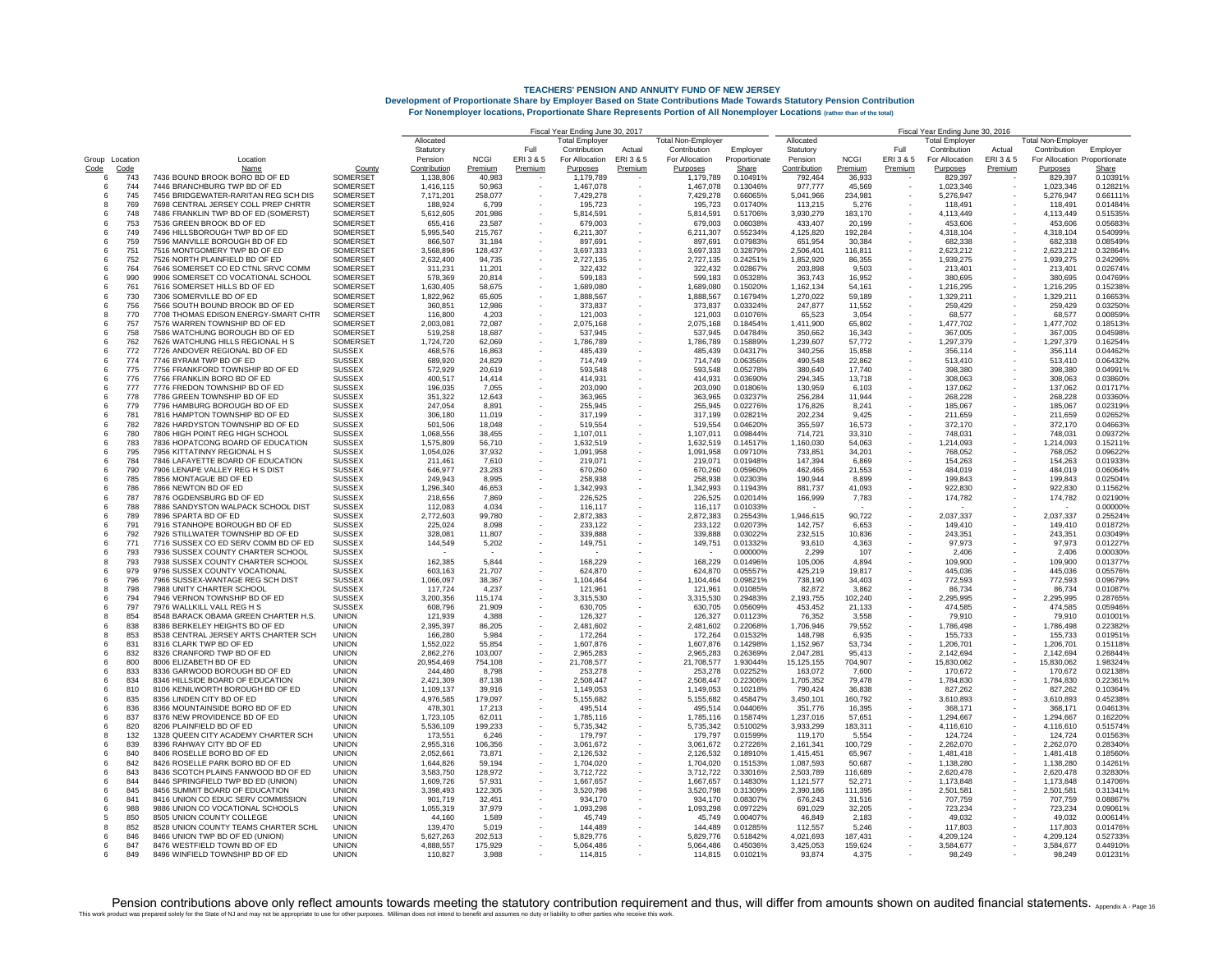# TEACHERS' PENSION AND ANNUITY FUND OF NEW JERSEY

**Development of Proportionate Share by Employer Based on State Contributions Made Towards Statutory Pension Contribution**

**For Nonemployer locations, Proportionate Share Represents Portion of All Nonemployer Locations (rather than of the total)**

| | | | | Fiscal Year Ending June 30, 2017 | | | | | | | | Fiscal Year Ending June 30, 2016 | | | | | | | |
|---|---|---|---|---|---|---|---|---|---|---|---|---|---|---|---|---|---|---|---|
| Group Code | Location Code | Location Name | County | Allocated Statutory Pension Contribution | NCGI Premium | Full ERI 3 & 5 Premium | Total Employer Contribution For Allocation Purposes | Actual ERI 3 & 5 Premium | Total Non-Employer Contribution For Allocation Purposes | Employer Proportionate Share | Allocated Statutory Pension Contribution | NCGI Premium | Full ERI 3 & 5 Premium | Total Employer Contribution For Allocation Purposes | Actual ERI 3 & 5 Premium | Total Non-Employer Contribution For Allocation Purposes | Employer Proportionate Share |
| 6 | 743 | 7436 BOUND BROOK BORO BD OF ED | SOMERSET | 1,138,806 | 40,983 | - | 1,179,789 | - | 1,179,789 | 0.10491% | 792,464 | 36,933 | - | 829,397 | - | 829,397 | 0.10391% |
| 6 | 744 | 7446 BRANCHBURG TWP BD OF ED | SOMERSET | 1,416,115 | 50,963 | - | 1,467,078 | - | 1,467,078 | 0.13046% | 977,777 | 45,569 | - | 1,023,346 | - | 1,023,346 | 0.12821% |
| 6 | 745 | 7456 BRIDGEWATER-RARITAN REG SCH DIS | SOMERSET | 7,171,201 | 258,077 | - | 7,429,278 | - | 7,429,278 | 0.66065% | 5,041,966 | 234,981 | - | 5,276,947 | - | 5,276,947 | 0.66111% |
| 8 | 769 | 7698 CENTRAL JERSEY COLL PREP CHRTR | SOMERSET | 188,924 | 6,799 | - | 195,723 | - | 195,723 | 0.01740% | 113,215 | 5,276 | - | 118,491 | - | 118,491 | 0.01484% |
| 6 | 748 | 7486 FRANKLIN TWP BD OF ED (SOMERST) | SOMERSET | 5,612,605 | 201,986 | - | 5,814,591 | - | 5,814,591 | 0.51706% | 3,930,279 | 183,170 | - | 4,113,449 | - | 4,113,449 | 0.51535% |
| 6 | 753 | 7536 GREEN BROOK BD OF ED | SOMERSET | 655,416 | 23,587 | - | 679,003 | - | 679,003 | 0.06038% | 433,407 | 20,199 | - | 453,606 | - | 453,606 | 0.05683% |
| 6 | 749 | 7496 HILLSBOROUGH TWP BD OF ED | SOMERSET | 5,995,540 | 215,767 | - | 6,211,307 | - | 6,211,307 | 0.55234% | 4,125,820 | 192,284 | - | 4,318,104 | - | 4,318,104 | 0.54099% |
| 6 | 759 | 7596 MANVILLE BOROUGH BD OF ED | SOMERSET | 866,507 | 31,184 | - | 897,691 | - | 897,691 | 0.07983% | 651,954 | 30,384 | - | 682,338 | - | 682,338 | 0.08549% |
| 6 | 751 | 7516 MONTGOMERY TWP BD OF ED | SOMERSET | 3,568,896 | 128,437 | - | 3,697,333 | - | 3,697,333 | 0.32879% | 2,506,401 | 116,811 | - | 2,623,212 | - | 2,623,212 | 0.32864% |
| 6 | 752 | 7526 NORTH PLAINFIELD BD OF ED | SOMERSET | 2,632,400 | 94,735 | - | 2,727,135 | - | 2,727,135 | 0.24251% | 1,852,920 | 86,355 | - | 1,939,275 | - | 1,939,275 | 0.24296% |
| 6 | 764 | 7646 SOMERSET CO ED CTNL SRVC COMM | SOMERSET | 311,231 | 11,201 | - | 322,432 | - | 322,432 | 0.02867% | 203,898 | 9,503 | - | 213,401 | - | 213,401 | 0.02674% |
| 6 | 990 | 9906 SOMERSET CO VOCATIONAL SCHOOL | SOMERSET | 578,369 | 20,814 | - | 599,183 | - | 599,183 | 0.05328% | 363,743 | 16,952 | - | 380,695 | - | 380,695 | 0.04769% |
| 6 | 761 | 7616 SOMERSET HILLS BD OF ED | SOMERSET | 1,630,405 | 58,675 | - | 1,689,080 | - | 1,689,080 | 0.15020% | 1,162,134 | 54,161 | - | 1,216,295 | - | 1,216,295 | 0.15238% |
| 6 | 730 | 7306 SOMERVILLE BD OF ED | SOMERSET | 1,822,962 | 65,605 | - | 1,888,567 | - | 1,888,567 | 0.16794% | 1,270,022 | 59,189 | - | 1,329,211 | - | 1,329,211 | 0.16653% |
| 6 | 756 | 7566 SOUTH BOUND BROOK BD OF ED | SOMERSET | 360,851 | 12,986 | - | 373,837 | - | 373,837 | 0.03324% | 247,877 | 11,552 | - | 259,429 | - | 259,429 | 0.03250% |
| 8 | 770 | 7708 THOMAS EDISON ENERGY-SMART CHTR | SOMERSET | 116,800 | 4,203 | - | 121,003 | - | 121,003 | 0.01076% | 65,523 | 3,054 | - | 68,577 | - | 68,577 | 0.00859% |
| 6 | 757 | 7576 WARREN TOWNSHIP BD OF ED | SOMERSET | 2,003,081 | 72,087 | - | 2,075,168 | - | 2,075,168 | 0.18454% | 1,411,900 | 65,802 | - | 1,477,702 | - | 1,477,702 | 0.18513% |
| 6 | 758 | 7586 WATCHUNG BOROUGH BD OF ED | SOMERSET | 519,258 | 18,687 | - | 537,945 | - | 537,945 | 0.04784% | 350,662 | 16,343 | - | 367,005 | - | 367,005 | 0.04598% |
| 6 | 762 | 7626 WATCHUNG HILLS REGIONAL H S | SOMERSET | 1,724,720 | 62,069 | - | 1,786,789 | - | 1,786,789 | 0.15889% | 1,239,607 | 57,772 | - | 1,297,379 | - | 1,297,379 | 0.16254% |
| 6 | 772 | 7726 ANDOVER REGIONAL BD OF ED | SUSSEX | 468,576 | 16,863 | - | 485,439 | - | 485,439 | 0.04317% | 340,256 | 15,858 | - | 356,114 | - | 356,114 | 0.04462% |
| 6 | 774 | 7746 BYRAM TWP BD OF ED | SUSSEX | 689,920 | 24,829 | - | 714,749 | - | 714,749 | 0.06356% | 490,548 | 22,862 | - | 513,410 | - | 513,410 | 0.06432% |
| 6 | 775 | 7756 FRANKFORD TOWNSHIP BD OF ED | SUSSEX | 572,929 | 20,619 | - | 593,548 | - | 593,548 | 0.05278% | 380,640 | 17,740 | - | 398,380 | - | 398,380 | 0.04991% |
| 6 | 776 | 7766 FRANKLIN BORO BD OF ED | SUSSEX | 400,517 | 14,414 | - | 414,931 | - | 414,931 | 0.03690% | 294,345 | 13,718 | - | 308,063 | - | 308,063 | 0.03860% |
| 6 | 777 | 7776 FREDON TOWNSHIP BD OF ED | SUSSEX | 196,035 | 7,055 | - | 203,090 | - | 203,090 | 0.01806% | 130,959 | 6,103 | - | 137,062 | - | 137,062 | 0.01717% |
| 6 | 778 | 7786 GREEN TOWNSHIP BD OF ED | SUSSEX | 351,322 | 12,643 | - | 363,965 | - | 363,965 | 0.03237% | 256,284 | 11,944 | - | 268,228 | - | 268,228 | 0.03360% |
| 6 | 779 | 7796 HAMBURG BOROUGH BD OF ED | SUSSEX | 247,054 | 8,891 | - | 255,945 | - | 255,945 | 0.02276% | 176,826 | 8,241 | - | 185,067 | - | 185,067 | 0.02319% |
| 6 | 781 | 7816 HAMPTON TOWNSHIP BD OF ED | SUSSEX | 306,180 | 11,019 | - | 317,199 | - | 317,199 | 0.02821% | 202,234 | 9,425 | - | 211,659 | - | 211,659 | 0.02652% |
| 6 | 782 | 7826 HARDYSTON TOWNSHIP BD OF ED | SUSSEX | 501,506 | 18,048 | - | 519,554 | - | 519,554 | 0.04620% | 355,597 | 16,573 | - | 372,170 | - | 372,170 | 0.04663% |
| 6 | 780 | 7806 HIGH POINT REG HIGH SCHOOL | SUSSEX | 1,068,556 | 38,455 | - | 1,107,011 | - | 1,107,011 | 0.09844% | 714,721 | 33,310 | - | 748,031 | - | 748,031 | 0.09372% |
| 6 | 783 | 7836 HOPATCONG BOARD OF EDUCATION | SUSSEX | 1,575,809 | 56,710 | - | 1,632,519 | - | 1,632,519 | 0.14517% | 1,160,030 | 54,063 | - | 1,214,093 | - | 1,214,093 | 0.15211% |
| 6 | 795 | 7956 KITTATINNY REGIONAL H S | SUSSEX | 1,054,026 | 37,932 | - | 1,091,958 | - | 1,091,958 | 0.09710% | 733,851 | 34,201 | - | 768,052 | - | 768,052 | 0.09622% |
| 6 | 784 | 7846 LAFAYETTE BOARD OF EDUCATION | SUSSEX | 211,461 | 7,610 | - | 219,071 | - | 219,071 | 0.01948% | 147,394 | 6,869 | - | 154,263 | - | 154,263 | 0.01933% |
| 6 | 790 | 7906 LENAPE VALLEY REG H S DIST | SUSSEX | 646,977 | 23,283 | - | 670,260 | - | 670,260 | 0.05960% | 462,466 | 21,553 | - | 484,019 | - | 484,019 | 0.06064% |
| 6 | 785 | 7856 MONTAGUE BD OF ED | SUSSEX | 249,943 | 8,995 | - | 258,938 | - | 258,938 | 0.02303% | 190,944 | 8,899 | - | 199,843 | - | 199,843 | 0.02504% |
| 6 | 786 | 7866 NEWTON BD OF ED | SUSSEX | 1,296,340 | 46,653 | - | 1,342,993 | - | 1,342,993 | 0.11943% | 881,737 | 41,093 | - | 922,830 | - | 922,830 | 0.11562% |
| 6 | 787 | 7876 OGDENSBURG BD OF ED | SUSSEX | 218,656 | 7,869 | - | 226,525 | - | 226,525 | 0.02014% | 166,999 | 7,783 | - | 174,782 | - | 174,782 | 0.02190% |
| 6 | 788 | 7886 SANDYSTON WALPACK SCHOOL DIST | SUSSEX | 112,083 | 4,034 | - | 116,117 | - | 116,117 | 0.01033% | - | - | - | - | - | - | 0.00000% |
| 6 | 789 | 7896 SPARTA BD OF ED | SUSSEX | 2,772,603 | 99,780 | - | 2,872,383 | - | 2,872,383 | 0.25543% | 1,946,615 | 90,722 | - | 2,037,337 | - | 2,037,337 | 0.25524% |
| 6 | 791 | 7916 STANHOPE BOROUGH BD OF ED | SUSSEX | 225,024 | 8,098 | - | 233,122 | - | 233,122 | 0.02073% | 142,757 | 6,653 | - | 149,410 | - | 149,410 | 0.01872% |
| 6 | 792 | 7926 STILLWATER TOWNSHIP BD OF ED | SUSSEX | 328,081 | 11,807 | - | 339,888 | - | 339,888 | 0.03022% | 232,515 | 10,836 | - | 243,351 | - | 243,351 | 0.03049% |
| 6 | 771 | 7716 SUSSEX CO ED SERV COMM BD OF ED | SUSSEX | 144,549 | 5,202 | - | 149,751 | - | 149,751 | 0.01332% | 93,610 | 4,363 | - | 97,973 | - | 97,973 | 0.01227% |
| 6 | 793 | 7936 SUSSEX COUNTY CHARTER SCHOOL | SUSSEX | - | - | - | - | - | - | 0.00000% | 2,299 | 107 | - | 2,406 | - | 2,406 | 0.00030% |
| 8 | 793 | 7938 SUSSEX COUNTY CHARTER SCHOOL | SUSSEX | 162,385 | 5,844 | - | 168,229 | - | 168,229 | 0.01496% | 105,006 | 4,894 | - | 109,900 | - | 109,900 | 0.01377% |
| 6 | 979 | 9796 SUSSEX COUNTY VOCATIONAL | SUSSEX | 603,163 | 21,707 | - | 624,870 | - | 624,870 | 0.05557% | 425,219 | 19,817 | - | 445,036 | - | 445,036 | 0.05576% |
| 6 | 796 | 7966 SUSSEX-WANTAGE REG SCH DIST | SUSSEX | 1,066,097 | 38,367 | - | 1,104,464 | - | 1,104,464 | 0.09821% | 738,190 | 34,403 | - | 772,593 | - | 772,593 | 0.09679% |
| 8 | 798 | 7988 UNITY CHARTER SCHOOL | SUSSEX | 117,724 | 4,237 | - | 121,961 | - | 121,961 | 0.01085% | 82,872 | 3,862 | - | 86,734 | - | 86,734 | 0.01087% |
| 6 | 794 | 7946 VERNON TOWNSHIP BD OF ED | SUSSEX | 3,200,356 | 115,174 | - | 3,315,530 | - | 3,315,530 | 0.29483% | 2,193,755 | 102,240 | - | 2,295,995 | - | 2,295,995 | 0.28765% |
| 6 | 797 | 7976 WALLKILL VALL REG H S | SUSSEX | 608,796 | 21,909 | - | 630,705 | - | 630,705 | 0.05609% | 453,452 | 21,133 | - | 474,585 | - | 474,585 | 0.05946% |
| 8 | 854 | 8548 BARACK OBAMA GREEN CHARTER H.S. | UNION | 121,939 | 4,388 | - | 126,327 | - | 126,327 | 0.01123% | 76,352 | 3,558 | - | 79,910 | - | 79,910 | 0.01001% |
| 6 | 838 | 8386 BERKELEY HEIGHTS BD OF ED | UNION | 2,395,397 | 86,205 | - | 2,481,602 | - | 2,481,602 | 0.22068% | 1,706,946 | 79,552 | - | 1,786,498 | - | 1,786,498 | 0.22382% |
| 8 | 853 | 8538 CENTRAL JERSEY ARTS CHARTER SCH | UNION | 166,280 | 5,984 | - | 172,264 | - | 172,264 | 0.01532% | 148,798 | 6,935 | - | 155,733 | - | 155,733 | 0.01951% |
| 6 | 831 | 8316 CLARK TWP BD OF ED | UNION | 1,552,022 | 55,854 | - | 1,607,876 | - | 1,607,876 | 0.14298% | 1,152,967 | 53,734 | - | 1,206,701 | - | 1,206,701 | 0.15118% |
| 6 | 832 | 8326 CRANFORD TWP BD OF ED | UNION | 2,862,276 | 103,007 | - | 2,965,283 | - | 2,965,283 | 0.26369% | 2,047,281 | 95,413 | - | 2,142,694 | - | 2,142,694 | 0.26844% |
| 6 | 800 | 8006 ELIZABETH BD OF ED | UNION | 20,954,469 | 754,108 | - | 21,708,577 | - | 21,708,577 | 1.93044% | 15,125,155 | 704,907 | - | 15,830,062 | - | 15,830,062 | 1.98324% |
| 6 | 833 | 8336 GARWOOD BOROUGH BD OF ED | UNION | 244,480 | 8,798 | - | 253,278 | - | 253,278 | 0.02252% | 163,072 | 7,600 | - | 170,672 | - | 170,672 | 0.02138% |
| 6 | 834 | 8346 HILLSIDE BOARD OF EDUCATION | UNION | 2,421,309 | 87,138 | - | 2,508,447 | - | 2,508,447 | 0.22306% | 1,705,352 | 79,478 | - | 1,784,830 | - | 1,784,830 | 0.22361% |
| 6 | 810 | 8106 KENILWORTH BOROUGH BD OF ED | UNION | 1,109,137 | 39,916 | - | 1,149,053 | - | 1,149,053 | 0.10218% | 790,424 | 36,838 | - | 827,262 | - | 827,262 | 0.10364% |
| 6 | 835 | 8356 LINDEN CITY BD OF ED | UNION | 4,976,585 | 179,097 | - | 5,155,682 | - | 5,155,682 | 0.45847% | 3,450,101 | 160,792 | - | 3,610,893 | - | 3,610,893 | 0.45238% |
| 6 | 836 | 8366 MOUNTAINSIDE BORO BD OF ED | UNION | 478,301 | 17,213 | - | 495,514 | - | 495,514 | 0.04406% | 351,776 | 16,395 | - | 368,171 | - | 368,171 | 0.04613% |
| 6 | 837 | 8376 NEW PROVIDENCE BD OF ED | UNION | 1,723,105 | 62,011 | - | 1,785,116 | - | 1,785,116 | 0.15874% | 1,237,016 | 57,651 | - | 1,294,667 | - | 1,294,667 | 0.16220% |
| 6 | 820 | 8206 PLAINFIELD BD OF ED | UNION | 5,536,109 | 199,233 | - | 5,735,342 | - | 5,735,342 | 0.51002% | 3,933,299 | 183,311 | - | 4,116,610 | - | 4,116,610 | 0.51574% |
| 8 | 132 | 1328 QUEEN CITY ACADEMY CHARTER SCH | UNION | 173,551 | 6,246 | - | 179,797 | - | 179,797 | 0.01599% | 119,170 | 5,554 | - | 124,724 | - | 124,724 | 0.01563% |
| 6 | 839 | 8396 RAHWAY CITY BD OF ED | UNION | 2,955,316 | 106,356 | - | 3,061,672 | - | 3,061,672 | 0.27226% | 2,161,341 | 100,729 | - | 2,262,070 | - | 2,262,070 | 0.28340% |
| 6 | 840 | 8406 ROSELLE BORO BD OF ED | UNION | 2,052,661 | 73,871 | - | 2,126,532 | - | 2,126,532 | 0.18910% | 1,415,451 | 65,967 | - | 1,481,418 | - | 1,481,418 | 0.18560% |
| 6 | 842 | 8426 ROSELLE PARK BORO BD OF ED | UNION | 1,644,826 | 59,194 | - | 1,704,020 | - | 1,704,020 | 0.15153% | 1,087,593 | 50,687 | - | 1,138,280 | - | 1,138,280 | 0.14261% |
| 6 | 843 | 8436 SCOTCH PLAINS FANWOOD BD OF ED | UNION | 3,583,750 | 128,972 | - | 3,712,722 | - | 3,712,722 | 0.33016% | 2,503,789 | 116,689 | - | 2,620,478 | - | 2,620,478 | 0.32830% |
| 6 | 844 | 8446 SPRINGFIELD TWP BD ED (UNION) | UNION | 1,609,726 | 57,931 | - | 1,667,657 | - | 1,667,657 | 0.14830% | 1,121,577 | 52,271 | - | 1,173,848 | - | 1,173,848 | 0.14706% |
| 6 | 845 | 8456 SUMMIT BOARD OF EDUCATION | UNION | 3,398,493 | 122,305 | - | 3,520,798 | - | 3,520,798 | 0.31309% | 2,390,186 | 111,395 | - | 2,501,581 | - | 2,501,581 | 0.31341% |
| 6 | 841 | 8416 UNION CO EDUC SERV COMMISSION | UNION | 901,719 | 32,451 | - | 934,170 | - | 934,170 | 0.08307% | 676,243 | 31,516 | - | 707,759 | - | 707,759 | 0.08867% |
| 6 | 988 | 9886 UNION CO VOCATIONAL SCHOOLS | UNION | 1,055,319 | 37,979 | - | 1,093,298 | - | 1,093,298 | 0.09722% | 691,029 | 32,205 | - | 723,234 | - | 723,234 | 0.09061% |
| 5 | 850 | 8505 UNION COUNTY COLLEGE | UNION | 44,160 | 1,589 | - | 45,749 | - | 45,749 | 0.00407% | 46,849 | 2,183 | - | 49,032 | - | 49,032 | 0.00614% |
| 8 | 852 | 8528 UNION COUNTY TEAMS CHARTER SCHL | UNION | 139,470 | 5,019 | - | 144,489 | - | 144,489 | 0.01285% | 112,557 | 5,246 | - | 117,803 | - | 117,803 | 0.01476% |
| 6 | 846 | 8466 UNION TWP BD OF ED (UNION) | UNION | 5,627,263 | 202,513 | - | 5,829,776 | - | 5,829,776 | 0.51842% | 4,021,693 | 187,431 | - | 4,209,124 | - | 4,209,124 | 0.52733% |
| 6 | 847 | 8476 WESTFIELD TOWN BD OF ED | UNION | 4,888,557 | 175,929 | - | 5,064,486 | - | 5,064,486 | 0.45036% | 3,425,053 | 159,624 | - | 3,584,677 | - | 3,584,677 | 0.44910% |
| 6 | 849 | 8496 WINFIELD TOWNSHIP BD OF ED | UNION | 110,827 | 3,988 | - | 114,815 | - | 114,815 | 0.01021% | 93,874 | 4,375 | - | 98,249 | - | 98,249 | 0.01231% |

Pension contributions above only reflect amounts towards meeting the statutory contribution requirement and thus, will differ from amounts shown on audited financial statements.

This work product was prepared solely for the State of NJ and may not be appropriate to use for other purposes. Milliman does not intend to benefit and assumes no duty or liability to other parties who receive this work.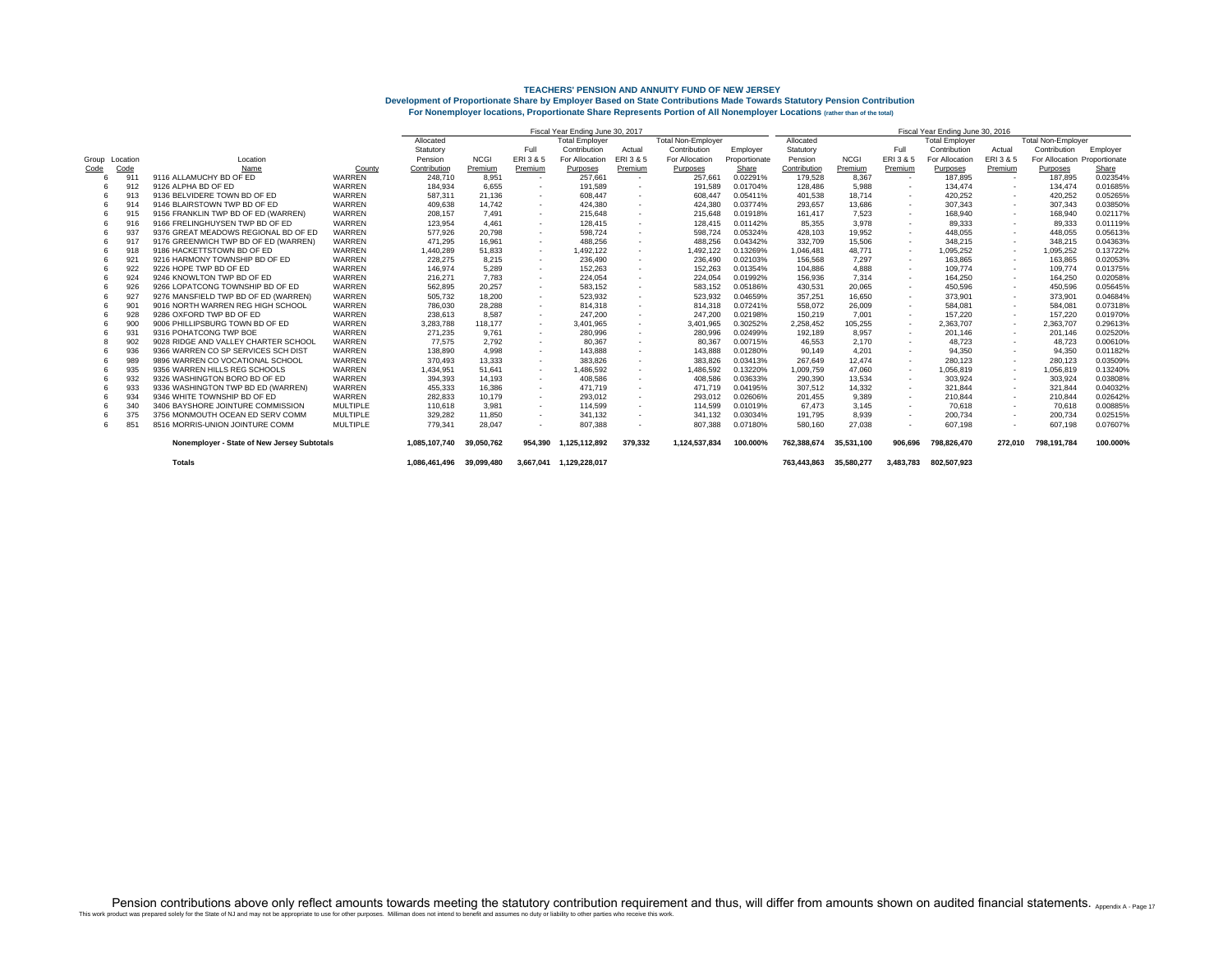# TEACHERS' PENSION AND ANNUITY FUND OF NEW JERSEY

**Development of Proportionate Share by Employer Based on State Contributions Made Towards Statutory Pension Contribution**

**For Nonemployer locations, Proportionate Share Represents Portion of All Nonemployer Locations (rather than of the total)**

| | | | | Fiscal Year Ending June 30, 2017 | | | | | | | | Fiscal Year Ending June 30, 2016 | | | | | | | |
|---|---|---|---|---|---|---|---|---|---|---|---|---|---|---|---|---|---|---|---|
| Group Code | Location Code | Location Name | County | Allocated Statutory Pension Contribution | NCGI Premium | Full ERI 3 & 5 Premium | Total Employer Contribution For Allocation Purposes | Actual ERI 3 & 5 Premium | Total Non-Employer Contribution For Allocation Purposes | Employer Proportionate Share | Allocated Statutory Pension Contribution | NCGI Premium | Full ERI 3 & 5 Premium | Total Employer Contribution For Allocation Purposes | Actual ERI 3 & 5 Premium | Total Non-Employer Contribution For Allocation Purposes | Employer Proportionate Share |
| 6 | 911 | 9116 ALLAMUCHY BD OF ED | WARREN | 248,710 | 8,951 | - | 257,661 | - | 257,661 | 0.02291% | 179,528 | 8,367 | - | 187,895 | - | 187,895 | 0.02354% |
| 6 | 912 | 9126 ALPHA BD OF ED | WARREN | 184,934 | 6,655 | - | 191,589 | - | 191,589 | 0.01704% | 128,486 | 5,988 | - | 134,474 | - | 134,474 | 0.01685% |
| 6 | 913 | 9136 BELVIDERE TOWN BD OF ED | WARREN | 587,311 | 21,136 | - | 608,447 | - | 608,447 | 0.05411% | 401,538 | 18,714 | - | 420,252 | - | 420,252 | 0.05265% |
| 6 | 914 | 9146 BLAIRSTOWN TWP BD OF ED | WARREN | 409,638 | 14,742 | - | 424,380 | - | 424,380 | 0.03774% | 293,657 | 13,686 | - | 307,343 | - | 307,343 | 0.03850% |
| 6 | 915 | 9156 FRANKLIN TWP BD OF ED (WARREN) | WARREN | 208,157 | 7,491 | - | 215,648 | - | 215,648 | 0.01918% | 161,417 | 7,523 | - | 168,940 | - | 168,940 | 0.02117% |
| 6 | 916 | 9166 FRELINGHUYSEN TWP BD OF ED | WARREN | 123,954 | 4,461 | - | 128,415 | - | 128,415 | 0.01142% | 85,355 | 3,978 | - | 89,333 | - | 89,333 | 0.01119% |
| 6 | 937 | 9376 GREAT MEADOWS REGIONAL BD OF ED | WARREN | 577,926 | 20,798 | - | 598,724 | - | 598,724 | 0.05324% | 428,103 | 19,952 | - | 448,055 | - | 448,055 | 0.05613% |
| 6 | 917 | 9176 GREENWICH TWP BD OF ED (WARREN) | WARREN | 471,295 | 16,961 | - | 488,256 | - | 488,256 | 0.04342% | 332,709 | 15,506 | - | 348,215 | - | 348,215 | 0.04363% |
| 6 | 918 | 9186 HACKETTSTOWN BD OF ED | WARREN | 1,440,289 | 51,833 | - | 1,492,122 | - | 1,492,122 | 0.13269% | 1,046,481 | 48,771 | - | 1,095,252 | - | 1,095,252 | 0.13722% |
| 6 | 921 | 9216 HARMONY TOWNSHIP BD OF ED | WARREN | 228,275 | 8,215 | - | 236,490 | - | 236,490 | 0.02103% | 156,568 | 7,297 | - | 163,865 | - | 163,865 | 0.02053% |
| 6 | 922 | 9226 HOPE TWP BD OF ED | WARREN | 146,974 | 5,289 | - | 152,263 | - | 152,263 | 0.01354% | 104,886 | 4,888 | - | 109,774 | - | 109,774 | 0.01375% |
| 6 | 924 | 9246 KNOWLTON TWP BD OF ED | WARREN | 216,271 | 7,783 | - | 224,054 | - | 224,054 | 0.01992% | 156,936 | 7,314 | - | 164,250 | - | 164,250 | 0.02058% |
| 6 | 926 | 9266 LOPATCONG TOWNSHIP BD OF ED | WARREN | 562,895 | 20,257 | - | 583,152 | - | 583,152 | 0.05186% | 430,531 | 20,065 | - | 450,596 | - | 450,596 | 0.05645% |
| 6 | 927 | 9276 MANSFIELD TWP BD OF ED (WARREN) | WARREN | 505,732 | 18,200 | - | 523,932 | - | 523,932 | 0.04659% | 357,251 | 16,650 | - | 373,901 | - | 373,901 | 0.04684% |
| 6 | 901 | 9016 NORTH WARREN REG HIGH SCHOOL | WARREN | 786,030 | 28,288 | - | 814,318 | - | 814,318 | 0.07241% | 558,072 | 26,009 | - | 584,081 | - | 584,081 | 0.07318% |
| 6 | 928 | 9286 OXFORD TWP BD OF ED | WARREN | 238,613 | 8,587 | - | 247,200 | - | 247,200 | 0.02198% | 150,219 | 7,001 | - | 157,220 | - | 157,220 | 0.01970% |
| 6 | 900 | 9006 PHILLIPSBURG TOWN BD OF ED | WARREN | 3,283,788 | 118,177 | - | 3,401,965 | - | 3,401,965 | 0.30252% | 2,258,452 | 105,255 | - | 2,363,707 | - | 2,363,707 | 0.29613% |
| 6 | 931 | 9316 POHATCONG TWP BOE | WARREN | 271,235 | 9,761 | - | 280,996 | - | 280,996 | 0.02499% | 192,189 | 8,957 | - | 201,146 | - | 201,146 | 0.02520% |
| 8 | 902 | 9028 RIDGE AND VALLEY CHARTER SCHOOL | WARREN | 77,575 | 2,792 | - | 80,367 | - | 80,367 | 0.00715% | 46,553 | 2,170 | - | 48,723 | - | 48,723 | 0.00610% |
| 6 | 936 | 9366 WARREN CO SP SERVICES SCH DIST | WARREN | 138,890 | 4,998 | - | 143,888 | - | 143,888 | 0.01280% | 90,149 | 4,201 | - | 94,350 | - | 94,350 | 0.01182% |
| 6 | 989 | 9896 WARREN CO VOCATIONAL SCHOOL | WARREN | 370,493 | 13,333 | - | 383,826 | - | 383,826 | 0.03413% | 267,649 | 12,474 | - | 280,123 | - | 280,123 | 0.03509% |
| 6 | 935 | 9356 WARREN HILLS REG SCHOOLS | WARREN | 1,434,951 | 51,641 | - | 1,486,592 | - | 1,486,592 | 0.13220% | 1,009,759 | 47,060 | - | 1,056,819 | - | 1,056,819 | 0.13240% |
| 6 | 932 | 9326 WASHINGTON BORO BD OF ED | WARREN | 394,393 | 14,193 | - | 408,586 | - | 408,586 | 0.03633% | 290,390 | 13,534 | - | 303,924 | - | 303,924 | 0.03808% |
| 6 | 933 | 9336 WASHINGTON TWP BD ED (WARREN) | WARREN | 455,333 | 16,386 | - | 471,719 | - | 471,719 | 0.04195% | 307,512 | 14,332 | - | 321,844 | - | 321,844 | 0.04032% |
| 6 | 934 | 9346 WHITE TOWNSHIP BD OF ED | WARREN | 282,833 | 10,179 | - | 293,012 | - | 293,012 | 0.02606% | 201,455 | 9,389 | - | 210,844 | - | 210,844 | 0.02642% |
| 6 | 340 | 3406 BAYSHORE JOINTURE COMMISSION | MULTIPLE | 110,618 | 3,981 | - | 114,599 | - | 114,599 | 0.01019% | 67,473 | 3,145 | - | 70,618 | - | 70,618 | 0.00885% |
| 6 | 375 | 3756 MONMOUTH OCEAN ED SERV COMM | MULTIPLE | 329,282 | 11,850 | - | 341,132 | - | 341,132 | 0.03034% | 191,795 | 8,939 | - | 200,734 | - | 200,734 | 0.02515% |
| 6 | 851 | 8516 MORRIS-UNION JOINTURE COMM | MULTIPLE | 779,341 | 28,047 | - | 807,388 | - | 807,388 | 0.07180% | 580,160 | 27,038 | - | 607,198 | - | 607,198 | 0.07607% |
| | | **Nonemployer - State of New Jersey Subtotals** | | **1,085,107,740** | **39,050,762** | **954,390** | **1,125,112,892** | **379,332** | **1,124,537,834** | **100.000%** | **762,388,674** | **35,531,100** | **906,696** | **798,826,470** | **272,010** | **798,191,784** | **100.000%** |
| | | **Totals** | | **1,086,461,496** | **39,099,480** | **3,667,041** | **1,129,228,017** | | | | **763,443,863** | **35,580,277** | **3,483,783** | **802,507,923** | | | |

Pension contributions above only reflect amounts towards meeting the statutory contribution requirement and thus, will differ from amounts shown on audited financial statements.

This work product was prepared solely for the State of NJ and may not be appropriate to use for other purposes. Milliman does not intend to benefit and assumes no duty or liability to other parties who receive this work.